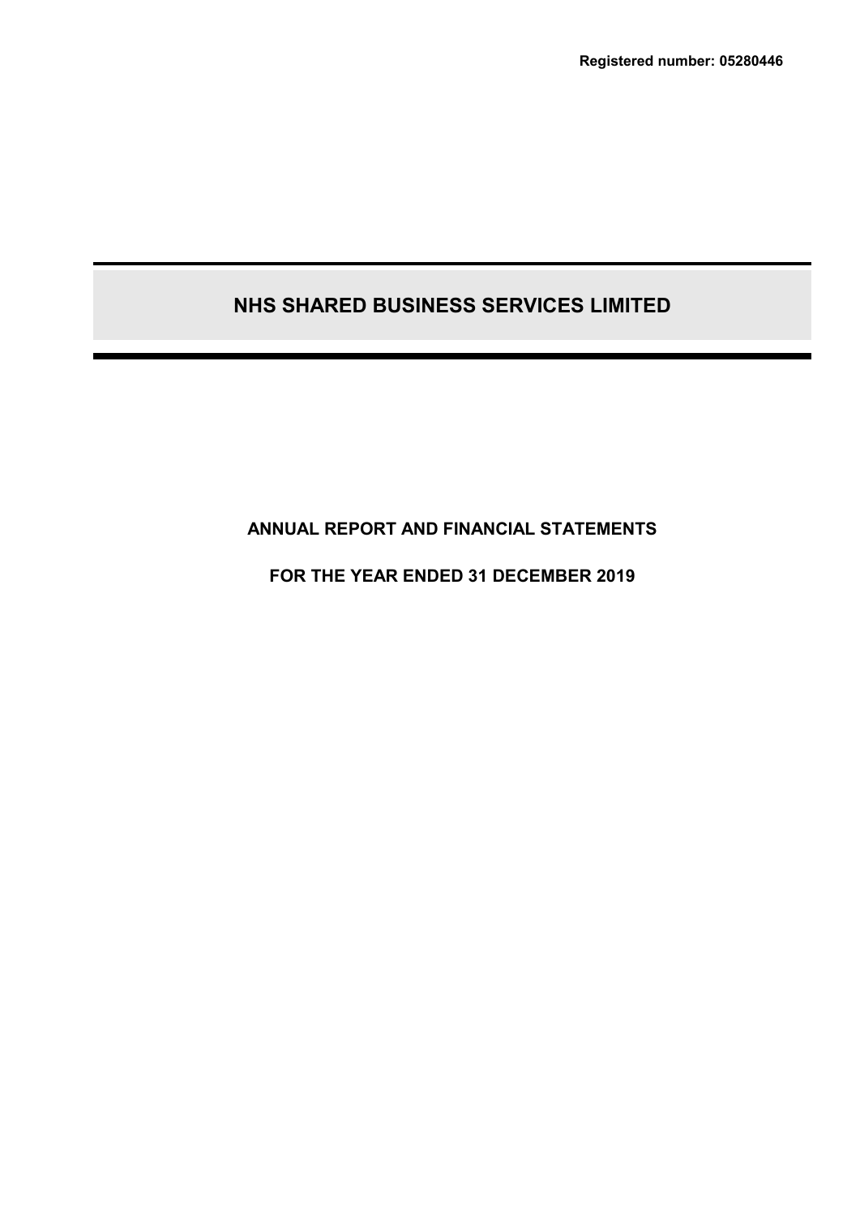**Registered number: 05280446**

# NHS SHARED BUSINESS SERVICES LIMITED

## ANNUAL REPORT AND FINANCIAL STATEMENTS

## FOR THE YEAR ENDED 31 DECEMBER 2019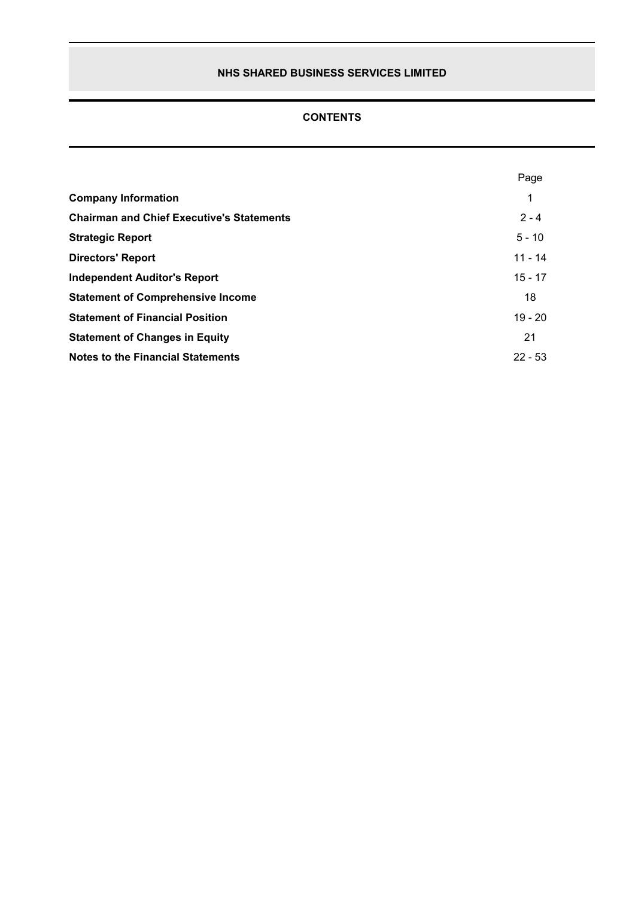# NHS SHARED BUSINESS SERVICES LIMITED

## CONTENTS

| | Page |
|---|---|
| **Company Information** | 1 |
| **Chairman and Chief Executive's Statements** | 2 - 4 |
| **Strategic Report** | 5 - 10 |
| **Directors' Report** | 11 - 14 |
| **Independent Auditor's Report** | 15 - 17 |
| **Statement of Comprehensive Income** | 18 |
| **Statement of Financial Position** | 19 - 20 |
| **Statement of Changes in Equity** | 21 |
| **Notes to the Financial Statements** | 22 - 53 |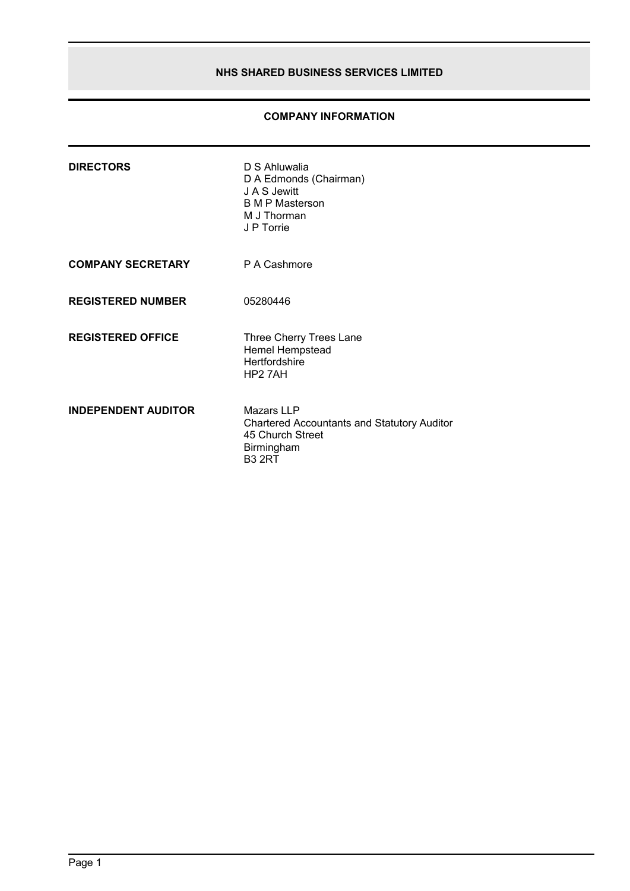# NHS SHARED BUSINESS SERVICES LIMITED

## COMPANY INFORMATION

**DIRECTORS**

D S Ahluwalia
D A Edmonds (Chairman)
J A S Jewitt
B M P Masterson
M J Thorman
J P Torrie

**COMPANY SECRETARY**

P A Cashmore

**REGISTERED NUMBER**

05280446

**REGISTERED OFFICE**

Three Cherry Trees Lane
Hemel Hempstead
Hertfordshire
HP2 7AH

**INDEPENDENT AUDITOR**

Mazars LLP
Chartered Accountants and Statutory Auditor
45 Church Street
Birmingham
B3 2RT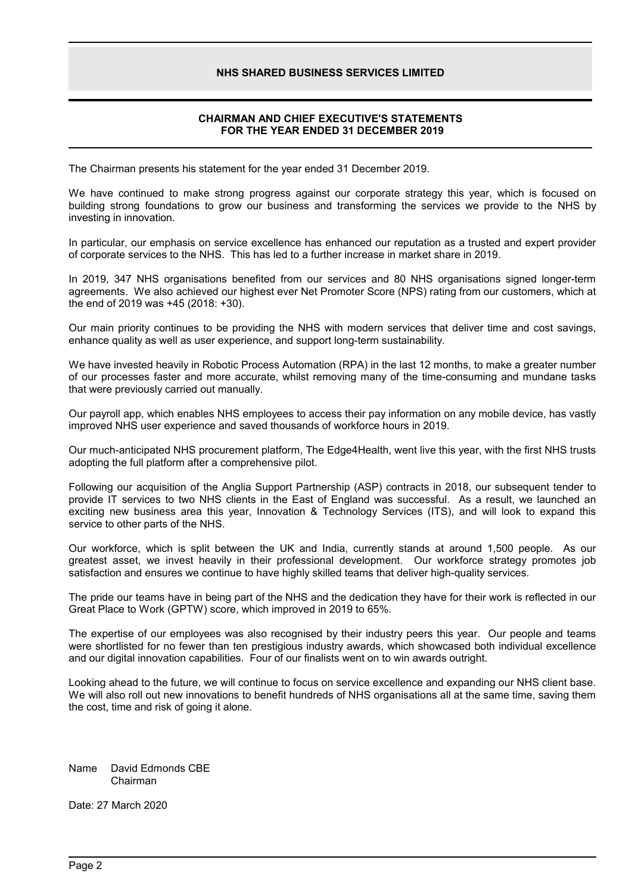# NHS SHARED BUSINESS SERVICES LIMITED

## CHAIRMAN AND CHIEF EXECUTIVE'S STATEMENTS FOR THE YEAR ENDED 31 DECEMBER 2019

The Chairman presents his statement for the year ended 31 December 2019.

We have continued to make strong progress against our corporate strategy this year, which is focused on building strong foundations to grow our business and transforming the services we provide to the NHS by investing in innovation.

In particular, our emphasis on service excellence has enhanced our reputation as a trusted and expert provider of corporate services to the NHS. This has led to a further increase in market share in 2019.

In 2019, 347 NHS organisations benefited from our services and 80 NHS organisations signed longer-term agreements. We also achieved our highest ever Net Promoter Score (NPS) rating from our customers, which at the end of 2019 was +45 (2018: +30).

Our main priority continues to be providing the NHS with modern services that deliver time and cost savings, enhance quality as well as user experience, and support long-term sustainability.

We have invested heavily in Robotic Process Automation (RPA) in the last 12 months, to make a greater number of our processes faster and more accurate, whilst removing many of the time-consuming and mundane tasks that were previously carried out manually.

Our payroll app, which enables NHS employees to access their pay information on any mobile device, has vastly improved NHS user experience and saved thousands of workforce hours in 2019.

Our much-anticipated NHS procurement platform, The Edge4Health, went live this year, with the first NHS trusts adopting the full platform after a comprehensive pilot.

Following our acquisition of the Anglia Support Partnership (ASP) contracts in 2018, our subsequent tender to provide IT services to two NHS clients in the East of England was successful. As a result, we launched an exciting new business area this year, Innovation & Technology Services (ITS), and will look to expand this service to other parts of the NHS.

Our workforce, which is split between the UK and India, currently stands at around 1,500 people. As our greatest asset, we invest heavily in their professional development. Our workforce strategy promotes job satisfaction and ensures we continue to have highly skilled teams that deliver high-quality services.

The pride our teams have in being part of the NHS and the dedication they have for their work is reflected in our Great Place to Work (GPTW) score, which improved in 2019 to 65%.

The expertise of our employees was also recognised by their industry peers this year. Our people and teams were shortlisted for no fewer than ten prestigious industry awards, which showcased both individual excellence and our digital innovation capabilities. Four of our finalists went on to win awards outright.

Looking ahead to the future, we will continue to focus on service excellence and expanding our NHS client base. We will also roll out new innovations to benefit hundreds of NHS organisations all at the same time, saving them the cost, time and risk of going it alone.

Name David Edmonds CBE
Chairman

Date: 27 March 2020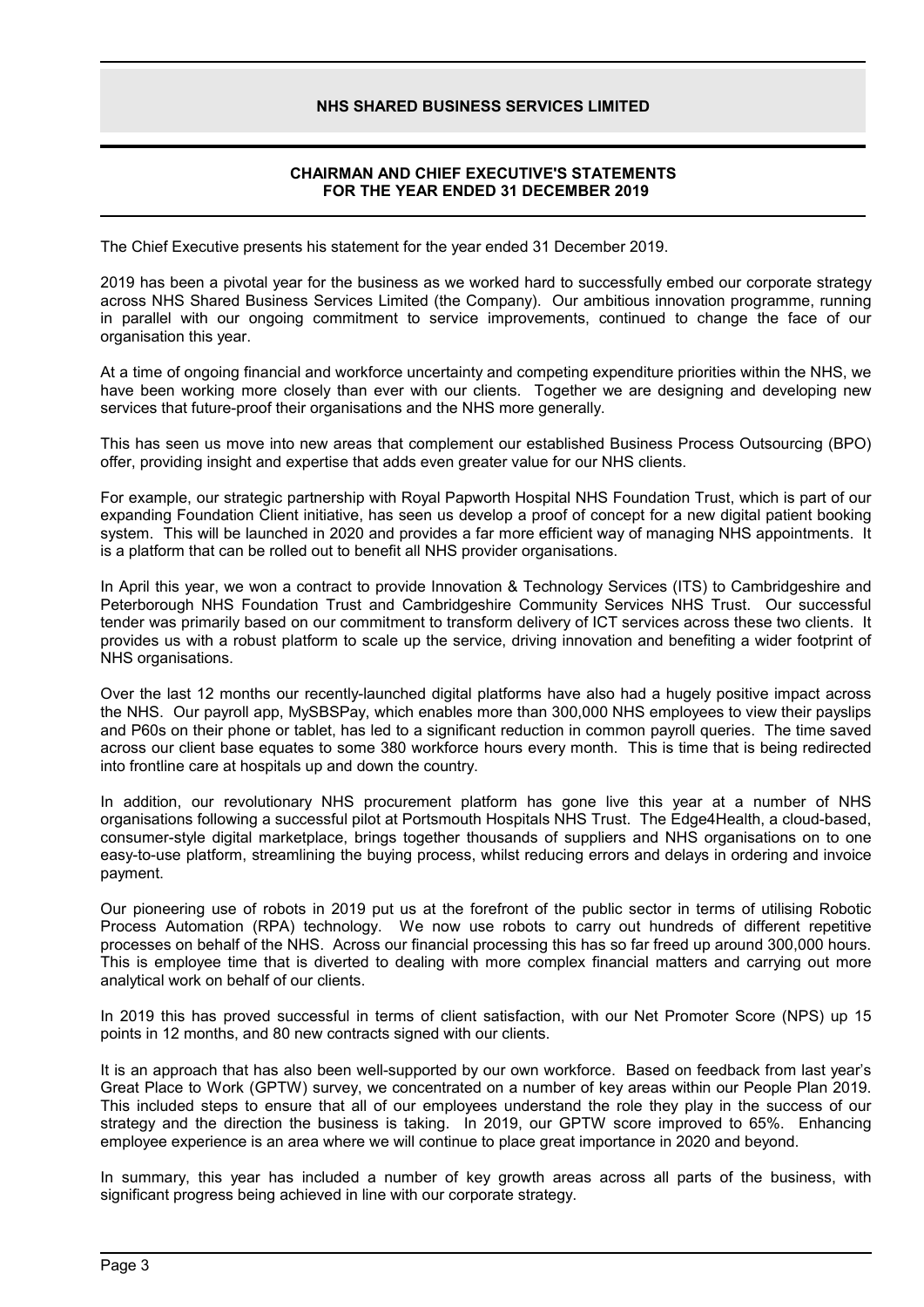## CHAIRMAN AND CHIEF EXECUTIVE'S STATEMENTS FOR THE YEAR ENDED 31 DECEMBER 2019

The Chief Executive presents his statement for the year ended 31 December 2019.

2019 has been a pivotal year for the business as we worked hard to successfully embed our corporate strategy across NHS Shared Business Services Limited (the Company). Our ambitious innovation programme, running in parallel with our ongoing commitment to service improvements, continued to change the face of our organisation this year.

At a time of ongoing financial and workforce uncertainty and competing expenditure priorities within the NHS, we have been working more closely than ever with our clients. Together we are designing and developing new services that future-proof their organisations and the NHS more generally.

This has seen us move into new areas that complement our established Business Process Outsourcing (BPO) offer, providing insight and expertise that adds even greater value for our NHS clients.

For example, our strategic partnership with Royal Papworth Hospital NHS Foundation Trust, which is part of our expanding Foundation Client initiative, has seen us develop a proof of concept for a new digital patient booking system. This will be launched in 2020 and provides a far more efficient way of managing NHS appointments. It is a platform that can be rolled out to benefit all NHS provider organisations.

In April this year, we won a contract to provide Innovation & Technology Services (ITS) to Cambridgeshire and Peterborough NHS Foundation Trust and Cambridgeshire Community Services NHS Trust. Our successful tender was primarily based on our commitment to transform delivery of ICT services across these two clients. It provides us with a robust platform to scale up the service, driving innovation and benefiting a wider footprint of NHS organisations.

Over the last 12 months our recently-launched digital platforms have also had a hugely positive impact across the NHS. Our payroll app, MySBSPay, which enables more than 300,000 NHS employees to view their payslips and P60s on their phone or tablet, has led to a significant reduction in common payroll queries. The time saved across our client base equates to some 380 workforce hours every month. This is time that is being redirected into frontline care at hospitals up and down the country.

In addition, our revolutionary NHS procurement platform has gone live this year at a number of NHS organisations following a successful pilot at Portsmouth Hospitals NHS Trust. The Edge4Health, a cloud-based, consumer-style digital marketplace, brings together thousands of suppliers and NHS organisations on to one easy-to-use platform, streamlining the buying process, whilst reducing errors and delays in ordering and invoice payment.

Our pioneering use of robots in 2019 put us at the forefront of the public sector in terms of utilising Robotic Process Automation (RPA) technology. We now use robots to carry out hundreds of different repetitive processes on behalf of the NHS. Across our financial processing this has so far freed up around 300,000 hours. This is employee time that is diverted to dealing with more complex financial matters and carrying out more analytical work on behalf of our clients.

In 2019 this has proved successful in terms of client satisfaction, with our Net Promoter Score (NPS) up 15 points in 12 months, and 80 new contracts signed with our clients.

It is an approach that has also been well-supported by our own workforce. Based on feedback from last year's Great Place to Work (GPTW) survey, we concentrated on a number of key areas within our People Plan 2019. This included steps to ensure that all of our employees understand the role they play in the success of our strategy and the direction the business is taking. In 2019, our GPTW score improved to 65%. Enhancing employee experience is an area where we will continue to place great importance in 2020 and beyond.

In summary, this year has included a number of key growth areas across all parts of the business, with significant progress being achieved in line with our corporate strategy.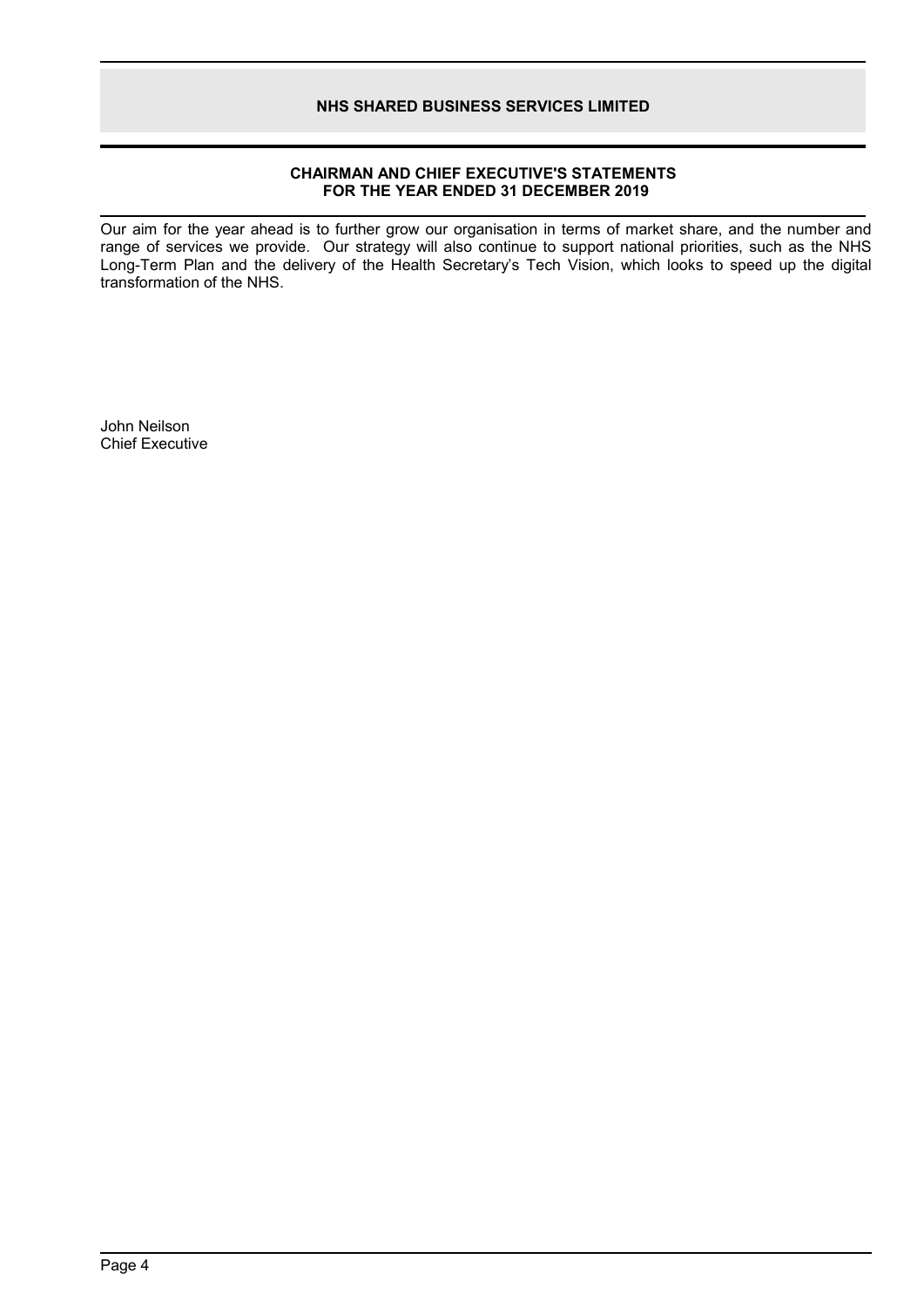# NHS SHARED BUSINESS SERVICES LIMITED

## CHAIRMAN AND CHIEF EXECUTIVE'S STATEMENTS FOR THE YEAR ENDED 31 DECEMBER 2019

Our aim for the year ahead is to further grow our organisation in terms of market share, and the number and range of services we provide. Our strategy will also continue to support national priorities, such as the NHS Long-Term Plan and the delivery of the Health Secretary's Tech Vision, which looks to speed up the digital transformation of the NHS.

John Neilson
Chief Executive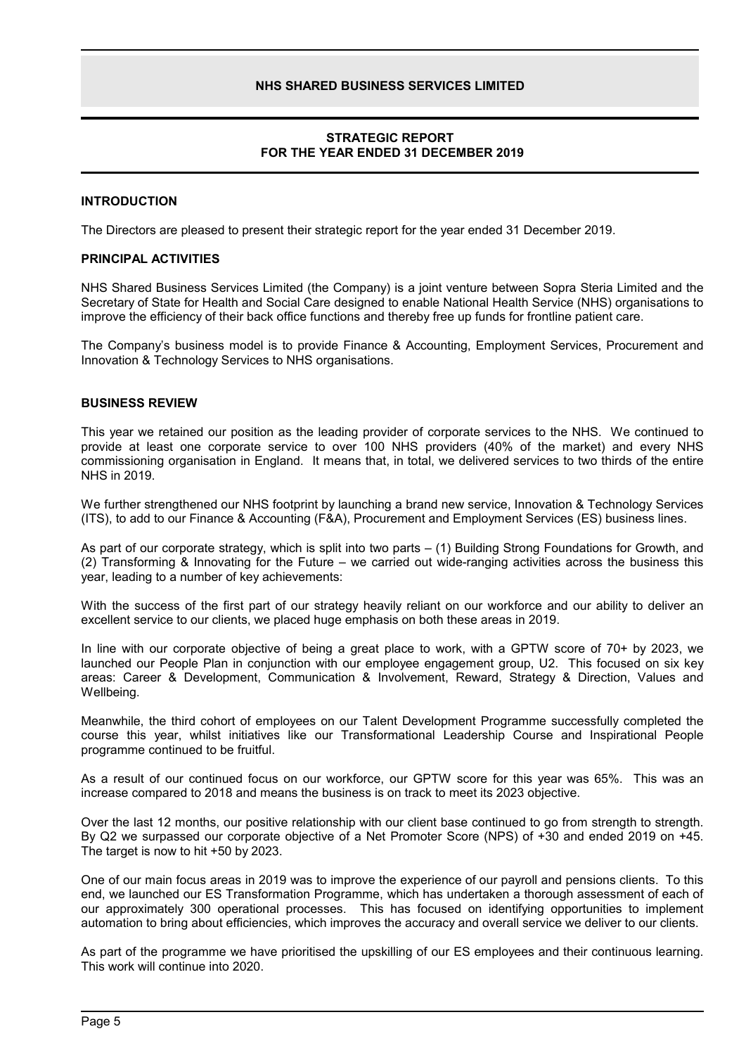# NHS SHARED BUSINESS SERVICES LIMITED

## STRATEGIC REPORT
## FOR THE YEAR ENDED 31 DECEMBER 2019

### INTRODUCTION

The Directors are pleased to present their strategic report for the year ended 31 December 2019.

### PRINCIPAL ACTIVITIES

NHS Shared Business Services Limited (the Company) is a joint venture between Sopra Steria Limited and the Secretary of State for Health and Social Care designed to enable National Health Service (NHS) organisations to improve the efficiency of their back office functions and thereby free up funds for frontline patient care.

The Company's business model is to provide Finance & Accounting, Employment Services, Procurement and Innovation & Technology Services to NHS organisations.

### BUSINESS REVIEW

This year we retained our position as the leading provider of corporate services to the NHS. We continued to provide at least one corporate service to over 100 NHS providers (40% of the market) and every NHS commissioning organisation in England. It means that, in total, we delivered services to two thirds of the entire NHS in 2019.

We further strengthened our NHS footprint by launching a brand new service, Innovation & Technology Services (ITS), to add to our Finance & Accounting (F&A), Procurement and Employment Services (ES) business lines.

As part of our corporate strategy, which is split into two parts – (1) Building Strong Foundations for Growth, and (2) Transforming & Innovating for the Future – we carried out wide-ranging activities across the business this year, leading to a number of key achievements:

With the success of the first part of our strategy heavily reliant on our workforce and our ability to deliver an excellent service to our clients, we placed huge emphasis on both these areas in 2019.

In line with our corporate objective of being a great place to work, with a GPTW score of 70+ by 2023, we launched our People Plan in conjunction with our employee engagement group, U2. This focused on six key areas: Career & Development, Communication & Involvement, Reward, Strategy & Direction, Values and Wellbeing.

Meanwhile, the third cohort of employees on our Talent Development Programme successfully completed the course this year, whilst initiatives like our Transformational Leadership Course and Inspirational People programme continued to be fruitful.

As a result of our continued focus on our workforce, our GPTW score for this year was 65%. This was an increase compared to 2018 and means the business is on track to meet its 2023 objective.

Over the last 12 months, our positive relationship with our client base continued to go from strength to strength. By Q2 we surpassed our corporate objective of a Net Promoter Score (NPS) of +30 and ended 2019 on +45. The target is now to hit +50 by 2023.

One of our main focus areas in 2019 was to improve the experience of our payroll and pensions clients. To this end, we launched our ES Transformation Programme, which has undertaken a thorough assessment of each of our approximately 300 operational processes. This has focused on identifying opportunities to implement automation to bring about efficiencies, which improves the accuracy and overall service we deliver to our clients.

As part of the programme we have prioritised the upskilling of our ES employees and their continuous learning. This work will continue into 2020.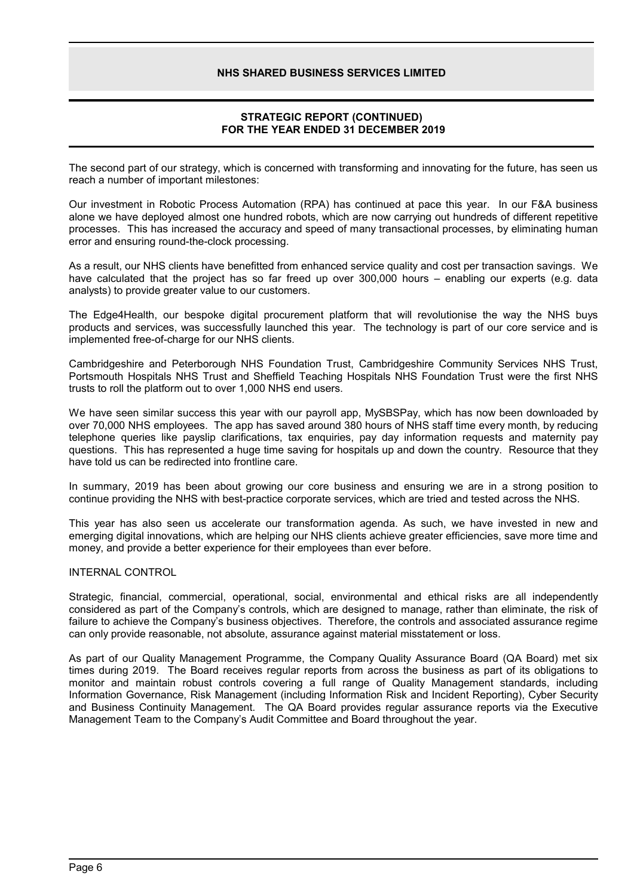The second part of our strategy, which is concerned with transforming and innovating for the future, has seen us reach a number of important milestones:

Our investment in Robotic Process Automation (RPA) has continued at pace this year. In our F&A business alone we have deployed almost one hundred robots, which are now carrying out hundreds of different repetitive processes. This has increased the accuracy and speed of many transactional processes, by eliminating human error and ensuring round-the-clock processing.

As a result, our NHS clients have benefitted from enhanced service quality and cost per transaction savings. We have calculated that the project has so far freed up over 300,000 hours – enabling our experts (e.g. data analysts) to provide greater value to our customers.

The Edge4Health, our bespoke digital procurement platform that will revolutionise the way the NHS buys products and services, was successfully launched this year. The technology is part of our core service and is implemented free-of-charge for our NHS clients.

Cambridgeshire and Peterborough NHS Foundation Trust, Cambridgeshire Community Services NHS Trust, Portsmouth Hospitals NHS Trust and Sheffield Teaching Hospitals NHS Foundation Trust were the first NHS trusts to roll the platform out to over 1,000 NHS end users.

We have seen similar success this year with our payroll app, MySBSPay, which has now been downloaded by over 70,000 NHS employees. The app has saved around 380 hours of NHS staff time every month, by reducing telephone queries like payslip clarifications, tax enquiries, pay day information requests and maternity pay questions. This has represented a huge time saving for hospitals up and down the country. Resource that they have told us can be redirected into frontline care.

In summary, 2019 has been about growing our core business and ensuring we are in a strong position to continue providing the NHS with best-practice corporate services, which are tried and tested across the NHS.

This year has also seen us accelerate our transformation agenda. As such, we have invested in new and emerging digital innovations, which are helping our NHS clients achieve greater efficiencies, save more time and money, and provide a better experience for their employees than ever before.

## INTERNAL CONTROL

Strategic, financial, commercial, operational, social, environmental and ethical risks are all independently considered as part of the Company's controls, which are designed to manage, rather than eliminate, the risk of failure to achieve the Company's business objectives. Therefore, the controls and associated assurance regime can only provide reasonable, not absolute, assurance against material misstatement or loss.

As part of our Quality Management Programme, the Company Quality Assurance Board (QA Board) met six times during 2019. The Board receives regular reports from across the business as part of its obligations to monitor and maintain robust controls covering a full range of Quality Management standards, including Information Governance, Risk Management (including Information Risk and Incident Reporting), Cyber Security and Business Continuity Management. The QA Board provides regular assurance reports via the Executive Management Team to the Company's Audit Committee and Board throughout the year.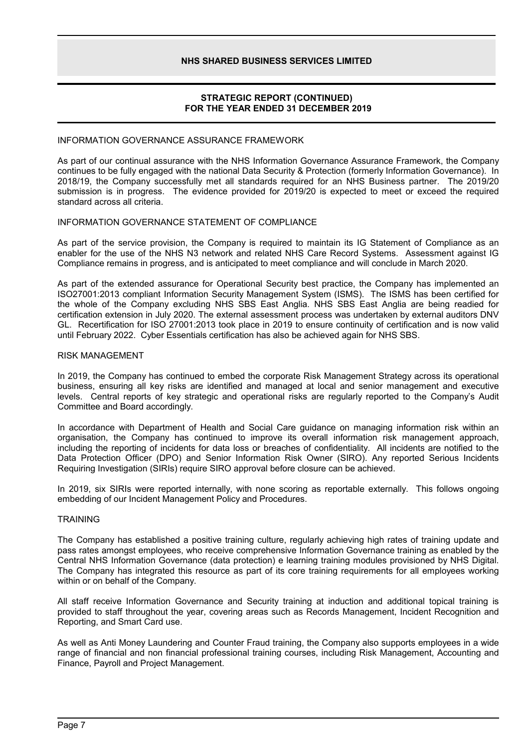## INFORMATION GOVERNANCE ASSURANCE FRAMEWORK

As part of our continual assurance with the NHS Information Governance Assurance Framework, the Company continues to be fully engaged with the national Data Security & Protection (formerly Information Governance). In 2018/19, the Company successfully met all standards required for an NHS Business partner. The 2019/20 submission is in progress. The evidence provided for 2019/20 is expected to meet or exceed the required standard across all criteria.

## INFORMATION GOVERNANCE STATEMENT OF COMPLIANCE

As part of the service provision, the Company is required to maintain its IG Statement of Compliance as an enabler for the use of the NHS N3 network and related NHS Care Record Systems. Assessment against IG Compliance remains in progress, and is anticipated to meet compliance and will conclude in March 2020.

As part of the extended assurance for Operational Security best practice, the Company has implemented an ISO27001:2013 compliant Information Security Management System (ISMS). The ISMS has been certified for the whole of the Company excluding NHS SBS East Anglia. NHS SBS East Anglia are being readied for certification extension in July 2020. The external assessment process was undertaken by external auditors DNV GL. Recertification for ISO 27001:2013 took place in 2019 to ensure continuity of certification and is now valid until February 2022. Cyber Essentials certification has also be achieved again for NHS SBS.

## RISK MANAGEMENT

In 2019, the Company has continued to embed the corporate Risk Management Strategy across its operational business, ensuring all key risks are identified and managed at local and senior management and executive levels. Central reports of key strategic and operational risks are regularly reported to the Company's Audit Committee and Board accordingly.

In accordance with Department of Health and Social Care guidance on managing information risk within an organisation, the Company has continued to improve its overall information risk management approach, including the reporting of incidents for data loss or breaches of confidentiality. All incidents are notified to the Data Protection Officer (DPO) and Senior Information Risk Owner (SIRO). Any reported Serious Incidents Requiring Investigation (SIRIs) require SIRO approval before closure can be achieved.

In 2019, six SIRIs were reported internally, with none scoring as reportable externally. This follows ongoing embedding of our Incident Management Policy and Procedures.

## TRAINING

The Company has established a positive training culture, regularly achieving high rates of training update and pass rates amongst employees, who receive comprehensive Information Governance training as enabled by the Central NHS Information Governance (data protection) e learning training modules provisioned by NHS Digital. The Company has integrated this resource as part of its core training requirements for all employees working within or on behalf of the Company.

All staff receive Information Governance and Security training at induction and additional topical training is provided to staff throughout the year, covering areas such as Records Management, Incident Recognition and Reporting, and Smart Card use.

As well as Anti Money Laundering and Counter Fraud training, the Company also supports employees in a wide range of financial and non financial professional training courses, including Risk Management, Accounting and Finance, Payroll and Project Management.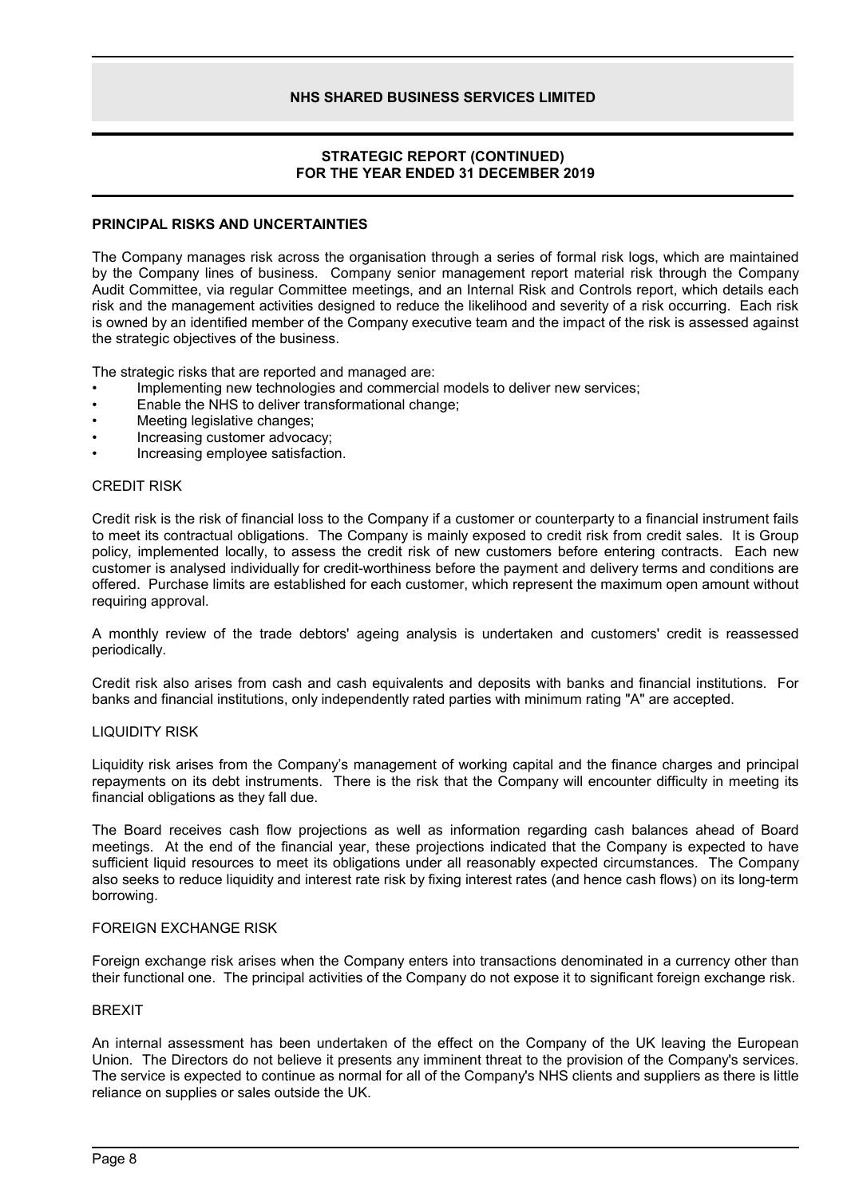## PRINCIPAL RISKS AND UNCERTAINTIES

The Company manages risk across the organisation through a series of formal risk logs, which are maintained by the Company lines of business. Company senior management report material risk through the Company Audit Committee, via regular Committee meetings, and an Internal Risk and Controls report, which details each risk and the management activities designed to reduce the likelihood and severity of a risk occurring. Each risk is owned by an identified member of the Company executive team and the impact of the risk is assessed against the strategic objectives of the business.

The strategic risks that are reported and managed are:

- Implementing new technologies and commercial models to deliver new services;
- Enable the NHS to deliver transformational change;
- Meeting legislative changes;
- Increasing customer advocacy;
- Increasing employee satisfaction.

### CREDIT RISK

Credit risk is the risk of financial loss to the Company if a customer or counterparty to a financial instrument fails to meet its contractual obligations. The Company is mainly exposed to credit risk from credit sales. It is Group policy, implemented locally, to assess the credit risk of new customers before entering contracts. Each new customer is analysed individually for credit-worthiness before the payment and delivery terms and conditions are offered. Purchase limits are established for each customer, which represent the maximum open amount without requiring approval.

A monthly review of the trade debtors' ageing analysis is undertaken and customers' credit is reassessed periodically.

Credit risk also arises from cash and cash equivalents and deposits with banks and financial institutions. For banks and financial institutions, only independently rated parties with minimum rating "A" are accepted.

### LIQUIDITY RISK

Liquidity risk arises from the Company's management of working capital and the finance charges and principal repayments on its debt instruments. There is the risk that the Company will encounter difficulty in meeting its financial obligations as they fall due.

The Board receives cash flow projections as well as information regarding cash balances ahead of Board meetings. At the end of the financial year, these projections indicated that the Company is expected to have sufficient liquid resources to meet its obligations under all reasonably expected circumstances. The Company also seeks to reduce liquidity and interest rate risk by fixing interest rates (and hence cash flows) on its long-term borrowing.

### FOREIGN EXCHANGE RISK

Foreign exchange risk arises when the Company enters into transactions denominated in a currency other than their functional one. The principal activities of the Company do not expose it to significant foreign exchange risk.

### BREXIT

An internal assessment has been undertaken of the effect on the Company of the UK leaving the European Union. The Directors do not believe it presents any imminent threat to the provision of the Company's services. The service is expected to continue as normal for all of the Company's NHS clients and suppliers as there is little reliance on supplies or sales outside the UK.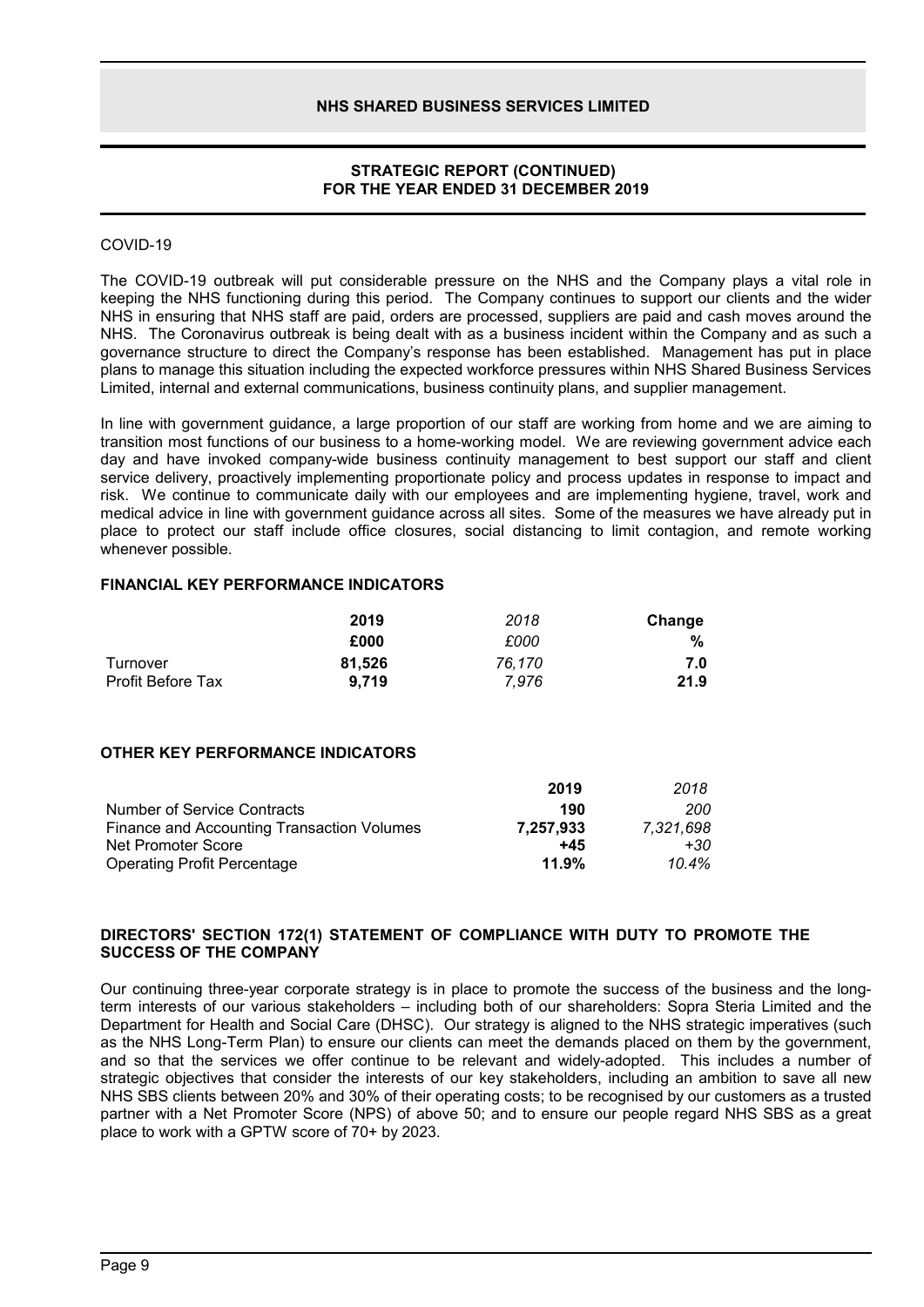COVID-19

The COVID-19 outbreak will put considerable pressure on the NHS and the Company plays a vital role in keeping the NHS functioning during this period. The Company continues to support our clients and the wider NHS in ensuring that NHS staff are paid, orders are processed, suppliers are paid and cash moves around the NHS. The Coronavirus outbreak is being dealt with as a business incident within the Company and as such a governance structure to direct the Company's response has been established. Management has put in place plans to manage this situation including the expected workforce pressures within NHS Shared Business Services Limited, internal and external communications, business continuity plans, and supplier management.

In line with government guidance, a large proportion of our staff are working from home and we are aiming to transition most functions of our business to a home-working model. We are reviewing government advice each day and have invoked company-wide business continuity management to best support our staff and client service delivery, proactively implementing proportionate policy and process updates in response to impact and risk. We continue to communicate daily with our employees and are implementing hygiene, travel, work and medical advice in line with government guidance across all sites. Some of the measures we have already put in place to protect our staff include office closures, social distancing to limit contagion, and remote working whenever possible.

## FINANCIAL KEY PERFORMANCE INDICATORS

| | **2019** | *2018* | **Change** |
|---|---|---|---|
| | **£000** | *£000* | **%** |
| Turnover | **81,526** | *76,170* | **7.0** |
| Profit Before Tax | **9,719** | *7,976* | **21.9** |

## OTHER KEY PERFORMANCE INDICATORS

| | **2019** | *2018* |
|---|---|---|
| Number of Service Contracts | **190** | *200* |
| Finance and Accounting Transaction Volumes | **7,257,933** | *7,321,698* |
| Net Promoter Score | **+45** | *+30* |
| Operating Profit Percentage | **11.9%** | *10.4%* |

## DIRECTORS' SECTION 172(1) STATEMENT OF COMPLIANCE WITH DUTY TO PROMOTE THE SUCCESS OF THE COMPANY

Our continuing three-year corporate strategy is in place to promote the success of the business and the long-term interests of our various stakeholders – including both of our shareholders: Sopra Steria Limited and the Department for Health and Social Care (DHSC). Our strategy is aligned to the NHS strategic imperatives (such as the NHS Long-Term Plan) to ensure our clients can meet the demands placed on them by the government, and so that the services we offer continue to be relevant and widely-adopted. This includes a number of strategic objectives that consider the interests of our key stakeholders, including an ambition to save all new NHS SBS clients between 20% and 30% of their operating costs; to be recognised by our customers as a trusted partner with a Net Promoter Score (NPS) of above 50; and to ensure our people regard NHS SBS as a great place to work with a GPTW score of 70+ by 2023.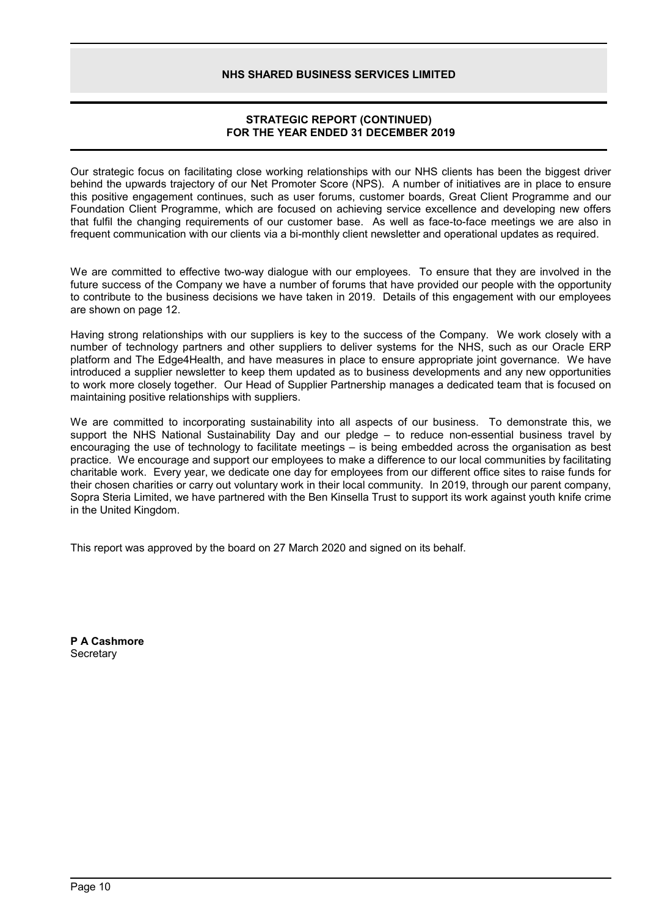## STRATEGIC REPORT (CONTINUED)
## FOR THE YEAR ENDED 31 DECEMBER 2019

Our strategic focus on facilitating close working relationships with our NHS clients has been the biggest driver behind the upwards trajectory of our Net Promoter Score (NPS). A number of initiatives are in place to ensure this positive engagement continues, such as user forums, customer boards, Great Client Programme and our Foundation Client Programme, which are focused on achieving service excellence and developing new offers that fulfil the changing requirements of our customer base. As well as face-to-face meetings we are also in frequent communication with our clients via a bi-monthly client newsletter and operational updates as required.

We are committed to effective two-way dialogue with our employees. To ensure that they are involved in the future success of the Company we have a number of forums that have provided our people with the opportunity to contribute to the business decisions we have taken in 2019. Details of this engagement with our employees are shown on page 12.

Having strong relationships with our suppliers is key to the success of the Company. We work closely with a number of technology partners and other suppliers to deliver systems for the NHS, such as our Oracle ERP platform and The Edge4Health, and have measures in place to ensure appropriate joint governance. We have introduced a supplier newsletter to keep them updated as to business developments and any new opportunities to work more closely together. Our Head of Supplier Partnership manages a dedicated team that is focused on maintaining positive relationships with suppliers.

We are committed to incorporating sustainability into all aspects of our business. To demonstrate this, we support the NHS National Sustainability Day and our pledge – to reduce non-essential business travel by encouraging the use of technology to facilitate meetings – is being embedded across the organisation as best practice. We encourage and support our employees to make a difference to our local communities by facilitating charitable work. Every year, we dedicate one day for employees from our different office sites to raise funds for their chosen charities or carry out voluntary work in their local community. In 2019, through our parent company, Sopra Steria Limited, we have partnered with the Ben Kinsella Trust to support its work against youth knife crime in the United Kingdom.

This report was approved by the board on 27 March 2020 and signed on its behalf.

**P A Cashmore**
Secretary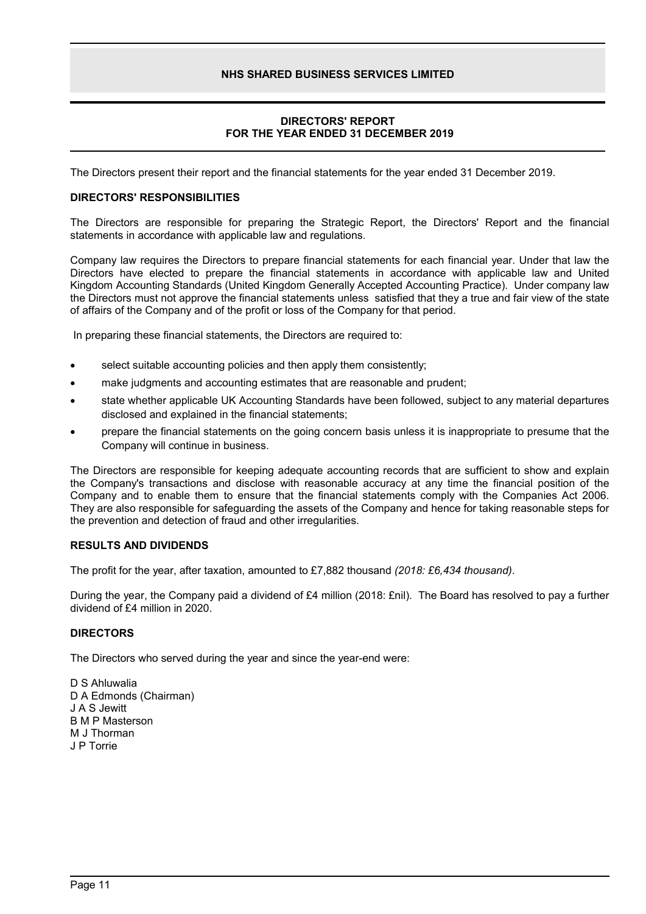# NHS SHARED BUSINESS SERVICES LIMITED

## DIRECTORS' REPORT
## FOR THE YEAR ENDED 31 DECEMBER 2019

The Directors present their report and the financial statements for the year ended 31 December 2019.

### DIRECTORS' RESPONSIBILITIES

The Directors are responsible for preparing the Strategic Report, the Directors' Report and the financial statements in accordance with applicable law and regulations.

Company law requires the Directors to prepare financial statements for each financial year. Under that law the Directors have elected to prepare the financial statements in accordance with applicable law and United Kingdom Accounting Standards (United Kingdom Generally Accepted Accounting Practice). Under company law the Directors must not approve the financial statements unless satisfied that they a true and fair view of the state of affairs of the Company and of the profit or loss of the Company for that period.

In preparing these financial statements, the Directors are required to:

- select suitable accounting policies and then apply them consistently;
- make judgments and accounting estimates that are reasonable and prudent;
- state whether applicable UK Accounting Standards have been followed, subject to any material departures disclosed and explained in the financial statements;
- prepare the financial statements on the going concern basis unless it is inappropriate to presume that the Company will continue in business.

The Directors are responsible for keeping adequate accounting records that are sufficient to show and explain the Company's transactions and disclose with reasonable accuracy at any time the financial position of the Company and to enable them to ensure that the financial statements comply with the Companies Act 2006. They are also responsible for safeguarding the assets of the Company and hence for taking reasonable steps for the prevention and detection of fraud and other irregularities.

### RESULTS AND DIVIDENDS

The profit for the year, after taxation, amounted to £7,882 thousand *(2018: £6,434 thousand)*.

During the year, the Company paid a dividend of £4 million (2018: £nil). The Board has resolved to pay a further dividend of £4 million in 2020.

### DIRECTORS

The Directors who served during the year and since the year-end were:

D S Ahluwalia
D A Edmonds (Chairman)
J A S Jewitt
B M P Masterson
M J Thorman
J P Torrie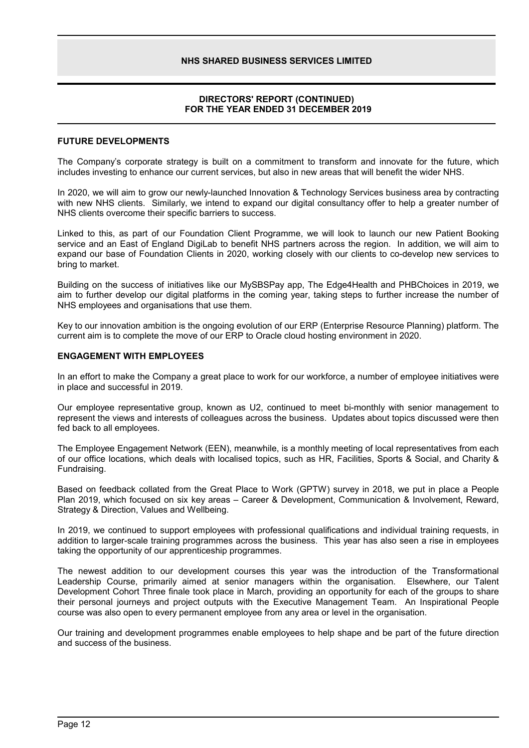## DIRECTORS' REPORT (CONTINUED)
## FOR THE YEAR ENDED 31 DECEMBER 2019

### FUTURE DEVELOPMENTS

The Company's corporate strategy is built on a commitment to transform and innovate for the future, which includes investing to enhance our current services, but also in new areas that will benefit the wider NHS.

In 2020, we will aim to grow our newly-launched Innovation & Technology Services business area by contracting with new NHS clients. Similarly, we intend to expand our digital consultancy offer to help a greater number of NHS clients overcome their specific barriers to success.

Linked to this, as part of our Foundation Client Programme, we will look to launch our new Patient Booking service and an East of England DigiLab to benefit NHS partners across the region. In addition, we will aim to expand our base of Foundation Clients in 2020, working closely with our clients to co-develop new services to bring to market.

Building on the success of initiatives like our MySBSPay app, The Edge4Health and PHBChoices in 2019, we aim to further develop our digital platforms in the coming year, taking steps to further increase the number of NHS employees and organisations that use them.

Key to our innovation ambition is the ongoing evolution of our ERP (Enterprise Resource Planning) platform. The current aim is to complete the move of our ERP to Oracle cloud hosting environment in 2020.

### ENGAGEMENT WITH EMPLOYEES

In an effort to make the Company a great place to work for our workforce, a number of employee initiatives were in place and successful in 2019.

Our employee representative group, known as U2, continued to meet bi-monthly with senior management to represent the views and interests of colleagues across the business. Updates about topics discussed were then fed back to all employees.

The Employee Engagement Network (EEN), meanwhile, is a monthly meeting of local representatives from each of our office locations, which deals with localised topics, such as HR, Facilities, Sports & Social, and Charity & Fundraising.

Based on feedback collated from the Great Place to Work (GPTW) survey in 2018, we put in place a People Plan 2019, which focused on six key areas – Career & Development, Communication & Involvement, Reward, Strategy & Direction, Values and Wellbeing.

In 2019, we continued to support employees with professional qualifications and individual training requests, in addition to larger-scale training programmes across the business. This year has also seen a rise in employees taking the opportunity of our apprenticeship programmes.

The newest addition to our development courses this year was the introduction of the Transformational Leadership Course, primarily aimed at senior managers within the organisation. Elsewhere, our Talent Development Cohort Three finale took place in March, providing an opportunity for each of the groups to share their personal journeys and project outputs with the Executive Management Team. An Inspirational People course was also open to every permanent employee from any area or level in the organisation.

Our training and development programmes enable employees to help shape and be part of the future direction and success of the business.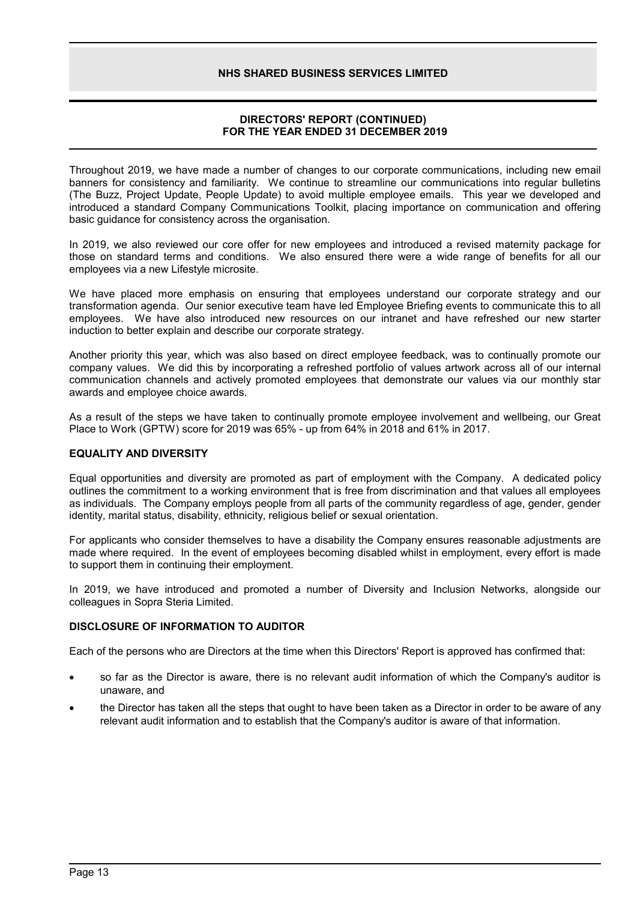Throughout 2019, we have made a number of changes to our corporate communications, including new email banners for consistency and familiarity. We continue to streamline our communications into regular bulletins (The Buzz, Project Update, People Update) to avoid multiple employee emails. This year we developed and introduced a standard Company Communications Toolkit, placing importance on communication and offering basic guidance for consistency across the organisation.

In 2019, we also reviewed our core offer for new employees and introduced a revised maternity package for those on standard terms and conditions. We also ensured there were a wide range of benefits for all our employees via a new Lifestyle microsite.

We have placed more emphasis on ensuring that employees understand our corporate strategy and our transformation agenda. Our senior executive team have led Employee Briefing events to communicate this to all employees. We have also introduced new resources on our intranet and have refreshed our new starter induction to better explain and describe our corporate strategy.

Another priority this year, which was also based on direct employee feedback, was to continually promote our company values. We did this by incorporating a refreshed portfolio of values artwork across all of our internal communication channels and actively promoted employees that demonstrate our values via our monthly star awards and employee choice awards.

As a result of the steps we have taken to continually promote employee involvement and wellbeing, our Great Place to Work (GPTW) score for 2019 was 65% - up from 64% in 2018 and 61% in 2017.

### EQUALITY AND DIVERSITY

Equal opportunities and diversity are promoted as part of employment with the Company. A dedicated policy outlines the commitment to a working environment that is free from discrimination and that values all employees as individuals. The Company employs people from all parts of the community regardless of age, gender, gender identity, marital status, disability, ethnicity, religious belief or sexual orientation.

For applicants who consider themselves to have a disability the Company ensures reasonable adjustments are made where required. In the event of employees becoming disabled whilst in employment, every effort is made to support them in continuing their employment.

In 2019, we have introduced and promoted a number of Diversity and Inclusion Networks, alongside our colleagues in Sopra Steria Limited.

### DISCLOSURE OF INFORMATION TO AUDITOR

Each of the persons who are Directors at the time when this Directors' Report is approved has confirmed that:

- so far as the Director is aware, there is no relevant audit information of which the Company's auditor is unaware, and
- the Director has taken all the steps that ought to have been taken as a Director in order to be aware of any relevant audit information and to establish that the Company's auditor is aware of that information.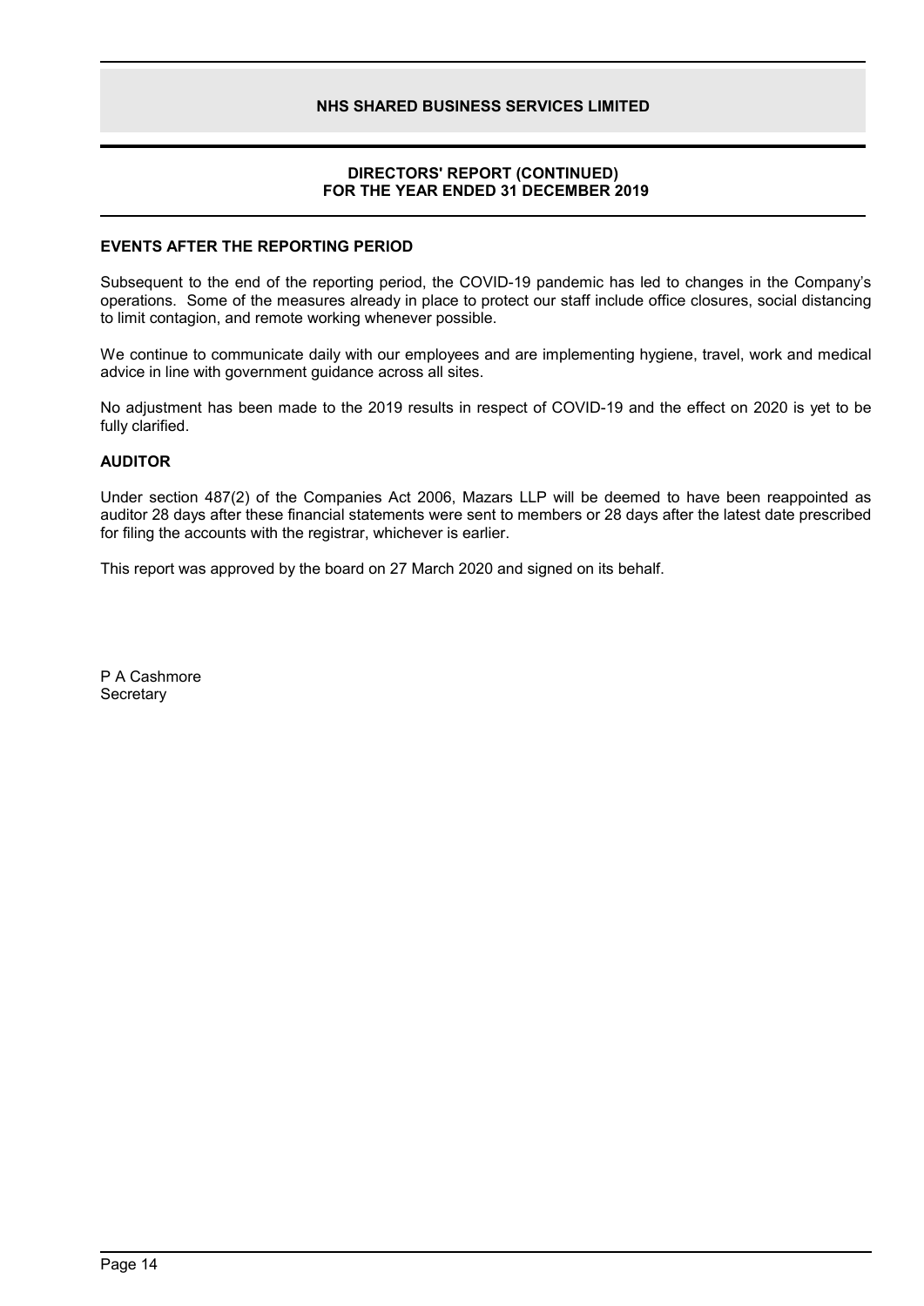# NHS SHARED BUSINESS SERVICES LIMITED

## DIRECTORS' REPORT (CONTINUED)
## FOR THE YEAR ENDED 31 DECEMBER 2019

### EVENTS AFTER THE REPORTING PERIOD

Subsequent to the end of the reporting period, the COVID-19 pandemic has led to changes in the Company's operations. Some of the measures already in place to protect our staff include office closures, social distancing to limit contagion, and remote working whenever possible.

We continue to communicate daily with our employees and are implementing hygiene, travel, work and medical advice in line with government guidance across all sites.

No adjustment has been made to the 2019 results in respect of COVID-19 and the effect on 2020 is yet to be fully clarified.

### AUDITOR

Under section 487(2) of the Companies Act 2006, Mazars LLP will be deemed to have been reappointed as auditor 28 days after these financial statements were sent to members or 28 days after the latest date prescribed for filing the accounts with the registrar, whichever is earlier.

This report was approved by the board on 27 March 2020 and signed on its behalf.

P A Cashmore
Secretary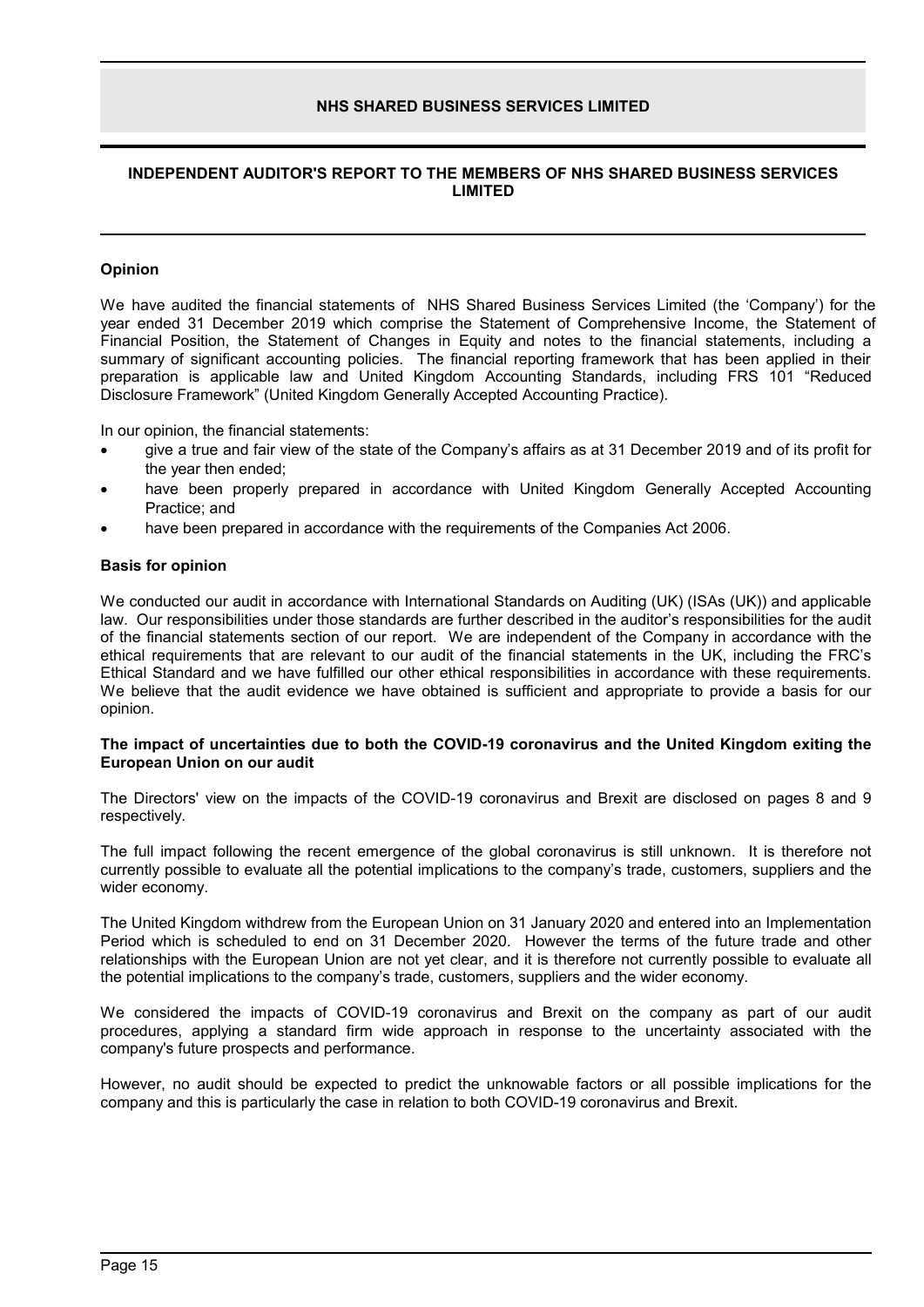## INDEPENDENT AUDITOR'S REPORT TO THE MEMBERS OF NHS SHARED BUSINESS SERVICES LIMITED

### Opinion

We have audited the financial statements of NHS Shared Business Services Limited (the 'Company') for the year ended 31 December 2019 which comprise the Statement of Comprehensive Income, the Statement of Financial Position, the Statement of Changes in Equity and notes to the financial statements, including a summary of significant accounting policies. The financial reporting framework that has been applied in their preparation is applicable law and United Kingdom Accounting Standards, including FRS 101 "Reduced Disclosure Framework" (United Kingdom Generally Accepted Accounting Practice).

In our opinion, the financial statements:

- give a true and fair view of the state of the Company's affairs as at 31 December 2019 and of its profit for the year then ended;
- have been properly prepared in accordance with United Kingdom Generally Accepted Accounting Practice; and
- have been prepared in accordance with the requirements of the Companies Act 2006.

### Basis for opinion

We conducted our audit in accordance with International Standards on Auditing (UK) (ISAs (UK)) and applicable law. Our responsibilities under those standards are further described in the auditor's responsibilities for the audit of the financial statements section of our report. We are independent of the Company in accordance with the ethical requirements that are relevant to our audit of the financial statements in the UK, including the FRC's Ethical Standard and we have fulfilled our other ethical responsibilities in accordance with these requirements. We believe that the audit evidence we have obtained is sufficient and appropriate to provide a basis for our opinion.

### The impact of uncertainties due to both the COVID-19 coronavirus and the United Kingdom exiting the European Union on our audit

The Directors' view on the impacts of the COVID-19 coronavirus and Brexit are disclosed on pages 8 and 9 respectively.

The full impact following the recent emergence of the global coronavirus is still unknown. It is therefore not currently possible to evaluate all the potential implications to the company's trade, customers, suppliers and the wider economy.

The United Kingdom withdrew from the European Union on 31 January 2020 and entered into an Implementation Period which is scheduled to end on 31 December 2020. However the terms of the future trade and other relationships with the European Union are not yet clear, and it is therefore not currently possible to evaluate all the potential implications to the company's trade, customers, suppliers and the wider economy.

We considered the impacts of COVID-19 coronavirus and Brexit on the company as part of our audit procedures, applying a standard firm wide approach in response to the uncertainty associated with the company's future prospects and performance.

However, no audit should be expected to predict the unknowable factors or all possible implications for the company and this is particularly the case in relation to both COVID-19 coronavirus and Brexit.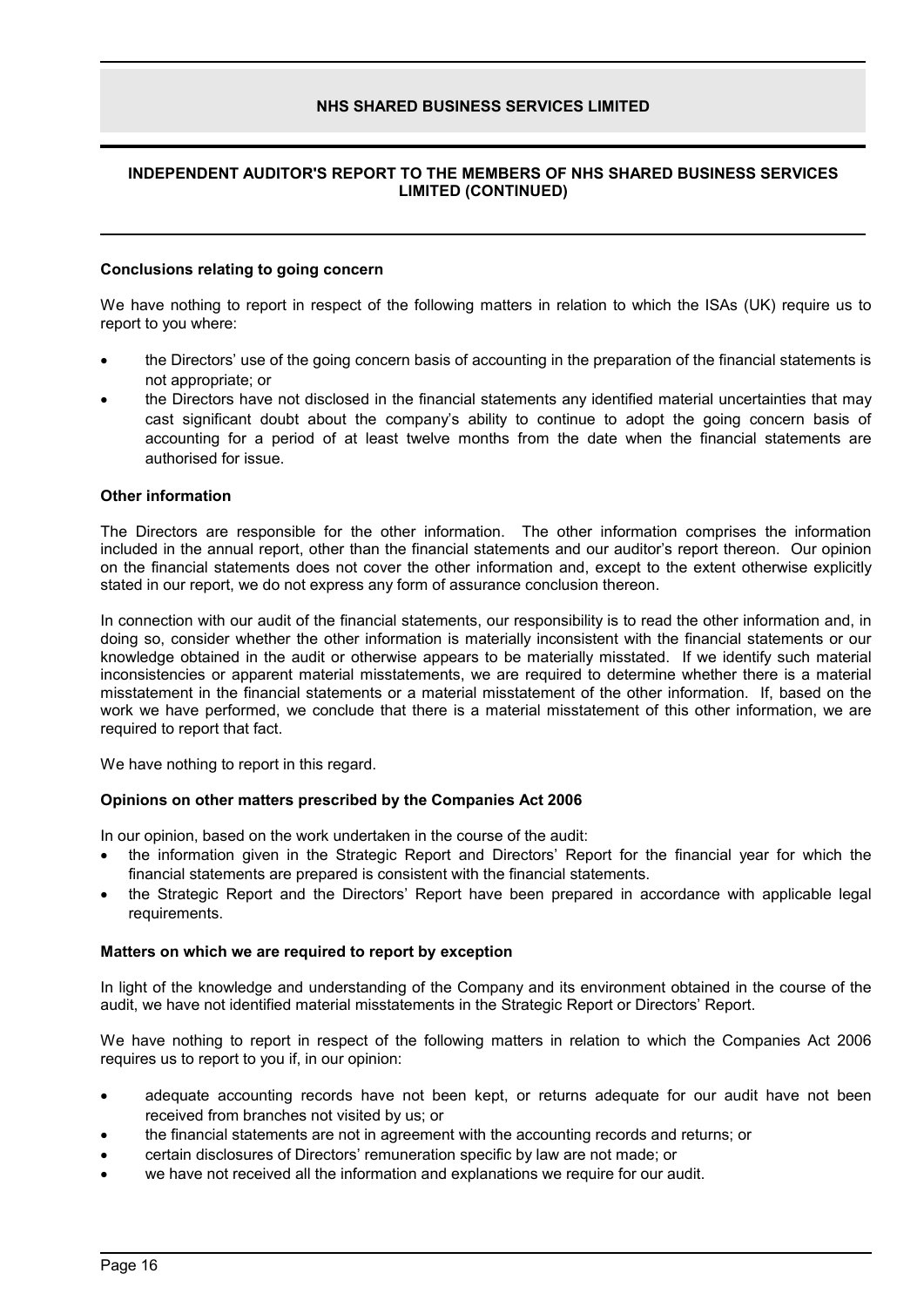## INDEPENDENT AUDITOR'S REPORT TO THE MEMBERS OF NHS SHARED BUSINESS SERVICES LIMITED (CONTINUED)

### Conclusions relating to going concern

We have nothing to report in respect of the following matters in relation to which the ISAs (UK) require us to report to you where:

- the Directors' use of the going concern basis of accounting in the preparation of the financial statements is not appropriate; or
- the Directors have not disclosed in the financial statements any identified material uncertainties that may cast significant doubt about the company's ability to continue to adopt the going concern basis of accounting for a period of at least twelve months from the date when the financial statements are authorised for issue.

### Other information

The Directors are responsible for the other information. The other information comprises the information included in the annual report, other than the financial statements and our auditor's report thereon. Our opinion on the financial statements does not cover the other information and, except to the extent otherwise explicitly stated in our report, we do not express any form of assurance conclusion thereon.

In connection with our audit of the financial statements, our responsibility is to read the other information and, in doing so, consider whether the other information is materially inconsistent with the financial statements or our knowledge obtained in the audit or otherwise appears to be materially misstated. If we identify such material inconsistencies or apparent material misstatements, we are required to determine whether there is a material misstatement in the financial statements or a material misstatement of the other information. If, based on the work we have performed, we conclude that there is a material misstatement of this other information, we are required to report that fact.

We have nothing to report in this regard.

### Opinions on other matters prescribed by the Companies Act 2006

In our opinion, based on the work undertaken in the course of the audit:

- the information given in the Strategic Report and Directors' Report for the financial year for which the financial statements are prepared is consistent with the financial statements.
- the Strategic Report and the Directors' Report have been prepared in accordance with applicable legal requirements.

### Matters on which we are required to report by exception

In light of the knowledge and understanding of the Company and its environment obtained in the course of the audit, we have not identified material misstatements in the Strategic Report or Directors' Report.

We have nothing to report in respect of the following matters in relation to which the Companies Act 2006 requires us to report to you if, in our opinion:

- adequate accounting records have not been kept, or returns adequate for our audit have not been received from branches not visited by us; or
- the financial statements are not in agreement with the accounting records and returns; or
- certain disclosures of Directors' remuneration specific by law are not made; or
- we have not received all the information and explanations we require for our audit.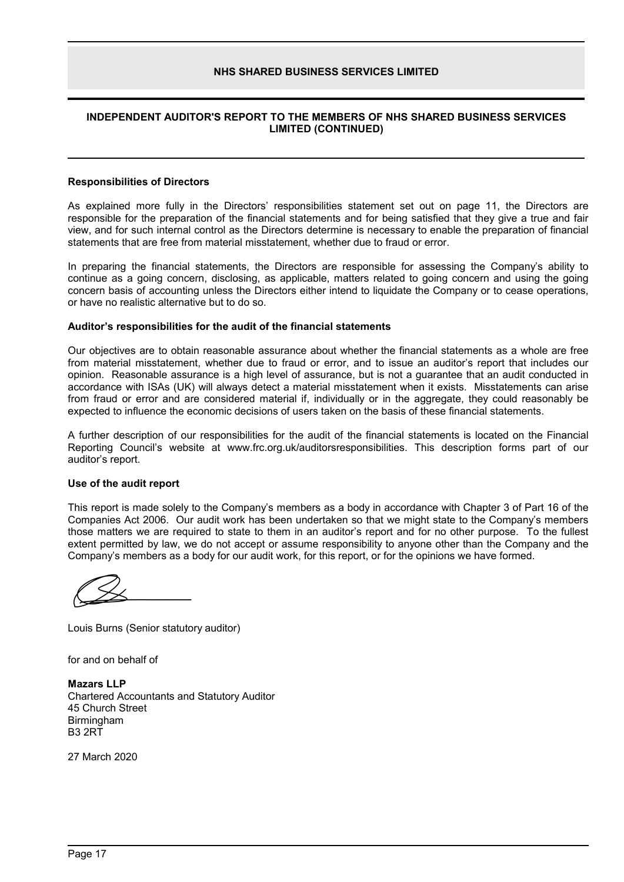## INDEPENDENT AUDITOR'S REPORT TO THE MEMBERS OF NHS SHARED BUSINESS SERVICES LIMITED (CONTINUED)

### Responsibilities of Directors

As explained more fully in the Directors' responsibilities statement set out on page 11, the Directors are responsible for the preparation of the financial statements and for being satisfied that they give a true and fair view, and for such internal control as the Directors determine is necessary to enable the preparation of financial statements that are free from material misstatement, whether due to fraud or error.

In preparing the financial statements, the Directors are responsible for assessing the Company's ability to continue as a going concern, disclosing, as applicable, matters related to going concern and using the going concern basis of accounting unless the Directors either intend to liquidate the Company or to cease operations, or have no realistic alternative but to do so.

### Auditor's responsibilities for the audit of the financial statements

Our objectives are to obtain reasonable assurance about whether the financial statements as a whole are free from material misstatement, whether due to fraud or error, and to issue an auditor's report that includes our opinion. Reasonable assurance is a high level of assurance, but is not a guarantee that an audit conducted in accordance with ISAs (UK) will always detect a material misstatement when it exists. Misstatements can arise from fraud or error and are considered material if, individually or in the aggregate, they could reasonably be expected to influence the economic decisions of users taken on the basis of these financial statements.

A further description of our responsibilities for the audit of the financial statements is located on the Financial Reporting Council's website at www.frc.org.uk/auditorsresponsibilities. This description forms part of our auditor's report.

### Use of the audit report

This report is made solely to the Company's members as a body in accordance with Chapter 3 of Part 16 of the Companies Act 2006. Our audit work has been undertaken so that we might state to the Company's members those matters we are required to state to them in an auditor's report and for no other purpose. To the fullest extent permitted by law, we do not accept or assume responsibility to anyone other than the Company and the Company's members as a body for our audit work, for this report, or for the opinions we have formed.

Louis Burns (Senior statutory auditor)

for and on behalf of

**Mazars LLP**
Chartered Accountants and Statutory Auditor
45 Church Street
Birmingham
B3 2RT

27 March 2020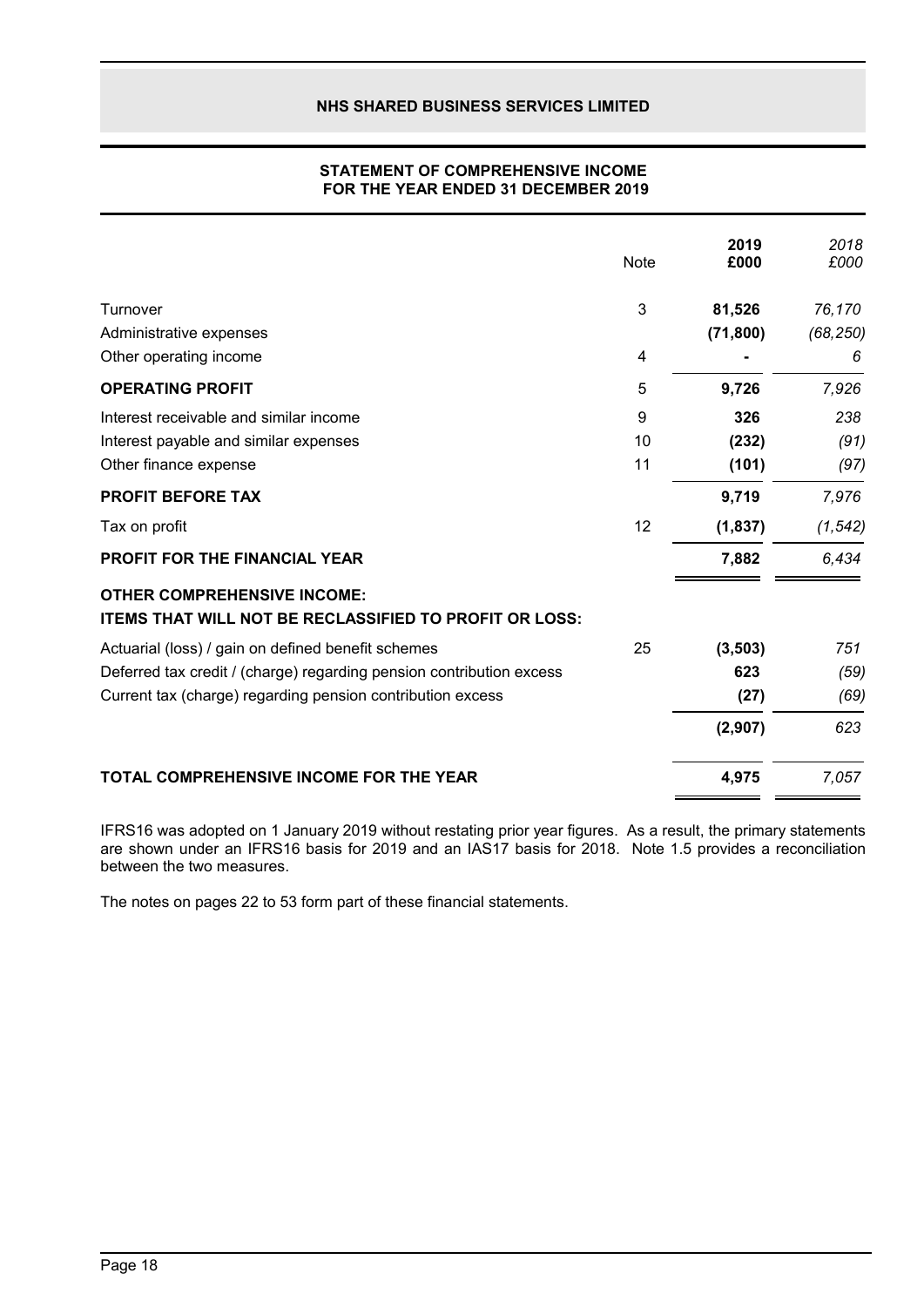# NHS SHARED BUSINESS SERVICES LIMITED

## STATEMENT OF COMPREHENSIVE INCOME FOR THE YEAR ENDED 31 DECEMBER 2019

| | Note | **2019 £000** | *2018 £000* |
|---|---|---|---|
| Turnover | 3 | **81,526** | *76,170* |
| Administrative expenses | | **(71,800)** | *(68,250)* |
| Other operating income | 4 | **-** | *6* |
| **OPERATING PROFIT** | 5 | **9,726** | *7,926* |
| Interest receivable and similar income | 9 | **326** | *238* |
| Interest payable and similar expenses | 10 | **(232)** | *(91)* |
| Other finance expense | 11 | **(101)** | *(97)* |
| **PROFIT BEFORE TAX** | | **9,719** | *7,976* |
| Tax on profit | 12 | **(1,837)** | *(1,542)* |
| **PROFIT FOR THE FINANCIAL YEAR** | | **7,882** | *6,434* |
| **OTHER COMPREHENSIVE INCOME:** | | | |
| **ITEMS THAT WILL NOT BE RECLASSIFIED TO PROFIT OR LOSS:** | | | |
| Actuarial (loss) / gain on defined benefit schemes | 25 | **(3,503)** | *751* |
| Deferred tax credit / (charge) regarding pension contribution excess | | **623** | *(59)* |
| Current tax (charge) regarding pension contribution excess | | **(27)** | *(69)* |
| | | **(2,907)** | *623* |
| **TOTAL COMPREHENSIVE INCOME FOR THE YEAR** | | **4,975** | *7,057* |

IFRS16 was adopted on 1 January 2019 without restating prior year figures. As a result, the primary statements are shown under an IFRS16 basis for 2019 and an IAS17 basis for 2018. Note 1.5 provides a reconciliation between the two measures.

The notes on pages 22 to 53 form part of these financial statements.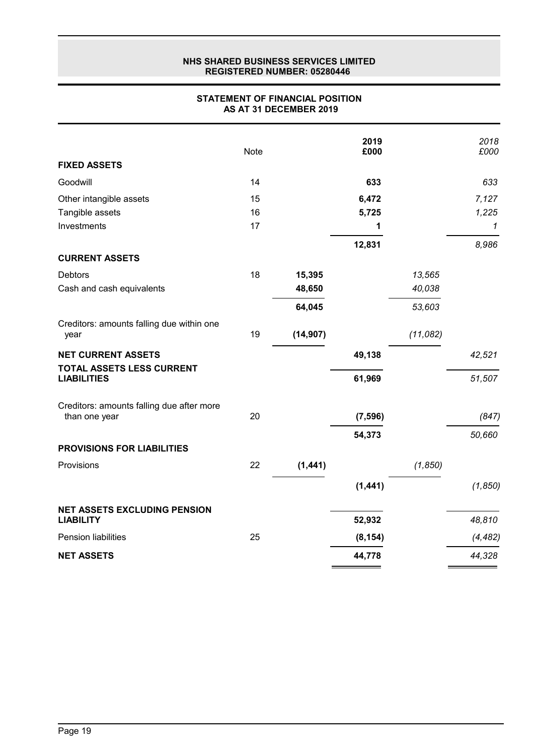**NHS SHARED BUSINESS SERVICES LIMITED**
**REGISTERED NUMBER: 05280446**

# STATEMENT OF FINANCIAL POSITION
## AS AT 31 DECEMBER 2019

| | Note | | 2019 £000 | | *2018 £000* |
|---|---|---|---|---|---|
| **FIXED ASSETS** | | | | | |
| Goodwill | 14 | | **633** | | *633* |
| Other intangible assets | 15 | | **6,472** | | *7,127* |
| Tangible assets | 16 | | **5,725** | | *1,225* |
| Investments | 17 | | **1** | | *1* |
| | | | **12,831** | | *8,986* |
| **CURRENT ASSETS** | | | | | |
| Debtors | 18 | **15,395** | | *13,565* | |
| Cash and cash equivalents | | **48,650** | | *40,038* | |
| | | **64,045** | | *53,603* | |
| Creditors: amounts falling due within one year | 19 | **(14,907)** | | *(11,082)* | |
| **NET CURRENT ASSETS** | | | **49,138** | | *42,521* |
| **TOTAL ASSETS LESS CURRENT LIABILITIES** | | | **61,969** | | *51,507* |
| Creditors: amounts falling due after more than one year | 20 | | **(7,596)** | | *(847)* |
| | | | **54,373** | | *50,660* |
| **PROVISIONS FOR LIABILITIES** | | | | | |
| Provisions | 22 | **(1,441)** | | *(1,850)* | |
| | | | **(1,441)** | | *(1,850)* |
| **NET ASSETS EXCLUDING PENSION LIABILITY** | | | **52,932** | | *48,810* |
| Pension liabilities | 25 | | **(8,154)** | | *(4,482)* |
| **NET ASSETS** | | | **44,778** | | *44,328* |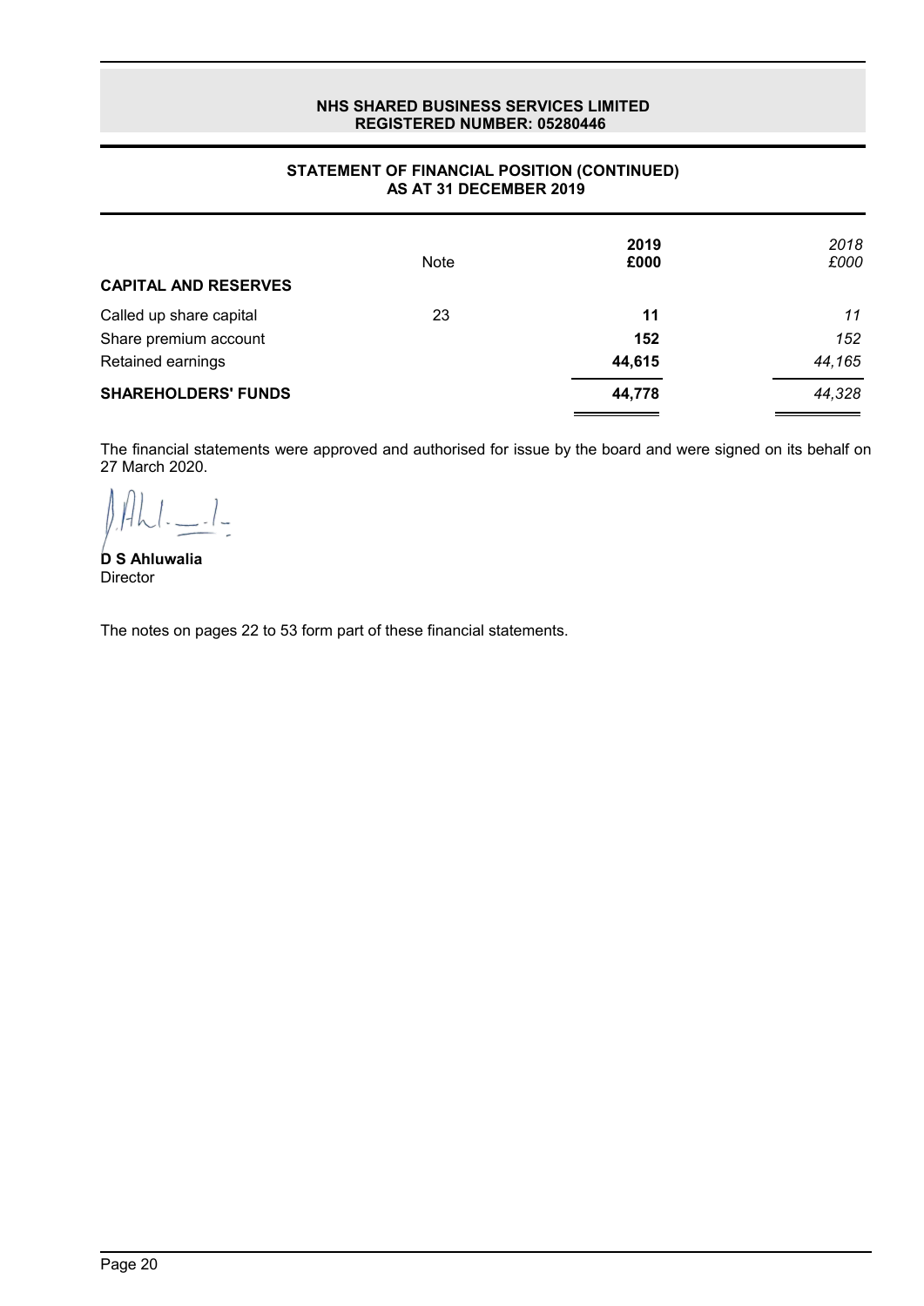**NHS SHARED BUSINESS SERVICES LIMITED**
**REGISTERED NUMBER: 05280446**

## STATEMENT OF FINANCIAL POSITION (CONTINUED) AS AT 31 DECEMBER 2019

| | Note | 2019 £000 | *2018 £000* |
|---|---|---|---|
| **CAPITAL AND RESERVES** | | | |
| Called up share capital | 23 | **11** | *11* |
| Share premium account | | **152** | *152* |
| Retained earnings | | **44,615** | *44,165* |
| **SHAREHOLDERS' FUNDS** | | **44,778** | *44,328* |

The financial statements were approved and authorised for issue by the board and were signed on its behalf on 27 March 2020.

**D S Ahluwalia**
Director

The notes on pages 22 to 53 form part of these financial statements.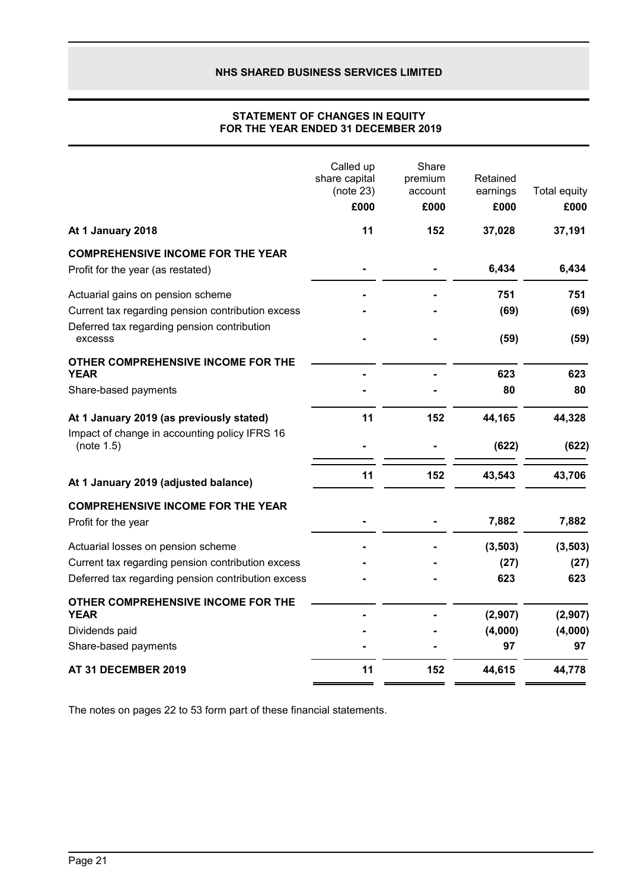**NHS SHARED BUSINESS SERVICES LIMITED**

## STATEMENT OF CHANGES IN EQUITY
## FOR THE YEAR ENDED 31 DECEMBER 2019

| | Called up share capital (note 23) £000 | Share premium account £000 | Retained earnings £000 | Total equity £000 |
|---|---|---|---|---|
| **At 1 January 2018** | **11** | **152** | **37,028** | **37,191** |
| **COMPREHENSIVE INCOME FOR THE YEAR** | | | | |
| Profit for the year (as restated) | - | - | 6,434 | 6,434 |
| Actuarial gains on pension scheme | - | - | 751 | 751 |
| Current tax regarding pension contribution excess | - | - | (69) | (69) |
| Deferred tax regarding pension contribution excesss | - | - | (59) | (59) |
| **OTHER COMPREHENSIVE INCOME FOR THE YEAR** | - | - | 623 | 623 |
| Share-based payments | - | - | 80 | 80 |
| **At 1 January 2019 (as previously stated)** | **11** | **152** | **44,165** | **44,328** |
| Impact of change in accounting policy IFRS 16 (note 1.5) | - | - | (622) | (622) |
| **At 1 January 2019 (adjusted balance)** | **11** | **152** | **43,543** | **43,706** |
| **COMPREHENSIVE INCOME FOR THE YEAR** | | | | |
| Profit for the year | - | - | 7,882 | 7,882 |
| Actuarial losses on pension scheme | - | - | (3,503) | (3,503) |
| Current tax regarding pension contribution excess | - | - | (27) | (27) |
| Deferred tax regarding pension contribution excess | - | - | 623 | 623 |
| **OTHER COMPREHENSIVE INCOME FOR THE YEAR** | - | - | (2,907) | (2,907) |
| Dividends paid | - | - | (4,000) | (4,000) |
| Share-based payments | - | - | 97 | 97 |
| **AT 31 DECEMBER 2019** | **11** | **152** | **44,615** | **44,778** |

The notes on pages 22 to 53 form part of these financial statements.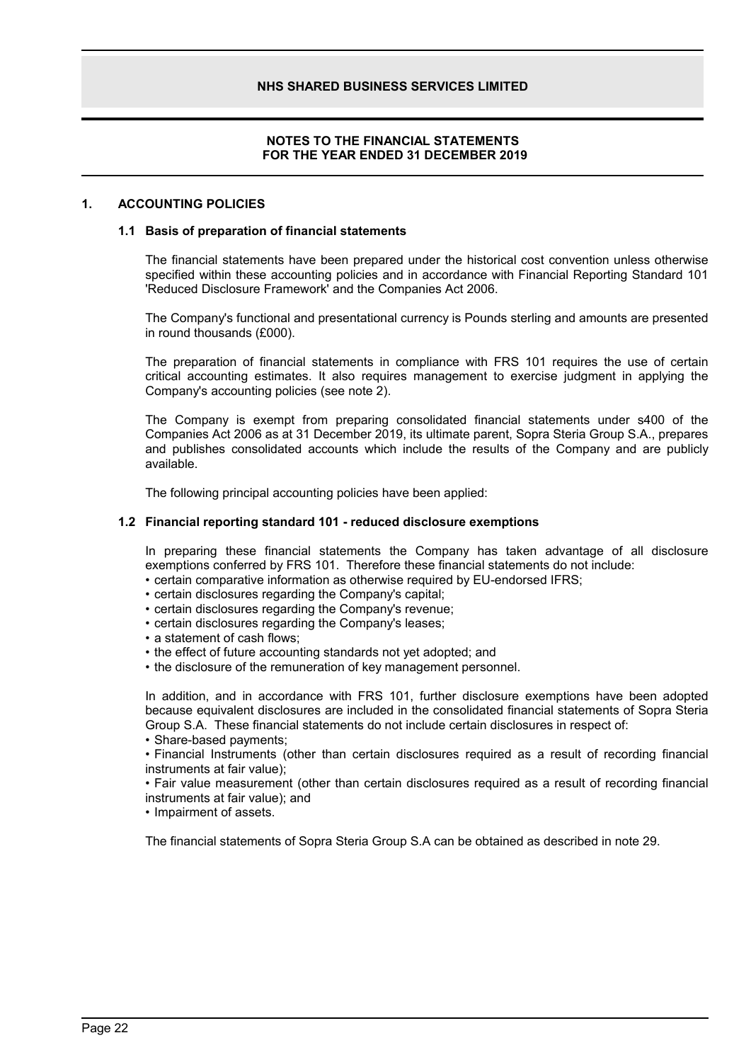## NOTES TO THE FINANCIAL STATEMENTS FOR THE YEAR ENDED 31 DECEMBER 2019

### 1. ACCOUNTING POLICIES

#### 1.1 Basis of preparation of financial statements

The financial statements have been prepared under the historical cost convention unless otherwise specified within these accounting policies and in accordance with Financial Reporting Standard 101 'Reduced Disclosure Framework' and the Companies Act 2006.

The Company's functional and presentational currency is Pounds sterling and amounts are presented in round thousands (£000).

The preparation of financial statements in compliance with FRS 101 requires the use of certain critical accounting estimates. It also requires management to exercise judgment in applying the Company's accounting policies (see note 2).

The Company is exempt from preparing consolidated financial statements under s400 of the Companies Act 2006 as at 31 December 2019, its ultimate parent, Sopra Steria Group S.A., prepares and publishes consolidated accounts which include the results of the Company and are publicly available.

The following principal accounting policies have been applied:

#### 1.2 Financial reporting standard 101 - reduced disclosure exemptions

In preparing these financial statements the Company has taken advantage of all disclosure exemptions conferred by FRS 101. Therefore these financial statements do not include:

- certain comparative information as otherwise required by EU-endorsed IFRS;
- certain disclosures regarding the Company's capital;
- certain disclosures regarding the Company's revenue;
- certain disclosures regarding the Company's leases;
- a statement of cash flows;
- the effect of future accounting standards not yet adopted; and
- the disclosure of the remuneration of key management personnel.

In addition, and in accordance with FRS 101, further disclosure exemptions have been adopted because equivalent disclosures are included in the consolidated financial statements of Sopra Steria Group S.A. These financial statements do not include certain disclosures in respect of:

- Share-based payments;
- Financial Instruments (other than certain disclosures required as a result of recording financial instruments at fair value);
- Fair value measurement (other than certain disclosures required as a result of recording financial instruments at fair value); and
- Impairment of assets.

The financial statements of Sopra Steria Group S.A can be obtained as described in note 29.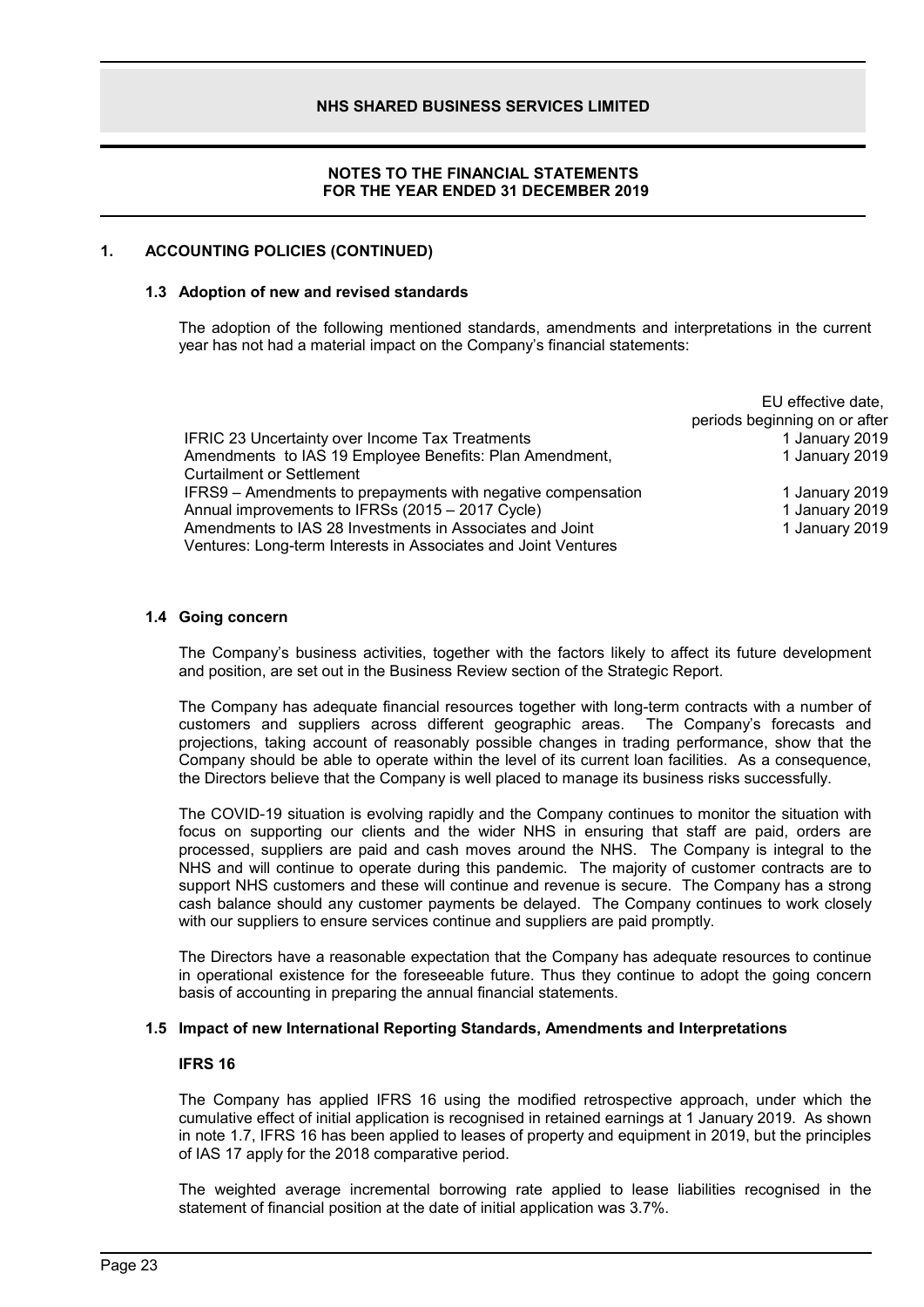## 1. ACCOUNTING POLICIES (CONTINUED)

### 1.3 Adoption of new and revised standards

The adoption of the following mentioned standards, amendments and interpretations in the current year has not had a material impact on the Company's financial statements:

| | EU effective date, periods beginning on or after |
|---|---|
| IFRIC 23 Uncertainty over Income Tax Treatments | 1 January 2019 |
| Amendments to IAS 19 Employee Benefits: Plan Amendment, Curtailment or Settlement | 1 January 2019 |
| IFRS9 – Amendments to prepayments with negative compensation | 1 January 2019 |
| Annual improvements to IFRSs (2015 – 2017 Cycle) | 1 January 2019 |
| Amendments to IAS 28 Investments in Associates and Joint Ventures: Long-term Interests in Associates and Joint Ventures | 1 January 2019 |

### 1.4 Going concern

The Company's business activities, together with the factors likely to affect its future development and position, are set out in the Business Review section of the Strategic Report.

The Company has adequate financial resources together with long-term contracts with a number of customers and suppliers across different geographic areas. The Company's forecasts and projections, taking account of reasonably possible changes in trading performance, show that the Company should be able to operate within the level of its current loan facilities. As a consequence, the Directors believe that the Company is well placed to manage its business risks successfully.

The COVID-19 situation is evolving rapidly and the Company continues to monitor the situation with focus on supporting our clients and the wider NHS in ensuring that staff are paid, orders are processed, suppliers are paid and cash moves around the NHS. The Company is integral to the NHS and will continue to operate during this pandemic. The majority of customer contracts are to support NHS customers and these will continue and revenue is secure. The Company has a strong cash balance should any customer payments be delayed. The Company continues to work closely with our suppliers to ensure services continue and suppliers are paid promptly.

The Directors have a reasonable expectation that the Company has adequate resources to continue in operational existence for the foreseeable future. Thus they continue to adopt the going concern basis of accounting in preparing the annual financial statements.

### 1.5 Impact of new International Reporting Standards, Amendments and Interpretations

**IFRS 16**

The Company has applied IFRS 16 using the modified retrospective approach, under which the cumulative effect of initial application is recognised in retained earnings at 1 January 2019. As shown in note 1.7, IFRS 16 has been applied to leases of property and equipment in 2019, but the principles of IAS 17 apply for the 2018 comparative period.

The weighted average incremental borrowing rate applied to lease liabilities recognised in the statement of financial position at the date of initial application was 3.7%.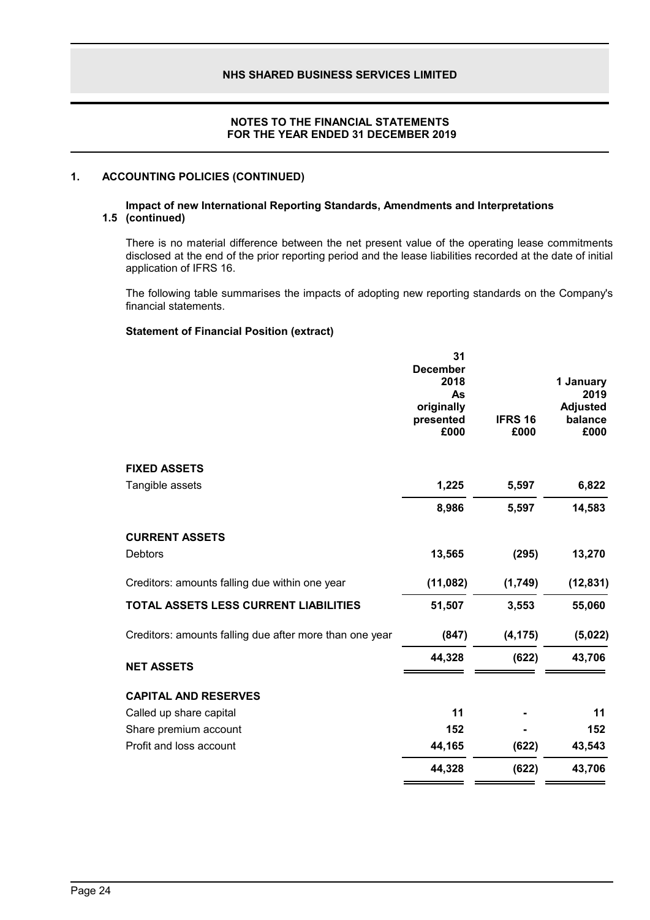## 1. ACCOUNTING POLICIES (CONTINUED)

### 1.5 Impact of new International Reporting Standards, Amendments and Interpretations (continued)

There is no material difference between the net present value of the operating lease commitments disclosed at the end of the prior reporting period and the lease liabilities recorded at the date of initial application of IFRS 16.

The following table summarises the impacts of adopting new reporting standards on the Company's financial statements.

**Statement of Financial Position (extract)**

| | 31 December 2018 As originally presented £000 | IFRS 16 £000 | 1 January 2019 Adjusted balance £000 |
|---|---|---|---|
| **FIXED ASSETS** | | | |
| Tangible assets | **1,225** | **5,597** | **6,822** |
| | **8,986** | **5,597** | **14,583** |
| **CURRENT ASSETS** | | | |
| Debtors | **13,565** | **(295)** | **13,270** |
| Creditors: amounts falling due within one year | **(11,082)** | **(1,749)** | **(12,831)** |
| **TOTAL ASSETS LESS CURRENT LIABILITIES** | **51,507** | **3,553** | **55,060** |
| Creditors: amounts falling due after more than one year | **(847)** | **(4,175)** | **(5,022)** |
| **NET ASSETS** | **44,328** | **(622)** | **43,706** |
| **CAPITAL AND RESERVES** | | | |
| Called up share capital | **11** | **-** | **11** |
| Share premium account | **152** | **-** | **152** |
| Profit and loss account | **44,165** | **(622)** | **43,543** |
| | **44,328** | **(622)** | **43,706** |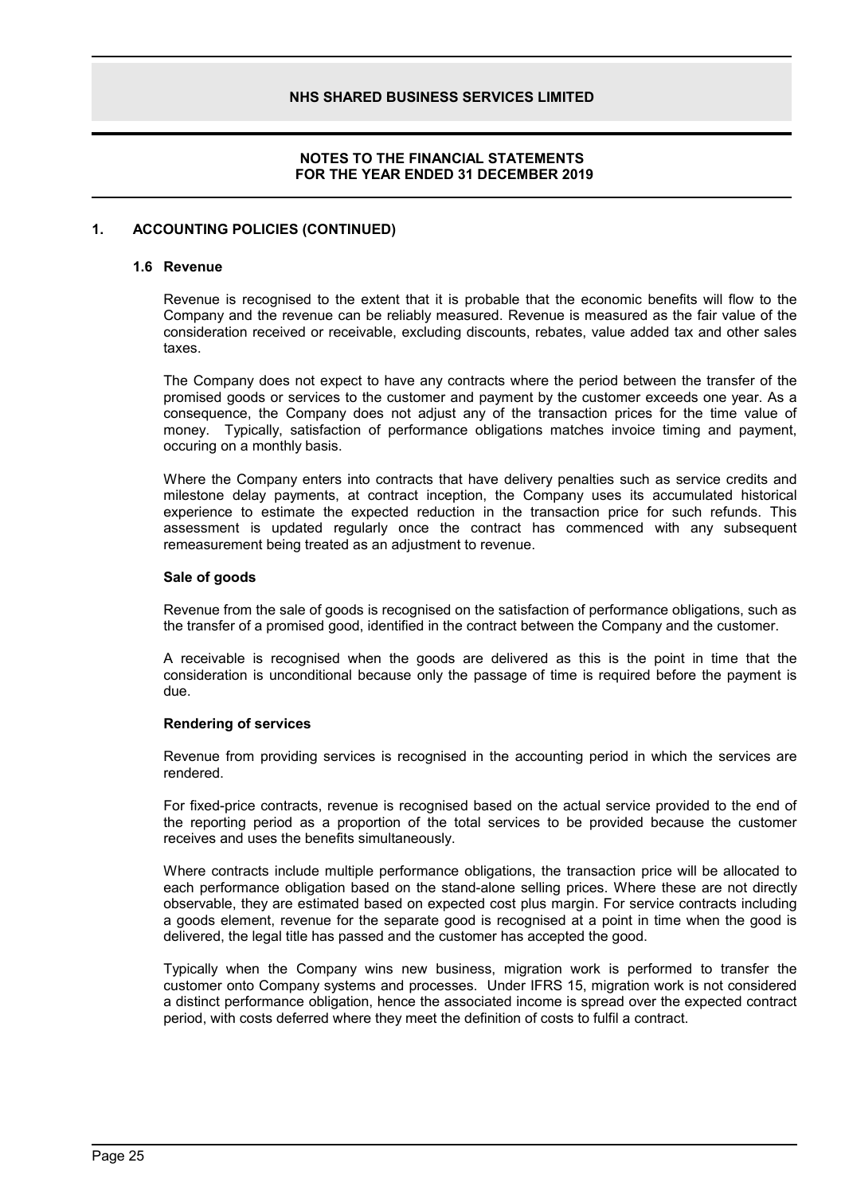# NOTES TO THE FINANCIAL STATEMENTS FOR THE YEAR ENDED 31 DECEMBER 2019

## 1. ACCOUNTING POLICIES (CONTINUED)

### 1.6 Revenue

Revenue is recognised to the extent that it is probable that the economic benefits will flow to the Company and the revenue can be reliably measured. Revenue is measured as the fair value of the consideration received or receivable, excluding discounts, rebates, value added tax and other sales taxes.

The Company does not expect to have any contracts where the period between the transfer of the promised goods or services to the customer and payment by the customer exceeds one year. As a consequence, the Company does not adjust any of the transaction prices for the time value of money. Typically, satisfaction of performance obligations matches invoice timing and payment, occuring on a monthly basis.

Where the Company enters into contracts that have delivery penalties such as service credits and milestone delay payments, at contract inception, the Company uses its accumulated historical experience to estimate the expected reduction in the transaction price for such refunds. This assessment is updated regularly once the contract has commenced with any subsequent remeasurement being treated as an adjustment to revenue.

**Sale of goods**

Revenue from the sale of goods is recognised on the satisfaction of performance obligations, such as the transfer of a promised good, identified in the contract between the Company and the customer.

A receivable is recognised when the goods are delivered as this is the point in time that the consideration is unconditional because only the passage of time is required before the payment is due.

**Rendering of services**

Revenue from providing services is recognised in the accounting period in which the services are rendered.

For fixed-price contracts, revenue is recognised based on the actual service provided to the end of the reporting period as a proportion of the total services to be provided because the customer receives and uses the benefits simultaneously.

Where contracts include multiple performance obligations, the transaction price will be allocated to each performance obligation based on the stand-alone selling prices. Where these are not directly observable, they are estimated based on expected cost plus margin. For service contracts including a goods element, revenue for the separate good is recognised at a point in time when the good is delivered, the legal title has passed and the customer has accepted the good.

Typically when the Company wins new business, migration work is performed to transfer the customer onto Company systems and processes. Under IFRS 15, migration work is not considered a distinct performance obligation, hence the associated income is spread over the expected contract period, with costs deferred where they meet the definition of costs to fulfil a contract.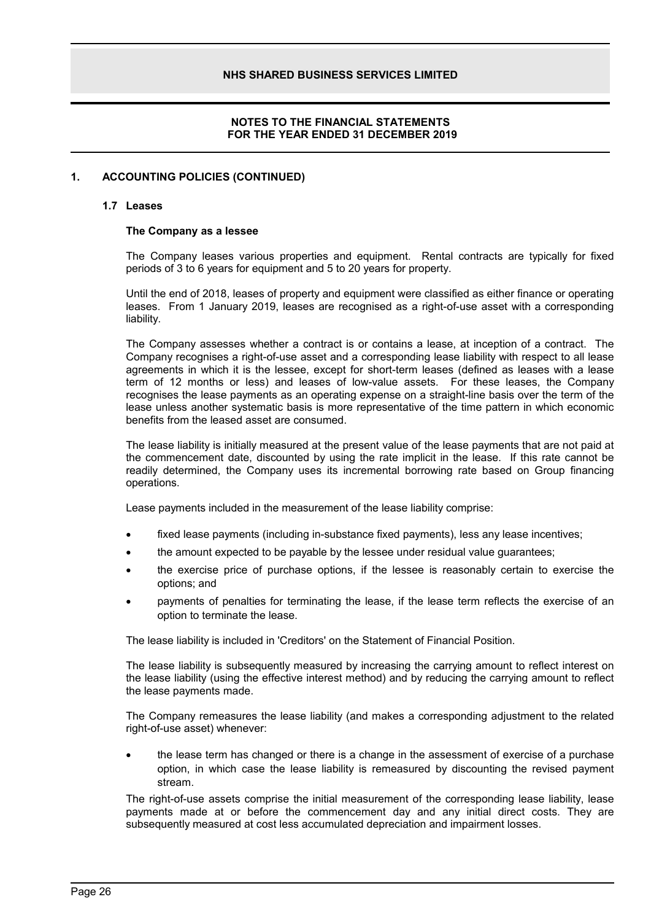## 1. ACCOUNTING POLICIES (CONTINUED)

### 1.7 Leases

**The Company as a lessee**

The Company leases various properties and equipment. Rental contracts are typically for fixed periods of 3 to 6 years for equipment and 5 to 20 years for property.

Until the end of 2018, leases of property and equipment were classified as either finance or operating leases. From 1 January 2019, leases are recognised as a right-of-use asset with a corresponding liability.

The Company assesses whether a contract is or contains a lease, at inception of a contract. The Company recognises a right-of-use asset and a corresponding lease liability with respect to all lease agreements in which it is the lessee, except for short-term leases (defined as leases with a lease term of 12 months or less) and leases of low-value assets. For these leases, the Company recognises the lease payments as an operating expense on a straight-line basis over the term of the lease unless another systematic basis is more representative of the time pattern in which economic benefits from the leased asset are consumed.

The lease liability is initially measured at the present value of the lease payments that are not paid at the commencement date, discounted by using the rate implicit in the lease. If this rate cannot be readily determined, the Company uses its incremental borrowing rate based on Group financing operations.

Lease payments included in the measurement of the lease liability comprise:

- fixed lease payments (including in-substance fixed payments), less any lease incentives;
- the amount expected to be payable by the lessee under residual value guarantees;
- the exercise price of purchase options, if the lessee is reasonably certain to exercise the options; and
- payments of penalties for terminating the lease, if the lease term reflects the exercise of an option to terminate the lease.

The lease liability is included in 'Creditors' on the Statement of Financial Position.

The lease liability is subsequently measured by increasing the carrying amount to reflect interest on the lease liability (using the effective interest method) and by reducing the carrying amount to reflect the lease payments made.

The Company remeasures the lease liability (and makes a corresponding adjustment to the related right-of-use asset) whenever:

- the lease term has changed or there is a change in the assessment of exercise of a purchase option, in which case the lease liability is remeasured by discounting the revised payment stream.

The right-of-use assets comprise the initial measurement of the corresponding lease liability, lease payments made at or before the commencement day and any initial direct costs. They are subsequently measured at cost less accumulated depreciation and impairment losses.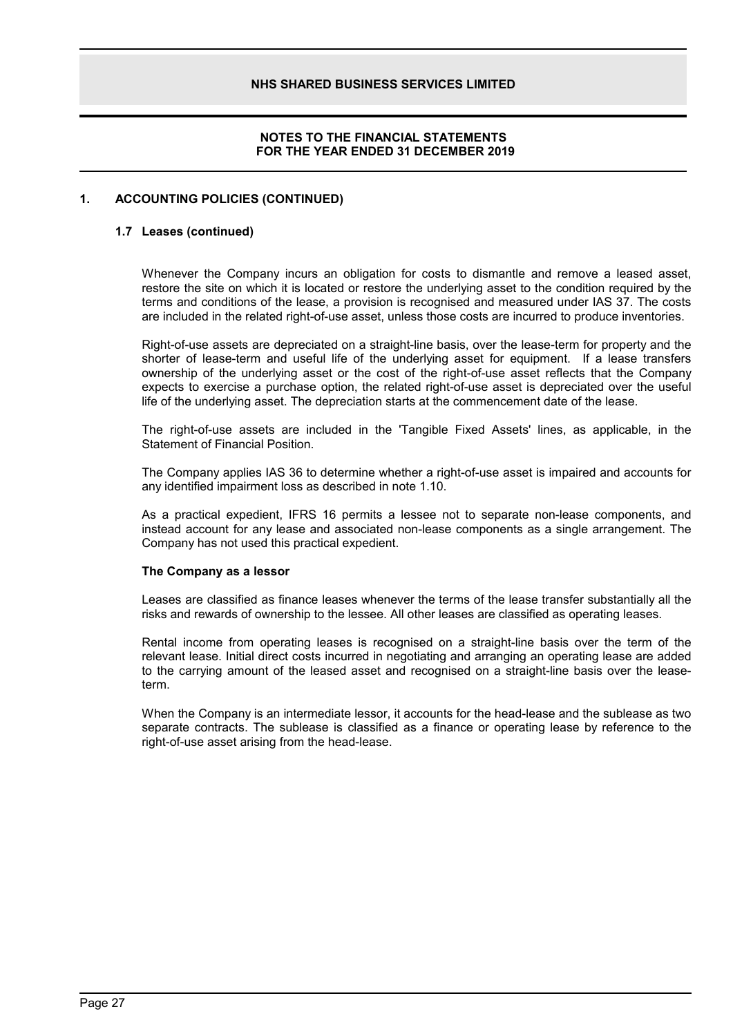## 1. ACCOUNTING POLICIES (CONTINUED)

### 1.7 Leases (continued)

Whenever the Company incurs an obligation for costs to dismantle and remove a leased asset, restore the site on which it is located or restore the underlying asset to the condition required by the terms and conditions of the lease, a provision is recognised and measured under IAS 37. The costs are included in the related right-of-use asset, unless those costs are incurred to produce inventories.

Right-of-use assets are depreciated on a straight-line basis, over the lease-term for property and the shorter of lease-term and useful life of the underlying asset for equipment. If a lease transfers ownership of the underlying asset or the cost of the right-of-use asset reflects that the Company expects to exercise a purchase option, the related right-of-use asset is depreciated over the useful life of the underlying asset. The depreciation starts at the commencement date of the lease.

The right-of-use assets are included in the 'Tangible Fixed Assets' lines, as applicable, in the Statement of Financial Position.

The Company applies IAS 36 to determine whether a right-of-use asset is impaired and accounts for any identified impairment loss as described in note 1.10.

As a practical expedient, IFRS 16 permits a lessee not to separate non-lease components, and instead account for any lease and associated non-lease components as a single arrangement. The Company has not used this practical expedient.

**The Company as a lessor**

Leases are classified as finance leases whenever the terms of the lease transfer substantially all the risks and rewards of ownership to the lessee. All other leases are classified as operating leases.

Rental income from operating leases is recognised on a straight-line basis over the term of the relevant lease. Initial direct costs incurred in negotiating and arranging an operating lease are added to the carrying amount of the leased asset and recognised on a straight-line basis over the lease-term.

When the Company is an intermediate lessor, it accounts for the head-lease and the sublease as two separate contracts. The sublease is classified as a finance or operating lease by reference to the right-of-use asset arising from the head-lease.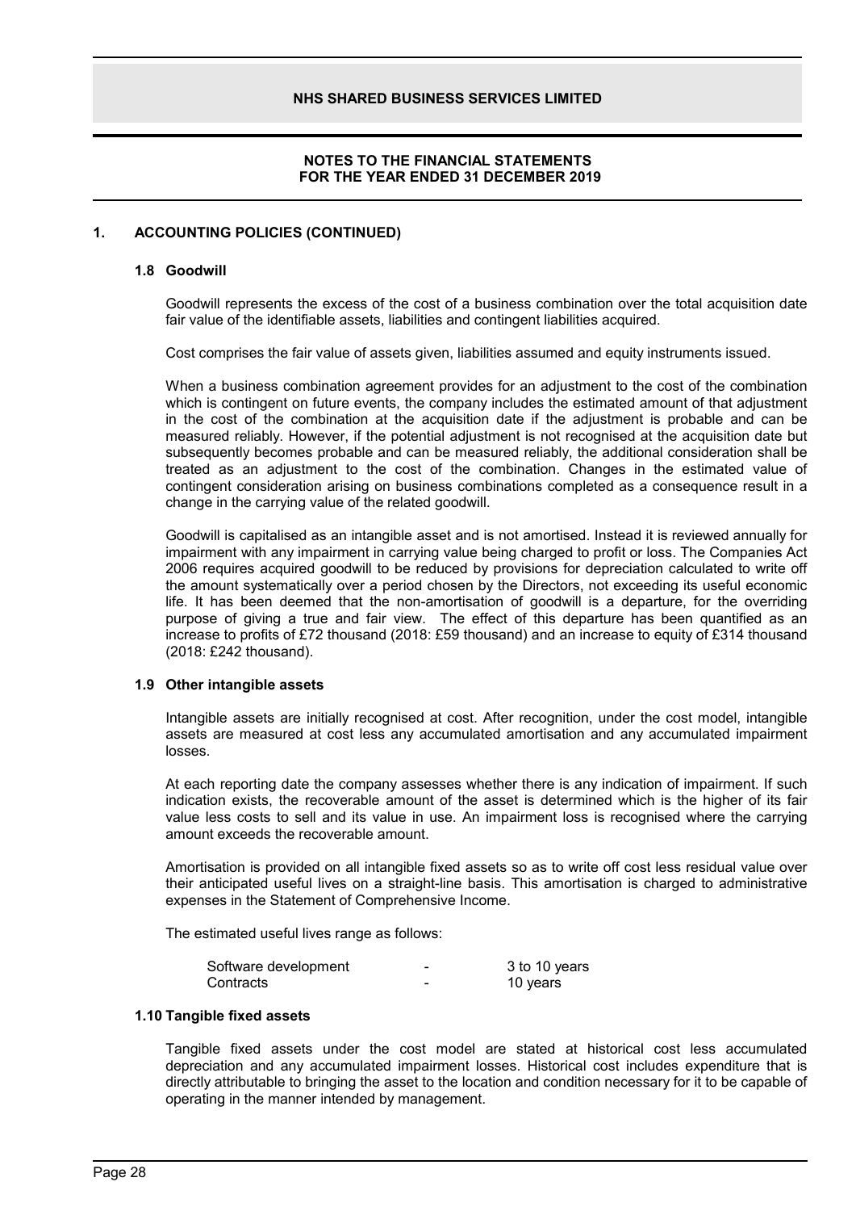## 1. ACCOUNTING POLICIES (CONTINUED)

### 1.8 Goodwill

Goodwill represents the excess of the cost of a business combination over the total acquisition date fair value of the identifiable assets, liabilities and contingent liabilities acquired.

Cost comprises the fair value of assets given, liabilities assumed and equity instruments issued.

When a business combination agreement provides for an adjustment to the cost of the combination which is contingent on future events, the company includes the estimated amount of that adjustment in the cost of the combination at the acquisition date if the adjustment is probable and can be measured reliably. However, if the potential adjustment is not recognised at the acquisition date but subsequently becomes probable and can be measured reliably, the additional consideration shall be treated as an adjustment to the cost of the combination. Changes in the estimated value of contingent consideration arising on business combinations completed as a consequence result in a change in the carrying value of the related goodwill.

Goodwill is capitalised as an intangible asset and is not amortised. Instead it is reviewed annually for impairment with any impairment in carrying value being charged to profit or loss. The Companies Act 2006 requires acquired goodwill to be reduced by provisions for depreciation calculated to write off the amount systematically over a period chosen by the Directors, not exceeding its useful economic life. It has been deemed that the non-amortisation of goodwill is a departure, for the overriding purpose of giving a true and fair view. The effect of this departure has been quantified as an increase to profits of £72 thousand (2018: £59 thousand) and an increase to equity of £314 thousand (2018: £242 thousand).

### 1.9 Other intangible assets

Intangible assets are initially recognised at cost. After recognition, under the cost model, intangible assets are measured at cost less any accumulated amortisation and any accumulated impairment losses.

At each reporting date the company assesses whether there is any indication of impairment. If such indication exists, the recoverable amount of the asset is determined which is the higher of its fair value less costs to sell and its value in use. An impairment loss is recognised where the carrying amount exceeds the recoverable amount.

Amortisation is provided on all intangible fixed assets so as to write off cost less residual value over their anticipated useful lives on a straight-line basis. This amortisation is charged to administrative expenses in the Statement of Comprehensive Income.

The estimated useful lives range as follows:

| | | |
|---|---|---|
| Software development | - | 3 to 10 years |
| Contracts | - | 10 years |

### 1.10 Tangible fixed assets

Tangible fixed assets under the cost model are stated at historical cost less accumulated depreciation and any accumulated impairment losses. Historical cost includes expenditure that is directly attributable to bringing the asset to the location and condition necessary for it to be capable of operating in the manner intended by management.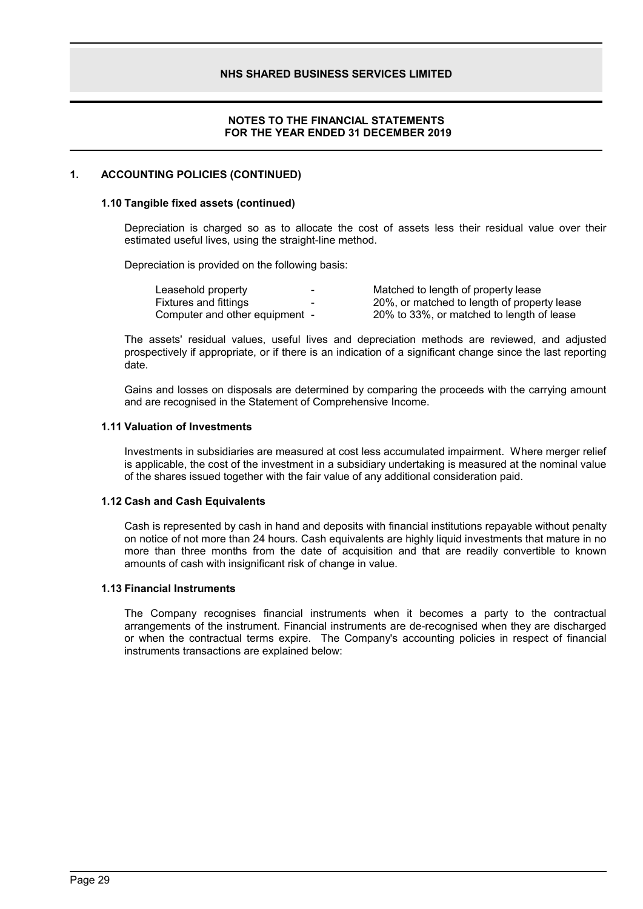## 1. ACCOUNTING POLICIES (CONTINUED)

### 1.10 Tangible fixed assets (continued)

Depreciation is charged so as to allocate the cost of assets less their residual value over their estimated useful lives, using the straight-line method.

Depreciation is provided on the following basis:

| | | |
|---|---|---|
| Leasehold property | - | Matched to length of property lease |
| Fixtures and fittings | - | 20%, or matched to length of property lease |
| Computer and other equipment | - | 20% to 33%, or matched to length of lease |

The assets' residual values, useful lives and depreciation methods are reviewed, and adjusted prospectively if appropriate, or if there is an indication of a significant change since the last reporting date.

Gains and losses on disposals are determined by comparing the proceeds with the carrying amount and are recognised in the Statement of Comprehensive Income.

### 1.11 Valuation of Investments

Investments in subsidiaries are measured at cost less accumulated impairment. Where merger relief is applicable, the cost of the investment in a subsidiary undertaking is measured at the nominal value of the shares issued together with the fair value of any additional consideration paid.

### 1.12 Cash and Cash Equivalents

Cash is represented by cash in hand and deposits with financial institutions repayable without penalty on notice of not more than 24 hours. Cash equivalents are highly liquid investments that mature in no more than three months from the date of acquisition and that are readily convertible to known amounts of cash with insignificant risk of change in value.

### 1.13 Financial Instruments

The Company recognises financial instruments when it becomes a party to the contractual arrangements of the instrument. Financial instruments are de-recognised when they are discharged or when the contractual terms expire. The Company's accounting policies in respect of financial instruments transactions are explained below: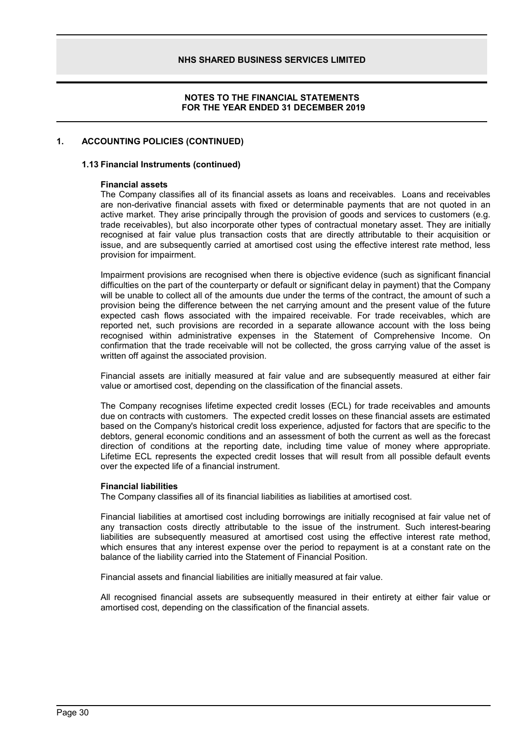## 1. ACCOUNTING POLICIES (CONTINUED)

### 1.13 Financial Instruments (continued)

**Financial assets**

The Company classifies all of its financial assets as loans and receivables. Loans and receivables are non-derivative financial assets with fixed or determinable payments that are not quoted in an active market. They arise principally through the provision of goods and services to customers (e.g. trade receivables), but also incorporate other types of contractual monetary asset. They are initially recognised at fair value plus transaction costs that are directly attributable to their acquisition or issue, and are subsequently carried at amortised cost using the effective interest rate method, less provision for impairment.

Impairment provisions are recognised when there is objective evidence (such as significant financial difficulties on the part of the counterparty or default or significant delay in payment) that the Company will be unable to collect all of the amounts due under the terms of the contract, the amount of such a provision being the difference between the net carrying amount and the present value of the future expected cash flows associated with the impaired receivable. For trade receivables, which are reported net, such provisions are recorded in a separate allowance account with the loss being recognised within administrative expenses in the Statement of Comprehensive Income. On confirmation that the trade receivable will not be collected, the gross carrying value of the asset is written off against the associated provision.

Financial assets are initially measured at fair value and are subsequently measured at either fair value or amortised cost, depending on the classification of the financial assets.

The Company recognises lifetime expected credit losses (ECL) for trade receivables and amounts due on contracts with customers. The expected credit losses on these financial assets are estimated based on the Company's historical credit loss experience, adjusted for factors that are specific to the debtors, general economic conditions and an assessment of both the current as well as the forecast direction of conditions at the reporting date, including time value of money where appropriate. Lifetime ECL represents the expected credit losses that will result from all possible default events over the expected life of a financial instrument.

**Financial liabilities**

The Company classifies all of its financial liabilities as liabilities at amortised cost.

Financial liabilities at amortised cost including borrowings are initially recognised at fair value net of any transaction costs directly attributable to the issue of the instrument. Such interest-bearing liabilities are subsequently measured at amortised cost using the effective interest rate method, which ensures that any interest expense over the period to repayment is at a constant rate on the balance of the liability carried into the Statement of Financial Position.

Financial assets and financial liabilities are initially measured at fair value.

All recognised financial assets are subsequently measured in their entirety at either fair value or amortised cost, depending on the classification of the financial assets.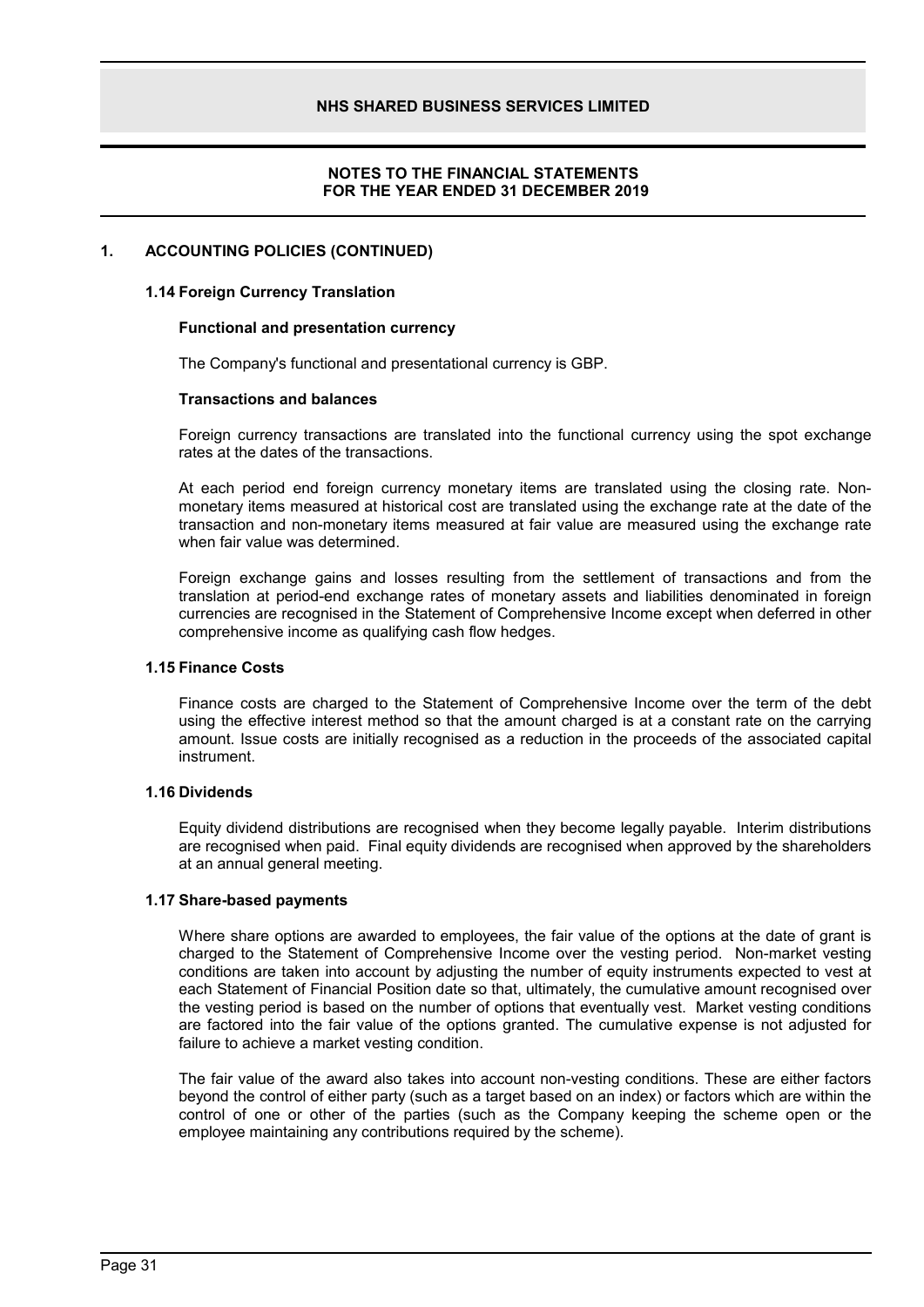## 1. ACCOUNTING POLICIES (CONTINUED)

### 1.14 Foreign Currency Translation

**Functional and presentation currency**

The Company's functional and presentational currency is GBP.

**Transactions and balances**

Foreign currency transactions are translated into the functional currency using the spot exchange rates at the dates of the transactions.

At each period end foreign currency monetary items are translated using the closing rate. Non-monetary items measured at historical cost are translated using the exchange rate at the date of the transaction and non-monetary items measured at fair value are measured using the exchange rate when fair value was determined.

Foreign exchange gains and losses resulting from the settlement of transactions and from the translation at period-end exchange rates of monetary assets and liabilities denominated in foreign currencies are recognised in the Statement of Comprehensive Income except when deferred in other comprehensive income as qualifying cash flow hedges.

### 1.15 Finance Costs

Finance costs are charged to the Statement of Comprehensive Income over the term of the debt using the effective interest method so that the amount charged is at a constant rate on the carrying amount. Issue costs are initially recognised as a reduction in the proceeds of the associated capital instrument.

### 1.16 Dividends

Equity dividend distributions are recognised when they become legally payable. Interim distributions are recognised when paid. Final equity dividends are recognised when approved by the shareholders at an annual general meeting.

### 1.17 Share-based payments

Where share options are awarded to employees, the fair value of the options at the date of grant is charged to the Statement of Comprehensive Income over the vesting period. Non-market vesting conditions are taken into account by adjusting the number of equity instruments expected to vest at each Statement of Financial Position date so that, ultimately, the cumulative amount recognised over the vesting period is based on the number of options that eventually vest. Market vesting conditions are factored into the fair value of the options granted. The cumulative expense is not adjusted for failure to achieve a market vesting condition.

The fair value of the award also takes into account non-vesting conditions. These are either factors beyond the control of either party (such as a target based on an index) or factors which are within the control of one or other of the parties (such as the Company keeping the scheme open or the employee maintaining any contributions required by the scheme).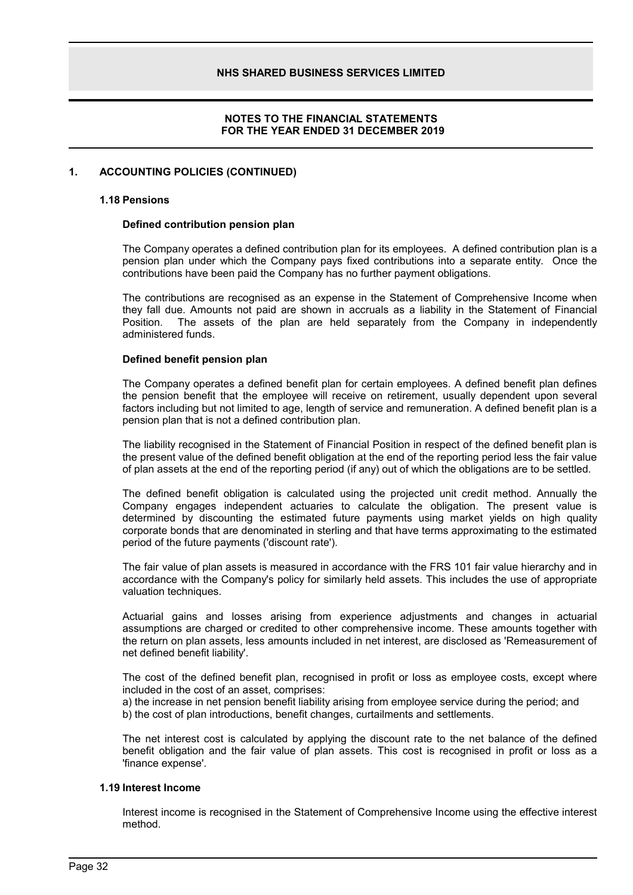## 1. ACCOUNTING POLICIES (CONTINUED)

### 1.18 Pensions

**Defined contribution pension plan**

The Company operates a defined contribution plan for its employees. A defined contribution plan is a pension plan under which the Company pays fixed contributions into a separate entity. Once the contributions have been paid the Company has no further payment obligations.

The contributions are recognised as an expense in the Statement of Comprehensive Income when they fall due. Amounts not paid are shown in accruals as a liability in the Statement of Financial Position. The assets of the plan are held separately from the Company in independently administered funds.

**Defined benefit pension plan**

The Company operates a defined benefit plan for certain employees. A defined benefit plan defines the pension benefit that the employee will receive on retirement, usually dependent upon several factors including but not limited to age, length of service and remuneration. A defined benefit plan is a pension plan that is not a defined contribution plan.

The liability recognised in the Statement of Financial Position in respect of the defined benefit plan is the present value of the defined benefit obligation at the end of the reporting period less the fair value of plan assets at the end of the reporting period (if any) out of which the obligations are to be settled.

The defined benefit obligation is calculated using the projected unit credit method. Annually the Company engages independent actuaries to calculate the obligation. The present value is determined by discounting the estimated future payments using market yields on high quality corporate bonds that are denominated in sterling and that have terms approximating to the estimated period of the future payments ('discount rate').

The fair value of plan assets is measured in accordance with the FRS 101 fair value hierarchy and in accordance with the Company's policy for similarly held assets. This includes the use of appropriate valuation techniques.

Actuarial gains and losses arising from experience adjustments and changes in actuarial assumptions are charged or credited to other comprehensive income. These amounts together with the return on plan assets, less amounts included in net interest, are disclosed as 'Remeasurement of net defined benefit liability'.

The cost of the defined benefit plan, recognised in profit or loss as employee costs, except where included in the cost of an asset, comprises:

a) the increase in net pension benefit liability arising from employee service during the period; and
b) the cost of plan introductions, benefit changes, curtailments and settlements.

The net interest cost is calculated by applying the discount rate to the net balance of the defined benefit obligation and the fair value of plan assets. This cost is recognised in profit or loss as a 'finance expense'.

### 1.19 Interest Income

Interest income is recognised in the Statement of Comprehensive Income using the effective interest method.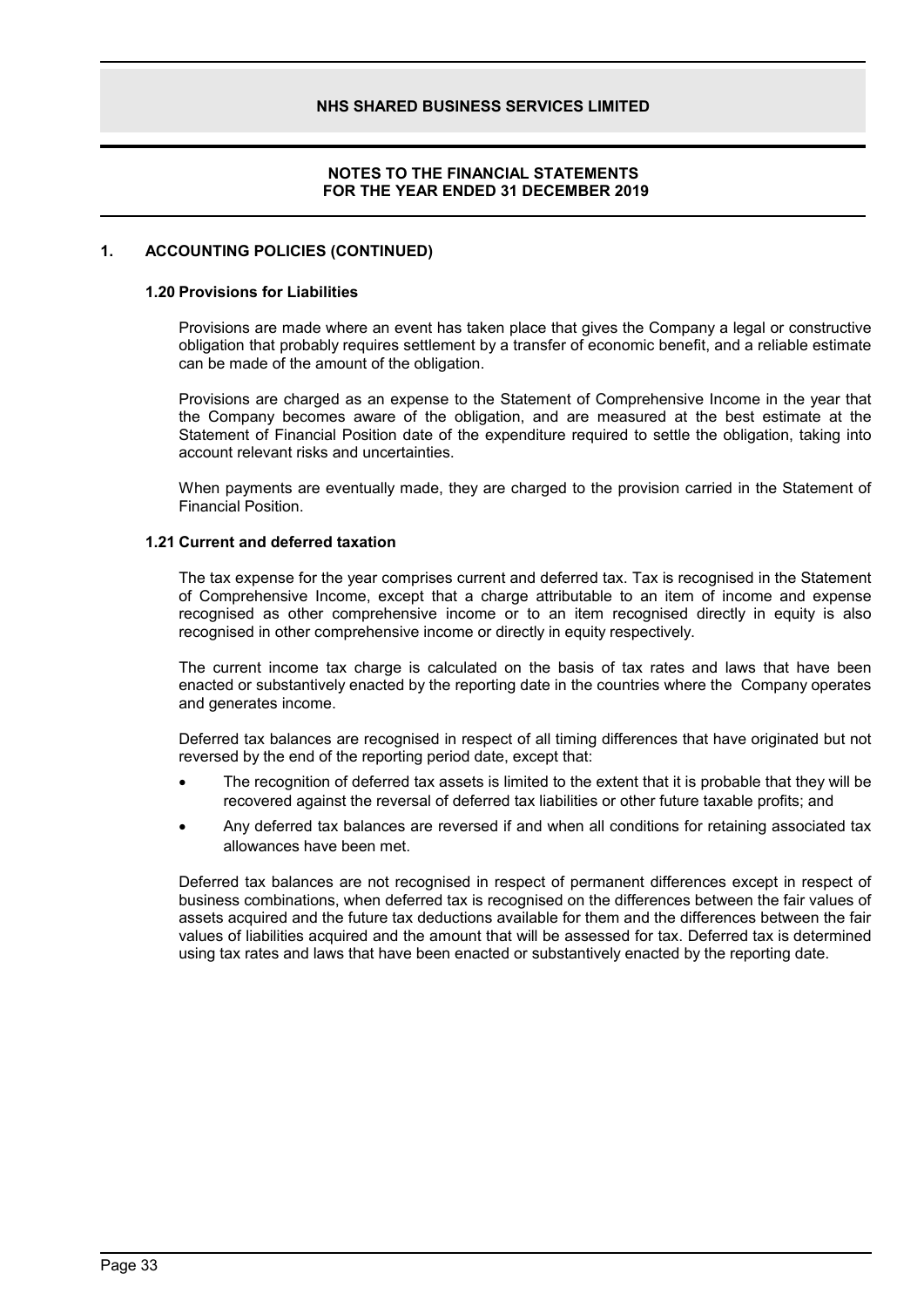## 1. ACCOUNTING POLICIES (CONTINUED)

### 1.20 Provisions for Liabilities

Provisions are made where an event has taken place that gives the Company a legal or constructive obligation that probably requires settlement by a transfer of economic benefit, and a reliable estimate can be made of the amount of the obligation.

Provisions are charged as an expense to the Statement of Comprehensive Income in the year that the Company becomes aware of the obligation, and are measured at the best estimate at the Statement of Financial Position date of the expenditure required to settle the obligation, taking into account relevant risks and uncertainties.

When payments are eventually made, they are charged to the provision carried in the Statement of Financial Position.

### 1.21 Current and deferred taxation

The tax expense for the year comprises current and deferred tax. Tax is recognised in the Statement of Comprehensive Income, except that a charge attributable to an item of income and expense recognised as other comprehensive income or to an item recognised directly in equity is also recognised in other comprehensive income or directly in equity respectively.

The current income tax charge is calculated on the basis of tax rates and laws that have been enacted or substantively enacted by the reporting date in the countries where the Company operates and generates income.

Deferred tax balances are recognised in respect of all timing differences that have originated but not reversed by the end of the reporting period date, except that:

- The recognition of deferred tax assets is limited to the extent that it is probable that they will be recovered against the reversal of deferred tax liabilities or other future taxable profits; and
- Any deferred tax balances are reversed if and when all conditions for retaining associated tax allowances have been met.

Deferred tax balances are not recognised in respect of permanent differences except in respect of business combinations, when deferred tax is recognised on the differences between the fair values of assets acquired and the future tax deductions available for them and the differences between the fair values of liabilities acquired and the amount that will be assessed for tax. Deferred tax is determined using tax rates and laws that have been enacted or substantively enacted by the reporting date.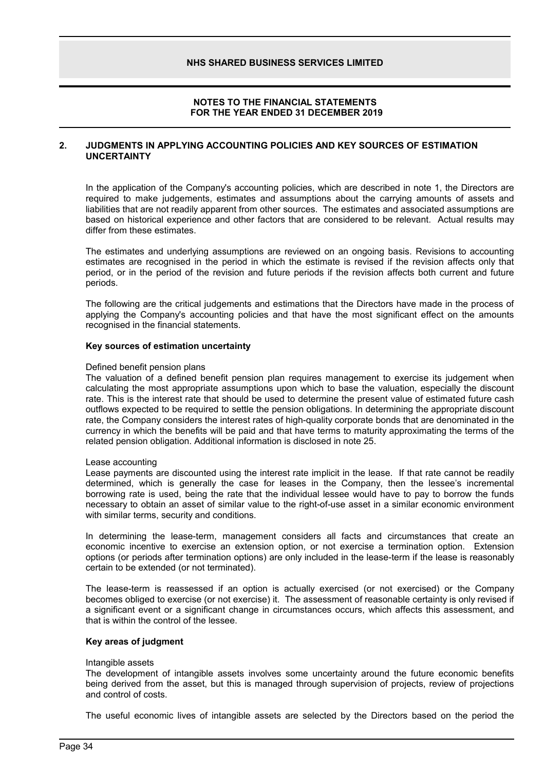## 2. JUDGMENTS IN APPLYING ACCOUNTING POLICIES AND KEY SOURCES OF ESTIMATION UNCERTAINTY

In the application of the Company's accounting policies, which are described in note 1, the Directors are required to make judgements, estimates and assumptions about the carrying amounts of assets and liabilities that are not readily apparent from other sources. The estimates and associated assumptions are based on historical experience and other factors that are considered to be relevant. Actual results may differ from these estimates.

The estimates and underlying assumptions are reviewed on an ongoing basis. Revisions to accounting estimates are recognised in the period in which the estimate is revised if the revision affects only that period, or in the period of the revision and future periods if the revision affects both current and future periods.

The following are the critical judgements and estimations that the Directors have made in the process of applying the Company's accounting policies and that have the most significant effect on the amounts recognised in the financial statements.

**Key sources of estimation uncertainty**

Defined benefit pension plans

The valuation of a defined benefit pension plan requires management to exercise its judgement when calculating the most appropriate assumptions upon which to base the valuation, especially the discount rate. This is the interest rate that should be used to determine the present value of estimated future cash outflows expected to be required to settle the pension obligations. In determining the appropriate discount rate, the Company considers the interest rates of high-quality corporate bonds that are denominated in the currency in which the benefits will be paid and that have terms to maturity approximating the terms of the related pension obligation. Additional information is disclosed in note 25.

Lease accounting

Lease payments are discounted using the interest rate implicit in the lease. If that rate cannot be readily determined, which is generally the case for leases in the Company, then the lessee's incremental borrowing rate is used, being the rate that the individual lessee would have to pay to borrow the funds necessary to obtain an asset of similar value to the right-of-use asset in a similar economic environment with similar terms, security and conditions.

In determining the lease-term, management considers all facts and circumstances that create an economic incentive to exercise an extension option, or not exercise a termination option. Extension options (or periods after termination options) are only included in the lease-term if the lease is reasonably certain to be extended (or not terminated).

The lease-term is reassessed if an option is actually exercised (or not exercised) or the Company becomes obliged to exercise (or not exercise) it. The assessment of reasonable certainty is only revised if a significant event or a significant change in circumstances occurs, which affects this assessment, and that is within the control of the lessee.

**Key areas of judgment**

Intangible assets

The development of intangible assets involves some uncertainty around the future economic benefits being derived from the asset, but this is managed through supervision of projects, review of projections and control of costs.

The useful economic lives of intangible assets are selected by the Directors based on the period the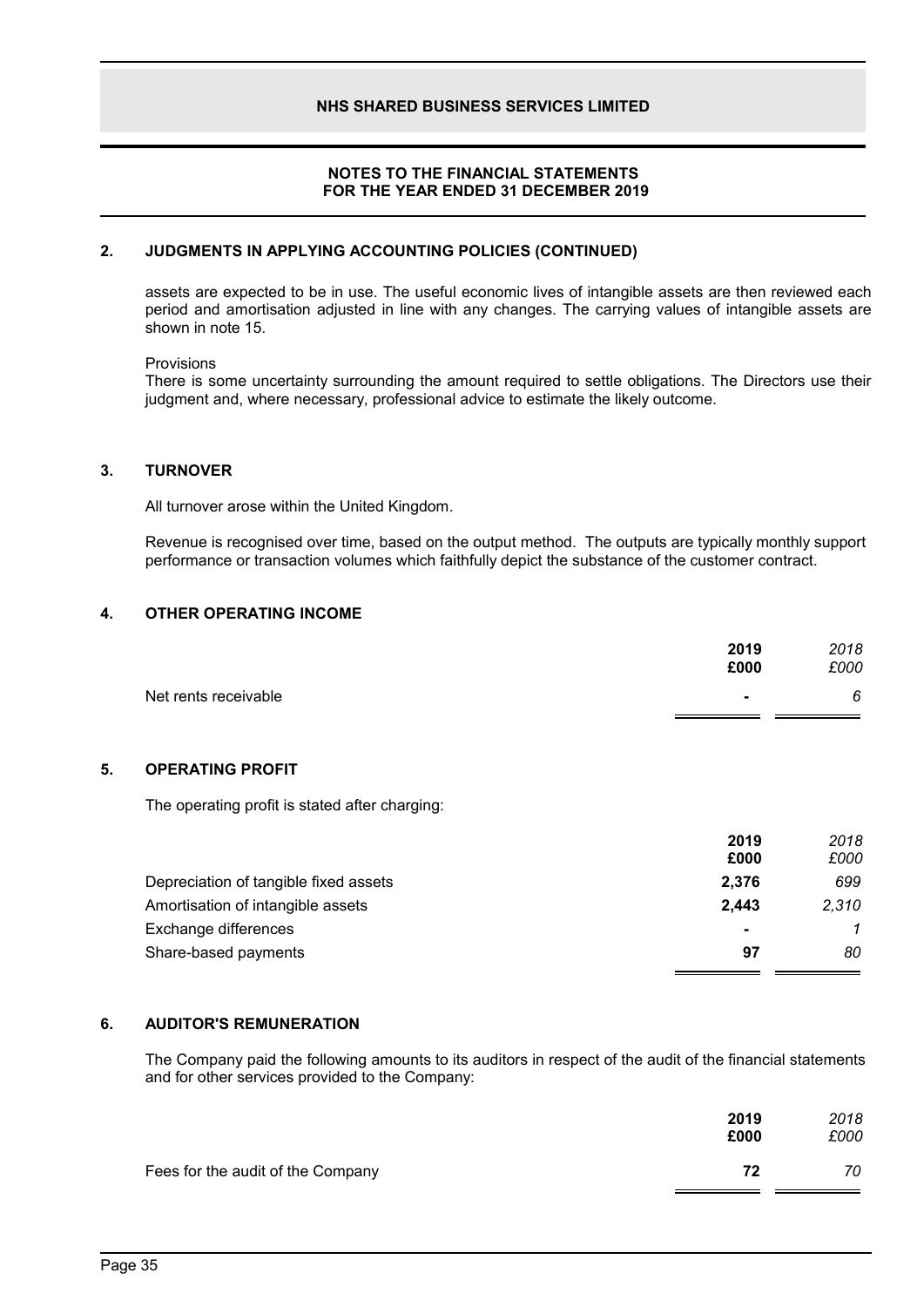## 2. JUDGMENTS IN APPLYING ACCOUNTING POLICIES (CONTINUED)

assets are expected to be in use. The useful economic lives of intangible assets are then reviewed each period and amortisation adjusted in line with any changes. The carrying values of intangible assets are shown in note 15.

Provisions

There is some uncertainty surrounding the amount required to settle obligations. The Directors use their judgment and, where necessary, professional advice to estimate the likely outcome.

## 3. TURNOVER

All turnover arose within the United Kingdom.

Revenue is recognised over time, based on the output method. The outputs are typically monthly support performance or transaction volumes which faithfully depict the substance of the customer contract.

## 4. OTHER OPERATING INCOME

| | **2019** **£000** | *2018* *£000* |
|---|---|---|
| Net rents receivable | **-** | *6* |

## 5. OPERATING PROFIT

The operating profit is stated after charging:

| | **2019** **£000** | *2018* *£000* |
|---|---|---|
| Depreciation of tangible fixed assets | **2,376** | *699* |
| Amortisation of intangible assets | **2,443** | *2,310* |
| Exchange differences | **-** | *1* |
| Share-based payments | **97** | *80* |

## 6. AUDITOR'S REMUNERATION

The Company paid the following amounts to its auditors in respect of the audit of the financial statements and for other services provided to the Company:

| | **2019** **£000** | *2018* *£000* |
|---|---|---|
| Fees for the audit of the Company | **72** | *70* |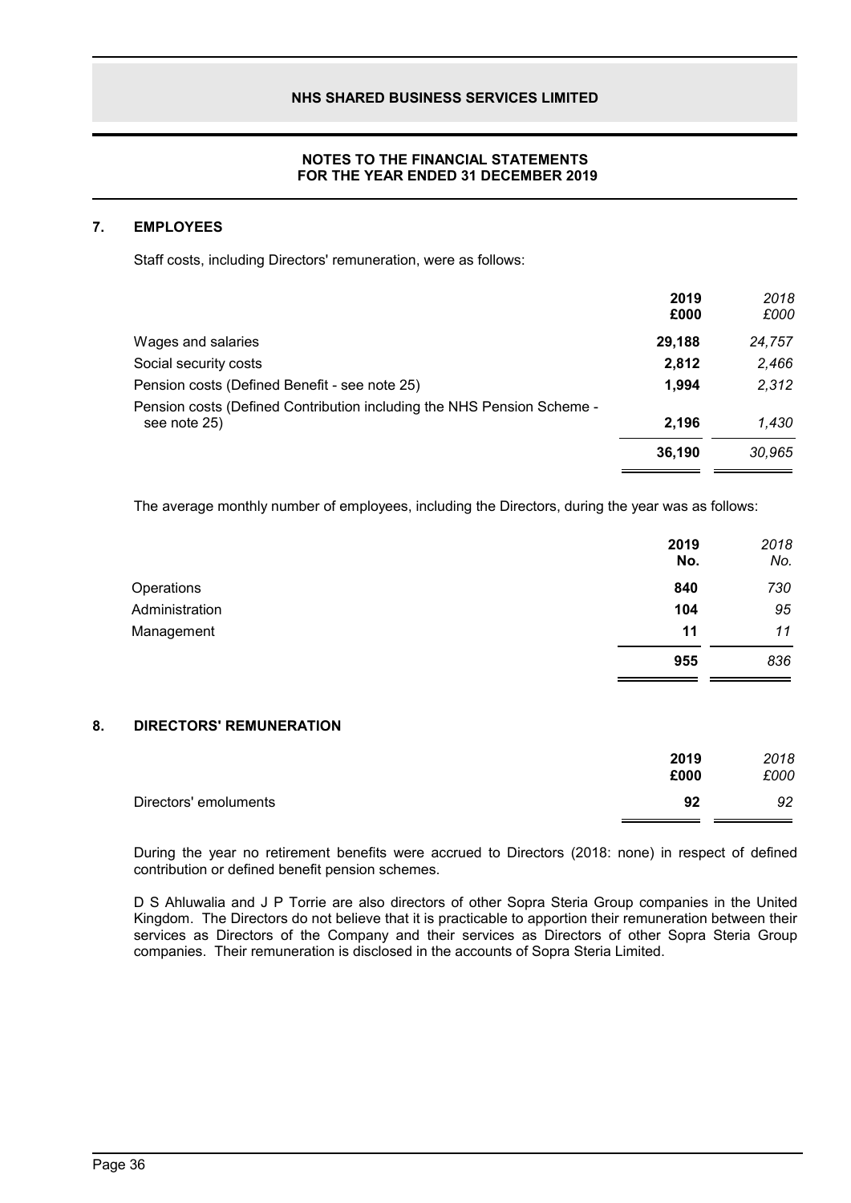**NOTES TO THE FINANCIAL STATEMENTS FOR THE YEAR ENDED 31 DECEMBER 2019**

## 7. EMPLOYEES

Staff costs, including Directors' remuneration, were as follows:

| | 2019 £000 | 2018 £000 |
|---|---|---|
| Wages and salaries | 29,188 | 24,757 |
| Social security costs | 2,812 | 2,466 |
| Pension costs (Defined Benefit - see note 25) | 1,994 | 2,312 |
| Pension costs (Defined Contribution including the NHS Pension Scheme - see note 25) | 2,196 | 1,430 |
| | 36,190 | 30,965 |

The average monthly number of employees, including the Directors, during the year was as follows:

| | 2019 No. | 2018 No. |
|---|---|---|
| Operations | 840 | 730 |
| Administration | 104 | 95 |
| Management | 11 | 11 |
| | 955 | 836 |

## 8. DIRECTORS' REMUNERATION

| | 2019 £000 | 2018 £000 |
|---|---|---|
| Directors' emoluments | 92 | 92 |

During the year no retirement benefits were accrued to Directors (2018: none) in respect of defined contribution or defined benefit pension schemes.

D S Ahluwalia and J P Torrie are also directors of other Sopra Steria Group companies in the United Kingdom. The Directors do not believe that it is practicable to apportion their remuneration between their services as Directors of the Company and their services as Directors of other Sopra Steria Group companies. Their remuneration is disclosed in the accounts of Sopra Steria Limited.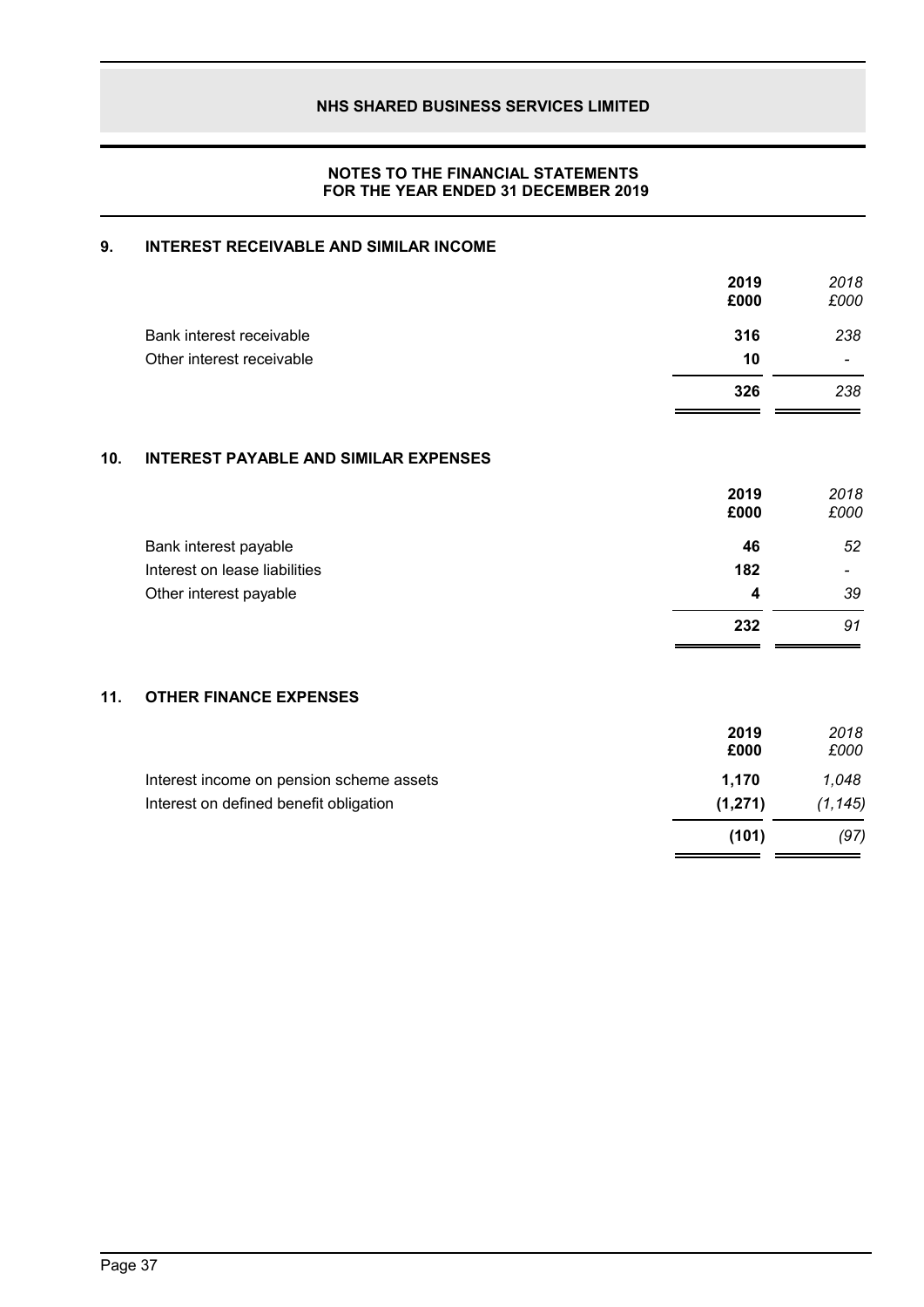**NHS SHARED BUSINESS SERVICES LIMITED**

**NOTES TO THE FINANCIAL STATEMENTS**
**FOR THE YEAR ENDED 31 DECEMBER 2019**

## 9. INTEREST RECEIVABLE AND SIMILAR INCOME

| | 2019 £000 | *2018 £000* |
|---|---|---|
| Bank interest receivable | **316** | *238* |
| Other interest receivable | **10** | *-* |
| | **326** | *238* |

## 10. INTEREST PAYABLE AND SIMILAR EXPENSES

| | 2019 £000 | *2018 £000* |
|---|---|---|
| Bank interest payable | **46** | *52* |
| Interest on lease liabilities | **182** | *-* |
| Other interest payable | **4** | *39* |
| | **232** | *91* |

## 11. OTHER FINANCE EXPENSES

| | 2019 £000 | *2018 £000* |
|---|---|---|
| Interest income on pension scheme assets | **1,170** | *1,048* |
| Interest on defined benefit obligation | **(1,271)** | *(1,145)* |
| | **(101)** | *(97)* |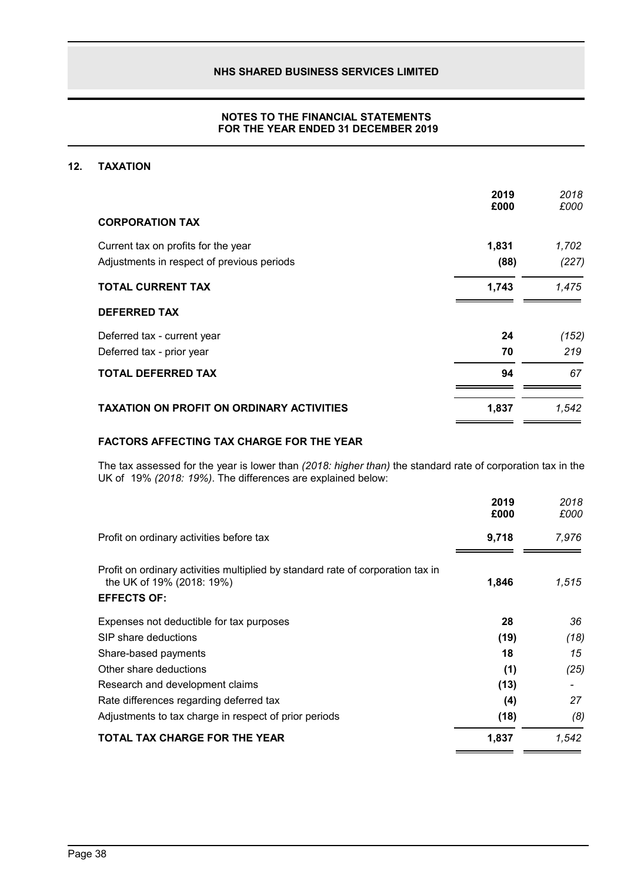## 12. TAXATION

| | 2019 £000 | *2018 £000* |
|---|---|---|
| **CORPORATION TAX** | | |
| Current tax on profits for the year | **1,831** | *1,702* |
| Adjustments in respect of previous periods | **(88)** | *(227)* |
| **TOTAL CURRENT TAX** | **1,743** | *1,475* |
| **DEFERRED TAX** | | |
| Deferred tax - current year | **24** | *(152)* |
| Deferred tax - prior year | **70** | *219* |
| **TOTAL DEFERRED TAX** | **94** | *67* |
| **TAXATION ON PROFIT ON ORDINARY ACTIVITIES** | **1,837** | *1,542* |

### FACTORS AFFECTING TAX CHARGE FOR THE YEAR

The tax assessed for the year is lower than *(2018: higher than)* the standard rate of corporation tax in the UK of 19% *(2018: 19%)*. The differences are explained below:

| | 2019 £000 | *2018 £000* |
|---|---|---|
| Profit on ordinary activities before tax | **9,718** | *7,976* |
| Profit on ordinary activities multiplied by standard rate of corporation tax in the UK of 19% (2018: 19%) | **1,846** | *1,515* |
| **EFFECTS OF:** | | |
| Expenses not deductible for tax purposes | **28** | *36* |
| SIP share deductions | **(19)** | *(18)* |
| Share-based payments | **18** | *15* |
| Other share deductions | **(1)** | *(25)* |
| Research and development claims | **(13)** | *-* |
| Rate differences regarding deferred tax | **(4)** | *27* |
| Adjustments to tax charge in respect of prior periods | **(18)** | *(8)* |
| **TOTAL TAX CHARGE FOR THE YEAR** | **1,837** | *1,542* |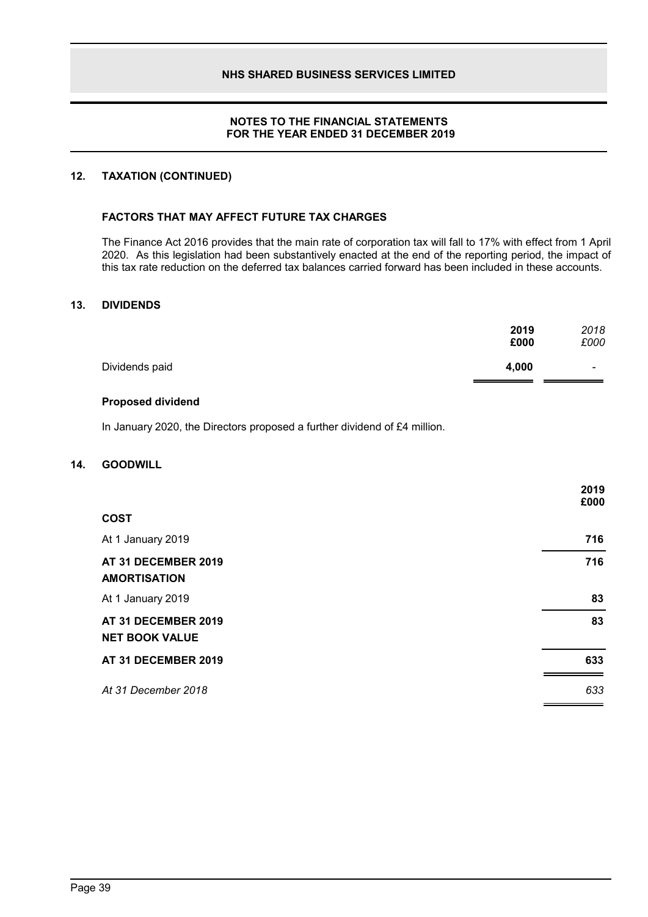## 12. TAXATION (CONTINUED)

### FACTORS THAT MAY AFFECT FUTURE TAX CHARGES

The Finance Act 2016 provides that the main rate of corporation tax will fall to 17% with effect from 1 April 2020. As this legislation had been substantively enacted at the end of the reporting period, the impact of this tax rate reduction on the deferred tax balances carried forward has been included in these accounts.

## 13. DIVIDENDS

| | **2019 £000** | *2018 £000* |
|---|---|---|
| Dividends paid | **4,000** | - |

**Proposed dividend**

In January 2020, the Directors proposed a further dividend of £4 million.

## 14. GOODWILL

| | **2019 £000** |
|---|---|
| **COST** | |
| At 1 January 2019 | **716** |
| **AT 31 DECEMBER 2019** | **716** |
| **AMORTISATION** | |
| At 1 January 2019 | **83** |
| **AT 31 DECEMBER 2019** | **83** |
| **NET BOOK VALUE** | |
| **AT 31 DECEMBER 2019** | **633** |
| *At 31 December 2018* | *633* |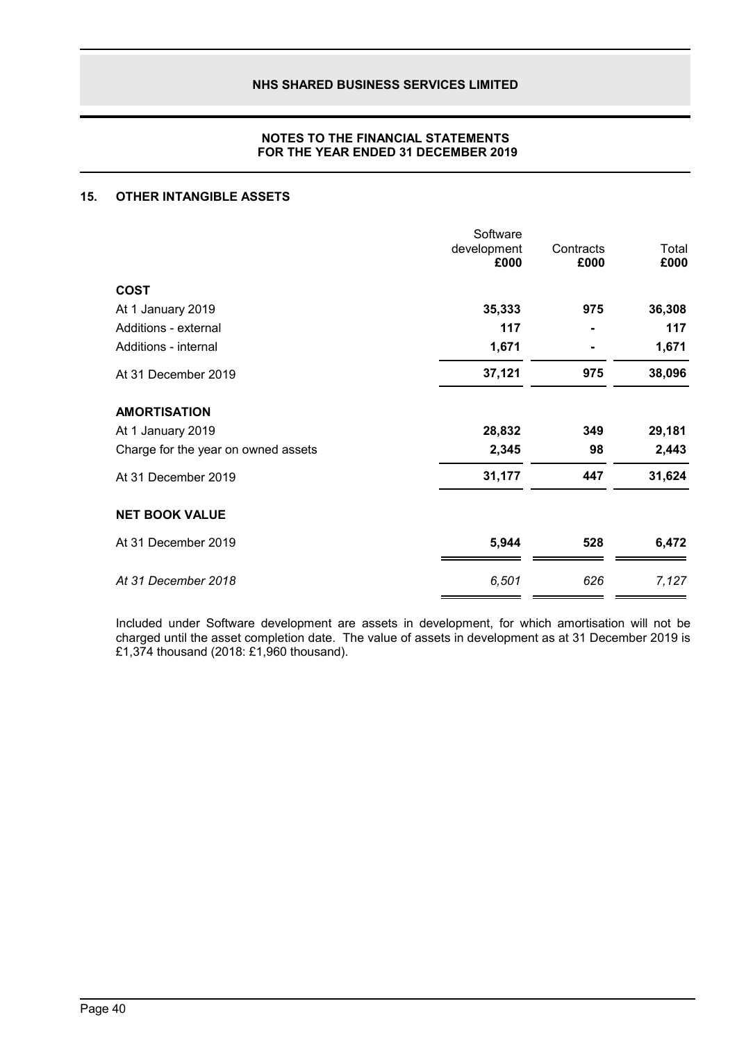## 15. OTHER INTANGIBLE ASSETS

| | Software development £000 | Contracts £000 | Total £000 |
|---|---|---|---|
| **COST** | | | |
| At 1 January 2019 | **35,333** | **975** | **36,308** |
| Additions - external | **117** | **-** | **117** |
| Additions - internal | **1,671** | **-** | **1,671** |
| At 31 December 2019 | **37,121** | **975** | **38,096** |
| **AMORTISATION** | | | |
| At 1 January 2019 | **28,832** | **349** | **29,181** |
| Charge for the year on owned assets | **2,345** | **98** | **2,443** |
| At 31 December 2019 | **31,177** | **447** | **31,624** |
| **NET BOOK VALUE** | | | |
| At 31 December 2019 | **5,944** | **528** | **6,472** |
| *At 31 December 2018* | *6,501* | *626* | *7,127* |

Included under Software development are assets in development, for which amortisation will not be charged until the asset completion date. The value of assets in development as at 31 December 2019 is £1,374 thousand (2018: £1,960 thousand).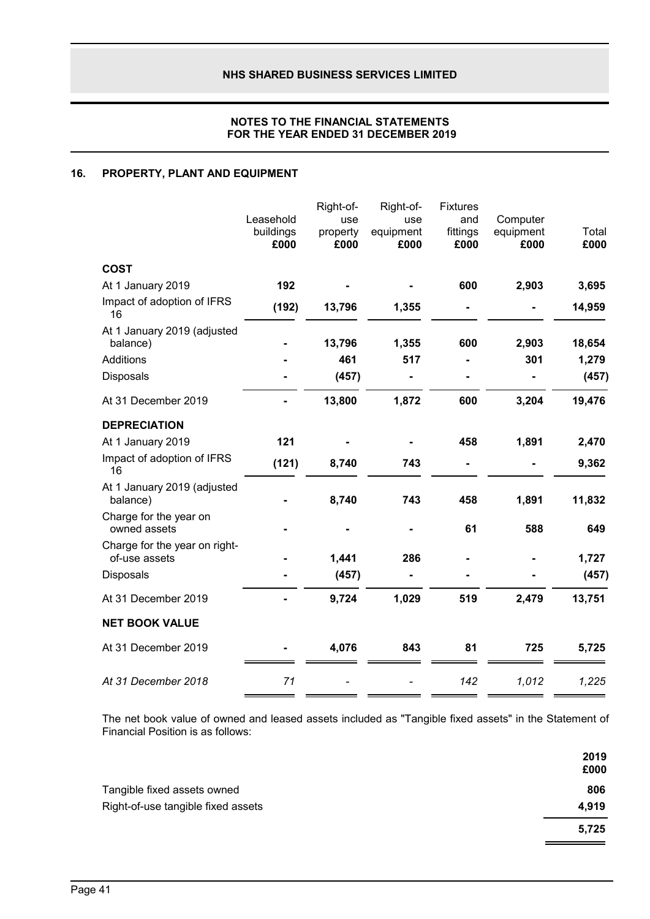## 16. PROPERTY, PLANT AND EQUIPMENT

| | Leasehold buildings £000 | Right-of-use property £000 | Right-of-use equipment £000 | Fixtures and fittings £000 | Computer equipment £000 | Total £000 |
|---|---|---|---|---|---|---|
| **COST** | | | | | | |
| At 1 January 2019 | **192** | **-** | **-** | **600** | **2,903** | **3,695** |
| Impact of adoption of IFRS 16 | **(192)** | **13,796** | **1,355** | **-** | **-** | **14,959** |
| At 1 January 2019 (adjusted balance) | **-** | **13,796** | **1,355** | **600** | **2,903** | **18,654** |
| Additions | **-** | **461** | **517** | **-** | **301** | **1,279** |
| Disposals | **-** | **(457)** | **-** | **-** | **-** | **(457)** |
| At 31 December 2019 | **-** | **13,800** | **1,872** | **600** | **3,204** | **19,476** |
| **DEPRECIATION** | | | | | | |
| At 1 January 2019 | **121** | **-** | **-** | **458** | **1,891** | **2,470** |
| Impact of adoption of IFRS 16 | **(121)** | **8,740** | **743** | **-** | **-** | **9,362** |
| At 1 January 2019 (adjusted balance) | **-** | **8,740** | **743** | **458** | **1,891** | **11,832** |
| Charge for the year on owned assets | **-** | **-** | **-** | **61** | **588** | **649** |
| Charge for the year on right-of-use assets | **-** | **1,441** | **286** | **-** | **-** | **1,727** |
| Disposals | **-** | **(457)** | **-** | **-** | **-** | **(457)** |
| At 31 December 2019 | **-** | **9,724** | **1,029** | **519** | **2,479** | **13,751** |
| **NET BOOK VALUE** | | | | | | |
| At 31 December 2019 | **-** | **4,076** | **843** | **81** | **725** | **5,725** |
| *At 31 December 2018* | *71* | *-* | *-* | *142* | *1,012* | *1,225* |

The net book value of owned and leased assets included as "Tangible fixed assets" in the Statement of Financial Position is as follows:

| | 2019 £000 |
|---|---|
| Tangible fixed assets owned | **806** |
| Right-of-use tangible fixed assets | **4,919** |
| | **5,725** |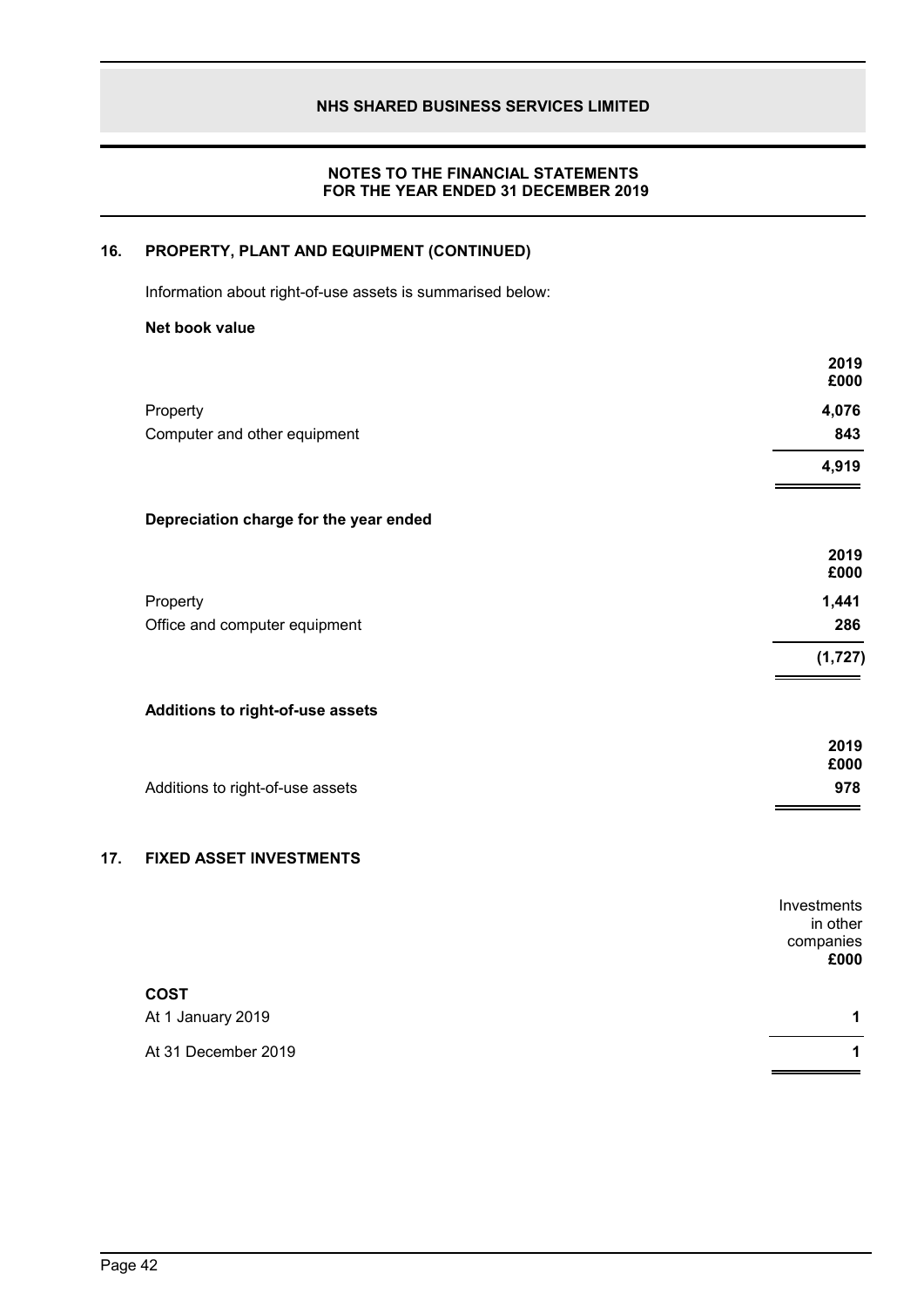## 16. PROPERTY, PLANT AND EQUIPMENT (CONTINUED)

Information about right-of-use assets is summarised below:

**Net book value**

| | 2019 £000 |
|---|---|
| Property | **4,076** |
| Computer and other equipment | **843** |
| | **4,919** |

**Depreciation charge for the year ended**

| | 2019 £000 |
|---|---|
| Property | **1,441** |
| Office and computer equipment | **286** |
| | **(1,727)** |

**Additions to right-of-use assets**

| | 2019 £000 |
|---|---|
| Additions to right-of-use assets | **978** |

## 17. FIXED ASSET INVESTMENTS

| | Investments in other companies £000 |
|---|---|
| **COST** | |
| At 1 January 2019 | 1 |
| At 31 December 2019 | 1 |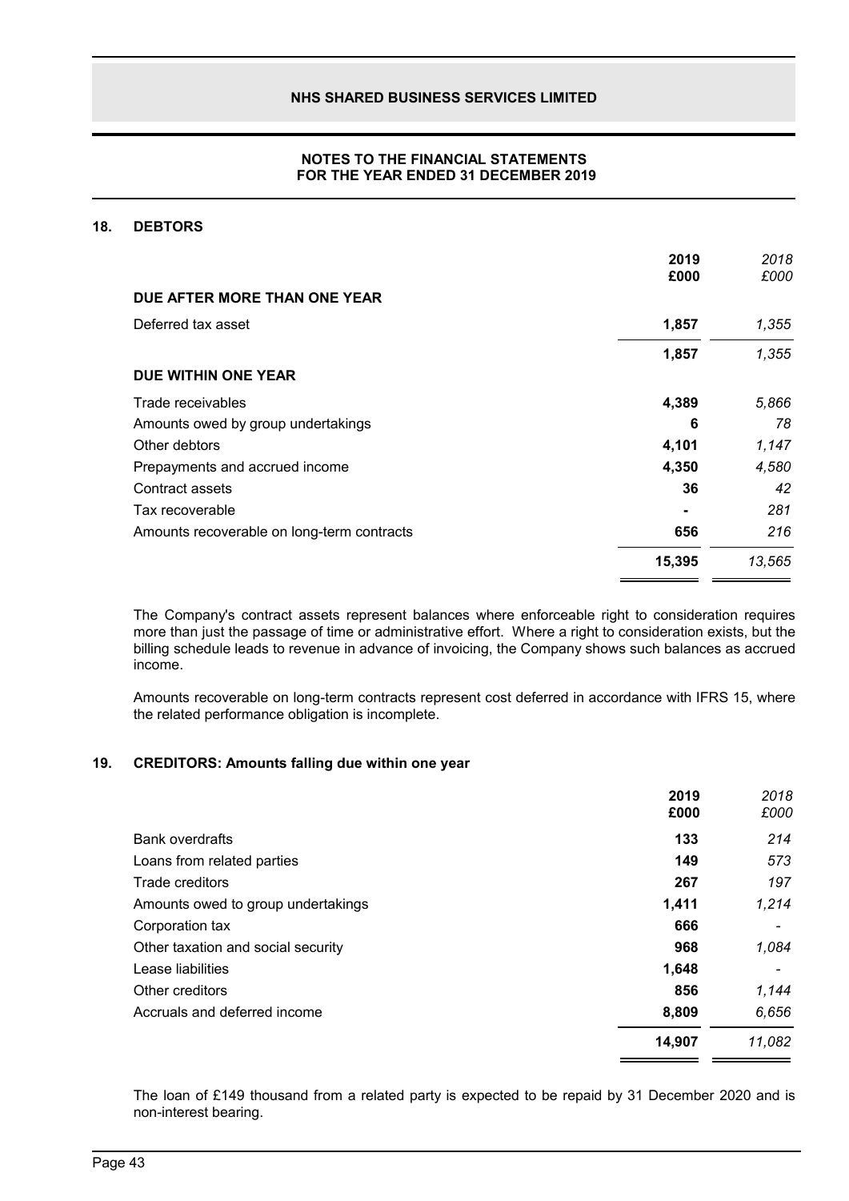## 18. DEBTORS

| | 2019 £000 | *2018 £000* |
|---|---|---|
| **DUE AFTER MORE THAN ONE YEAR** | | |
| Deferred tax asset | **1,857** | *1,355* |
| | **1,857** | *1,355* |
| **DUE WITHIN ONE YEAR** | | |
| Trade receivables | **4,389** | *5,866* |
| Amounts owed by group undertakings | **6** | *78* |
| Other debtors | **4,101** | *1,147* |
| Prepayments and accrued income | **4,350** | *4,580* |
| Contract assets | **36** | *42* |
| Tax recoverable | **-** | *281* |
| Amounts recoverable on long-term contracts | **656** | *216* |
| | **15,395** | *13,565* |

The Company's contract assets represent balances where enforceable right to consideration requires more than just the passage of time or administrative effort. Where a right to consideration exists, but the billing schedule leads to revenue in advance of invoicing, the Company shows such balances as accrued income.

Amounts recoverable on long-term contracts represent cost deferred in accordance with IFRS 15, where the related performance obligation is incomplete.

## 19. CREDITORS: Amounts falling due within one year

| | 2019 £000 | *2018 £000* |
|---|---|---|
| Bank overdrafts | **133** | *214* |
| Loans from related parties | **149** | *573* |
| Trade creditors | **267** | *197* |
| Amounts owed to group undertakings | **1,411** | *1,214* |
| Corporation tax | **666** | *-* |
| Other taxation and social security | **968** | *1,084* |
| Lease liabilities | **1,648** | *-* |
| Other creditors | **856** | *1,144* |
| Accruals and deferred income | **8,809** | *6,656* |
| | **14,907** | *11,082* |

The loan of £149 thousand from a related party is expected to be repaid by 31 December 2020 and is non-interest bearing.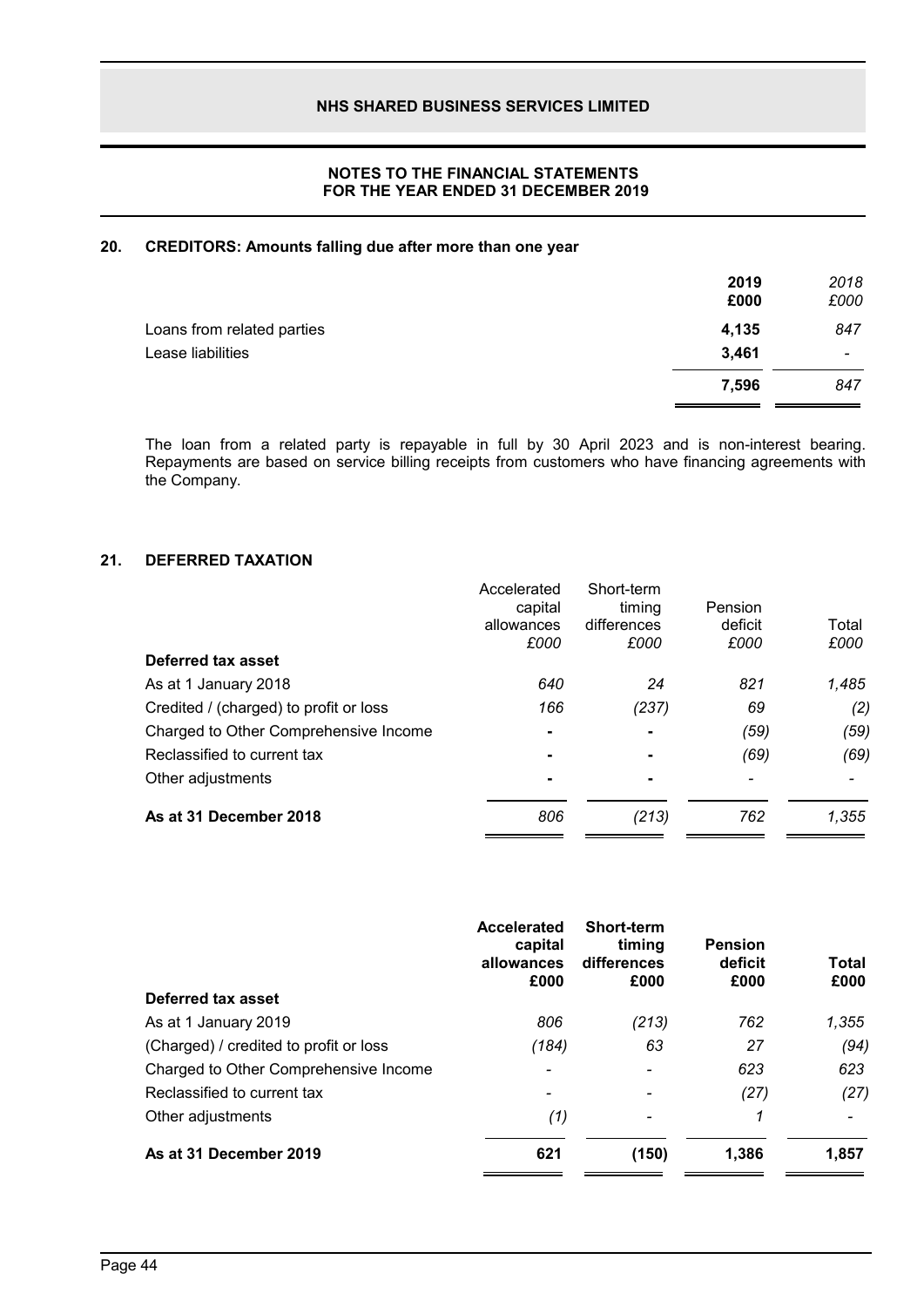## 20. CREDITORS: Amounts falling due after more than one year

| | 2019<br>£000 | 2018<br>£000 |
|---|---|---|
| Loans from related parties | 4,135 | 847 |
| Lease liabilities | 3,461 | - |
| | **7,596** | 847 |

The loan from a related party is repayable in full by 30 April 2023 and is non-interest bearing. Repayments are based on service billing receipts from customers who have financing agreements with the Company.

## 21. DEFERRED TAXATION

| | Accelerated capital allowances<br>£000 | Short-term timing differences<br>£000 | Pension deficit<br>£000 | Total<br>£000 |
|---|---|---|---|---|
| **Deferred tax asset** | | | | |
| As at 1 January 2018 | 640 | 24 | 821 | 1,485 |
| Credited / (charged) to profit or loss | 166 | (237) | 69 | (2) |
| Charged to Other Comprehensive Income | - | - | (59) | (59) |
| Reclassified to current tax | - | - | (69) | (69) |
| Other adjustments | - | - | - | - |
| **As at 31 December 2018** | 806 | (213) | 762 | 1,355 |

| | **Accelerated capital allowances<br>£000** | **Short-term timing differences<br>£000** | **Pension deficit<br>£000** | **Total<br>£000** |
|---|---|---|---|---|
| **Deferred tax asset** | | | | |
| As at 1 January 2019 | 806 | (213) | 762 | 1,355 |
| (Charged) / credited to profit or loss | (184) | 63 | 27 | (94) |
| Charged to Other Comprehensive Income | - | - | 623 | 623 |
| Reclassified to current tax | - | - | (27) | (27) |
| Other adjustments | (1) | - | 1 | - |
| **As at 31 December 2019** | **621** | **(150)** | **1,386** | **1,857** |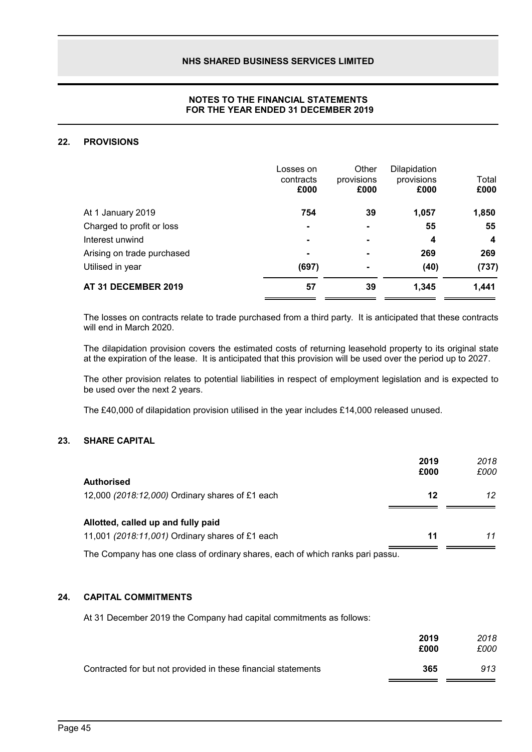## 22. PROVISIONS

| | Losses on contracts £000 | Other provisions £000 | Dilapidation provisions £000 | Total £000 |
|---|---|---|---|---|
| At 1 January 2019 | **754** | **39** | **1,057** | **1,850** |
| Charged to profit or loss | **-** | **-** | **55** | **55** |
| Interest unwind | **-** | **-** | **4** | **4** |
| Arising on trade purchased | **-** | **-** | **269** | **269** |
| Utilised in year | **(697)** | **-** | **(40)** | **(737)** |
| **AT 31 DECEMBER 2019** | **57** | **39** | **1,345** | **1,441** |

The losses on contracts relate to trade purchased from a third party. It is anticipated that these contracts will end in March 2020.

The dilapidation provision covers the estimated costs of returning leasehold property to its original state at the expiration of the lease. It is anticipated that this provision will be used over the period up to 2027.

The other provision relates to potential liabilities in respect of employment legislation and is expected to be used over the next 2 years.

The £40,000 of dilapidation provision utilised in the year includes £14,000 released unused.

## 23. SHARE CAPITAL

| | 2019 £000 | *2018 £000* |
|---|---|---|
| **Authorised** | | |
| 12,000 *(2018:12,000)* Ordinary shares of £1 each | **12** | *12* |
| **Allotted, called up and fully paid** | | |
| 11,001 *(2018:11,001)* Ordinary shares of £1 each | **11** | *11* |

The Company has one class of ordinary shares, each of which ranks pari passu.

## 24. CAPITAL COMMITMENTS

At 31 December 2019 the Company had capital commitments as follows:

| | 2019 £000 | *2018 £000* |
|---|---|---|
| Contracted for but not provided in these financial statements | **365** | *913* |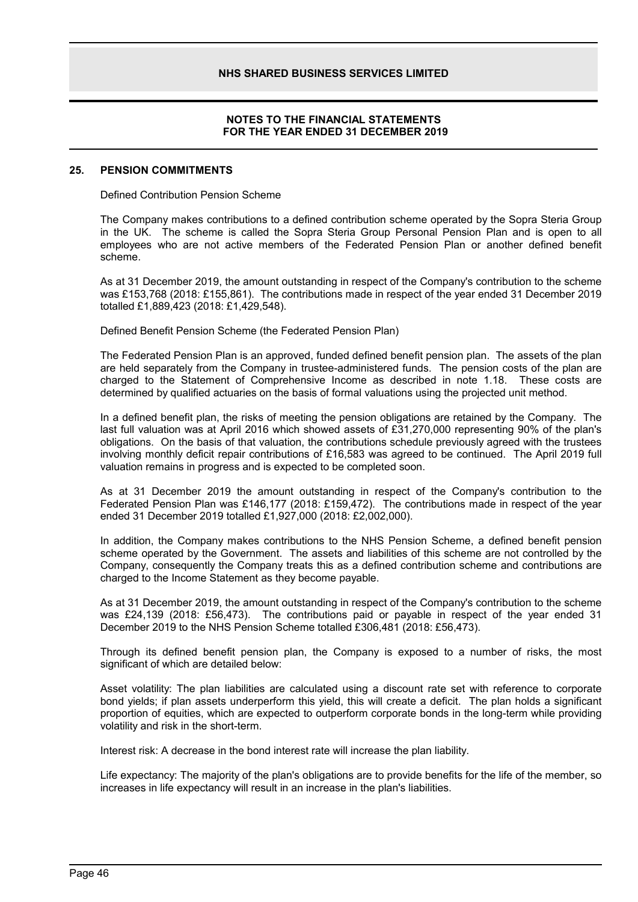## 25. PENSION COMMITMENTS

Defined Contribution Pension Scheme

The Company makes contributions to a defined contribution scheme operated by the Sopra Steria Group in the UK. The scheme is called the Sopra Steria Group Personal Pension Plan and is open to all employees who are not active members of the Federated Pension Plan or another defined benefit scheme.

As at 31 December 2019, the amount outstanding in respect of the Company's contribution to the scheme was £153,768 (2018: £155,861). The contributions made in respect of the year ended 31 December 2019 totalled £1,889,423 (2018: £1,429,548).

Defined Benefit Pension Scheme (the Federated Pension Plan)

The Federated Pension Plan is an approved, funded defined benefit pension plan. The assets of the plan are held separately from the Company in trustee-administered funds. The pension costs of the plan are charged to the Statement of Comprehensive Income as described in note 1.18. These costs are determined by qualified actuaries on the basis of formal valuations using the projected unit method.

In a defined benefit plan, the risks of meeting the pension obligations are retained by the Company. The last full valuation was at April 2016 which showed assets of £31,270,000 representing 90% of the plan's obligations. On the basis of that valuation, the contributions schedule previously agreed with the trustees involving monthly deficit repair contributions of £16,583 was agreed to be continued. The April 2019 full valuation remains in progress and is expected to be completed soon.

As at 31 December 2019 the amount outstanding in respect of the Company's contribution to the Federated Pension Plan was £146,177 (2018: £159,472). The contributions made in respect of the year ended 31 December 2019 totalled £1,927,000 (2018: £2,002,000).

In addition, the Company makes contributions to the NHS Pension Scheme, a defined benefit pension scheme operated by the Government. The assets and liabilities of this scheme are not controlled by the Company, consequently the Company treats this as a defined contribution scheme and contributions are charged to the Income Statement as they become payable.

As at 31 December 2019, the amount outstanding in respect of the Company's contribution to the scheme was £24,139 (2018: £56,473). The contributions paid or payable in respect of the year ended 31 December 2019 to the NHS Pension Scheme totalled £306,481 (2018: £56,473).

Through its defined benefit pension plan, the Company is exposed to a number of risks, the most significant of which are detailed below:

Asset volatility: The plan liabilities are calculated using a discount rate set with reference to corporate bond yields; if plan assets underperform this yield, this will create a deficit. The plan holds a significant proportion of equities, which are expected to outperform corporate bonds in the long-term while providing volatility and risk in the short-term.

Interest risk: A decrease in the bond interest rate will increase the plan liability.

Life expectancy: The majority of the plan's obligations are to provide benefits for the life of the member, so increases in life expectancy will result in an increase in the plan's liabilities.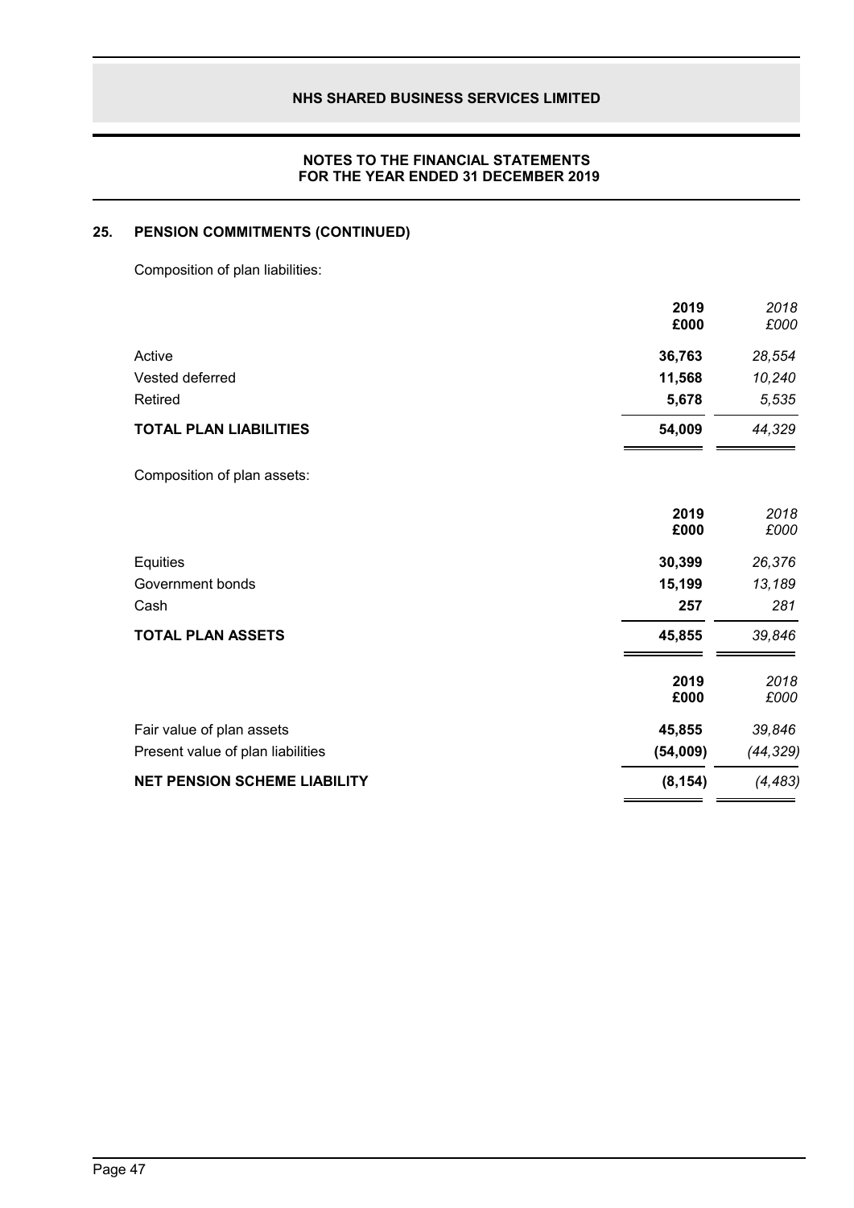## 25. PENSION COMMITMENTS (CONTINUED)

Composition of plan liabilities:

| | 2019 £000 | *2018 £000* |
|---|---|---|
| Active | 36,763 | *28,554* |
| Vested deferred | 11,568 | *10,240* |
| Retired | 5,678 | *5,535* |
| **TOTAL PLAN LIABILITIES** | **54,009** | *44,329* |

Composition of plan assets:

| | 2019 £000 | *2018 £000* |
|---|---|---|
| Equities | 30,399 | *26,376* |
| Government bonds | 15,199 | *13,189* |
| Cash | 257 | *281* |
| **TOTAL PLAN ASSETS** | **45,855** | *39,846* |

| | 2019 £000 | *2018 £000* |
|---|---|---|
| Fair value of plan assets | 45,855 | *39,846* |
| Present value of plan liabilities | (54,009) | *(44,329)* |
| **NET PENSION SCHEME LIABILITY** | **(8,154)** | *(4,483)* |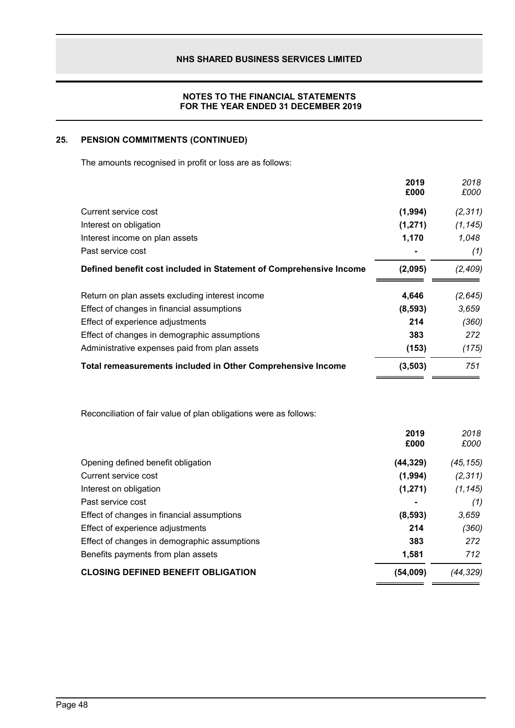## 25. PENSION COMMITMENTS (CONTINUED)

The amounts recognised in profit or loss are as follows:

| | **2019 £000** | *2018 £000* |
|---|---|---|
| Current service cost | **(1,994)** | *(2,311)* |
| Interest on obligation | **(1,271)** | *(1,145)* |
| Interest income on plan assets | **1,170** | *1,048* |
| Past service cost | **-** | *(1)* |
| **Defined benefit cost included in Statement of Comprehensive Income** | **(2,095)** | *(2,409)* |
| Return on plan assets excluding interest income | **4,646** | *(2,645)* |
| Effect of changes in financial assumptions | **(8,593)** | *3,659* |
| Effect of experience adjustments | **214** | *(360)* |
| Effect of changes in demographic assumptions | **383** | *272* |
| Administrative expenses paid from plan assets | **(153)** | *(175)* |
| **Total remeasurements included in Other Comprehensive Income** | **(3,503)** | *751* |

Reconciliation of fair value of plan obligations were as follows:

| | **2019 £000** | *2018 £000* |
|---|---|---|
| Opening defined benefit obligation | **(44,329)** | *(45,155)* |
| Current service cost | **(1,994)** | *(2,311)* |
| Interest on obligation | **(1,271)** | *(1,145)* |
| Past service cost | **-** | *(1)* |
| Effect of changes in financial assumptions | **(8,593)** | *3,659* |
| Effect of experience adjustments | **214** | *(360)* |
| Effect of changes in demographic assumptions | **383** | *272* |
| Benefits payments from plan assets | **1,581** | *712* |
| **CLOSING DEFINED BENEFIT OBLIGATION** | **(54,009)** | *(44,329)* |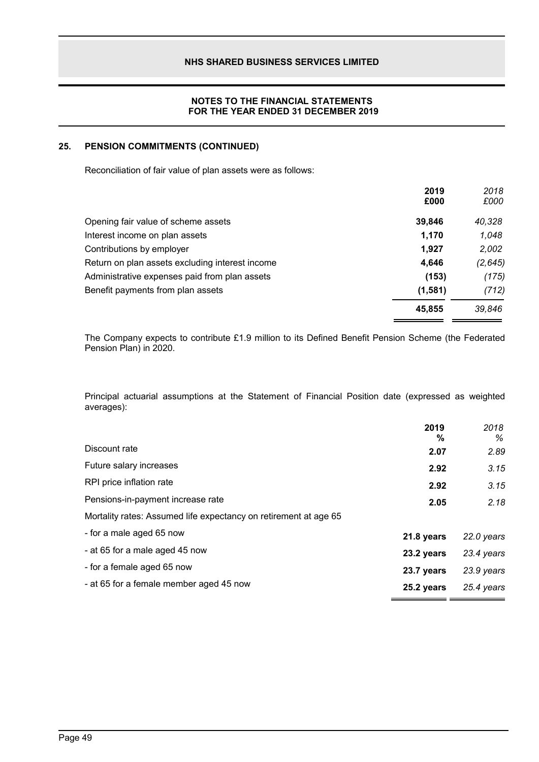## 25. PENSION COMMITMENTS (CONTINUED)

Reconciliation of fair value of plan assets were as follows:

| | **2019 £000** | *2018 £000* |
|---|---|---|
| Opening fair value of scheme assets | **39,846** | *40,328* |
| Interest income on plan assets | **1,170** | *1,048* |
| Contributions by employer | **1,927** | *2,002* |
| Return on plan assets excluding interest income | **4,646** | *(2,645)* |
| Administrative expenses paid from plan assets | **(153)** | *(175)* |
| Benefit payments from plan assets | **(1,581)** | *(712)* |
| | **45,855** | *39,846* |

The Company expects to contribute £1.9 million to its Defined Benefit Pension Scheme (the Federated Pension Plan) in 2020.

Principal actuarial assumptions at the Statement of Financial Position date (expressed as weighted averages):

| | **2019 %** | *2018 %* |
|---|---|---|
| Discount rate | **2.07** | *2.89* |
| Future salary increases | **2.92** | *3.15* |
| RPI price inflation rate | **2.92** | *3.15* |
| Pensions-in-payment increase rate | **2.05** | *2.18* |
| Mortality rates: Assumed life expectancy on retirement at age 65 | | |
| - for a male aged 65 now | **21.8 years** | *22.0 years* |
| - at 65 for a male aged 45 now | **23.2 years** | *23.4 years* |
| - for a female aged 65 now | **23.7 years** | *23.9 years* |
| - at 65 for a female member aged 45 now | **25.2 years** | *25.4 years* |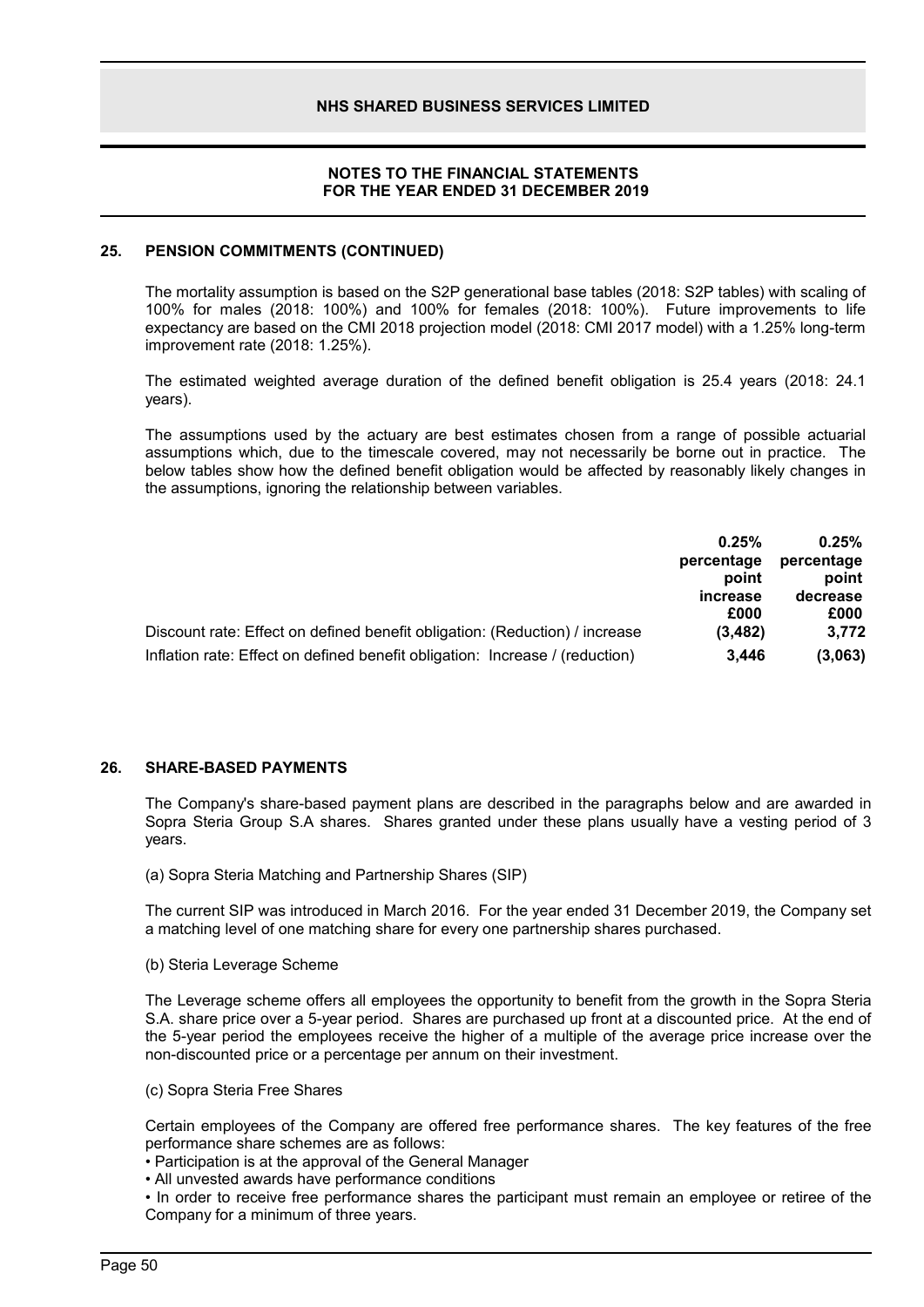## 25. PENSION COMMITMENTS (CONTINUED)

The mortality assumption is based on the S2P generational base tables (2018: S2P tables) with scaling of 100% for males (2018: 100%) and 100% for females (2018: 100%). Future improvements to life expectancy are based on the CMI 2018 projection model (2018: CMI 2017 model) with a 1.25% long-term improvement rate (2018: 1.25%).

The estimated weighted average duration of the defined benefit obligation is 25.4 years (2018: 24.1 years).

The assumptions used by the actuary are best estimates chosen from a range of possible actuarial assumptions which, due to the timescale covered, may not necessarily be borne out in practice. The below tables show how the defined benefit obligation would be affected by reasonably likely changes in the assumptions, ignoring the relationship between variables.

| | 0.25% percentage point increase £000 | 0.25% percentage point decrease £000 |
|---|---|---|
| Discount rate: Effect on defined benefit obligation: (Reduction) / increase | (3,482) | 3,772 |
| Inflation rate: Effect on defined benefit obligation: Increase / (reduction) | 3,446 | (3,063) |

## 26. SHARE-BASED PAYMENTS

The Company's share-based payment plans are described in the paragraphs below and are awarded in Sopra Steria Group S.A shares. Shares granted under these plans usually have a vesting period of 3 years.

(a) Sopra Steria Matching and Partnership Shares (SIP)

The current SIP was introduced in March 2016. For the year ended 31 December 2019, the Company set a matching level of one matching share for every one partnership shares purchased.

(b) Steria Leverage Scheme

The Leverage scheme offers all employees the opportunity to benefit from the growth in the Sopra Steria S.A. share price over a 5-year period. Shares are purchased up front at a discounted price. At the end of the 5-year period the employees receive the higher of a multiple of the average price increase over the non-discounted price or a percentage per annum on their investment.

(c) Sopra Steria Free Shares

Certain employees of the Company are offered free performance shares. The key features of the free performance share schemes are as follows:

- Participation is at the approval of the General Manager
- All unvested awards have performance conditions
- In order to receive free performance shares the participant must remain an employee or retiree of the Company for a minimum of three years.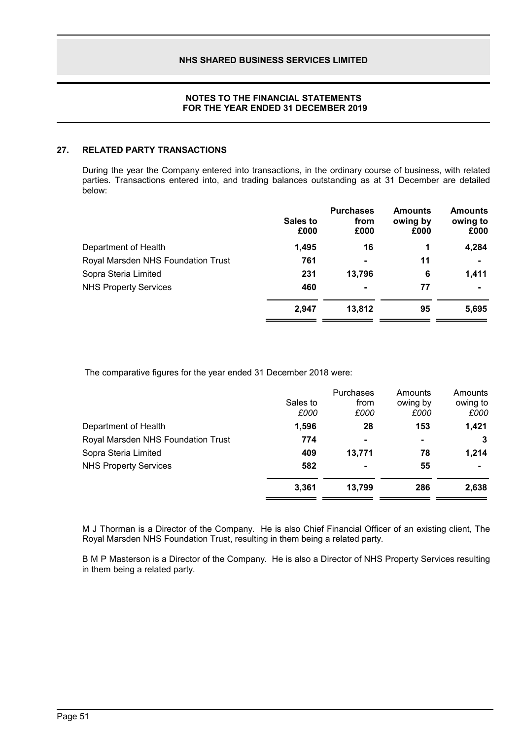## 27. RELATED PARTY TRANSACTIONS

During the year the Company entered into transactions, in the ordinary course of business, with related parties. Transactions entered into, and trading balances outstanding as at 31 December are detailed below:

| | Sales to £000 | Purchases from £000 | Amounts owing by £000 | Amounts owing to £000 |
|---|---|---|---|---|
| Department of Health | **1,495** | **16** | **1** | **4,284** |
| Royal Marsden NHS Foundation Trust | **761** | **-** | **11** | **-** |
| Sopra Steria Limited | **231** | **13,796** | **6** | **1,411** |
| NHS Property Services | **460** | **-** | **77** | **-** |
| | **2,947** | **13,812** | **95** | **5,695** |

The comparative figures for the year ended 31 December 2018 were:

| | Sales to *£000* | Purchases from *£000* | Amounts owing by *£000* | Amounts owing to *£000* |
|---|---|---|---|---|
| Department of Health | 1,596 | 28 | 153 | 1,421 |
| Royal Marsden NHS Foundation Trust | 774 | - | - | 3 |
| Sopra Steria Limited | 409 | 13,771 | 78 | 1,214 |
| NHS Property Services | 582 | - | 55 | - |
| | 3,361 | 13,799 | 286 | 2,638 |

M J Thorman is a Director of the Company. He is also Chief Financial Officer of an existing client, The Royal Marsden NHS Foundation Trust, resulting in them being a related party.

B M P Masterson is a Director of the Company. He is also a Director of NHS Property Services resulting in them being a related party.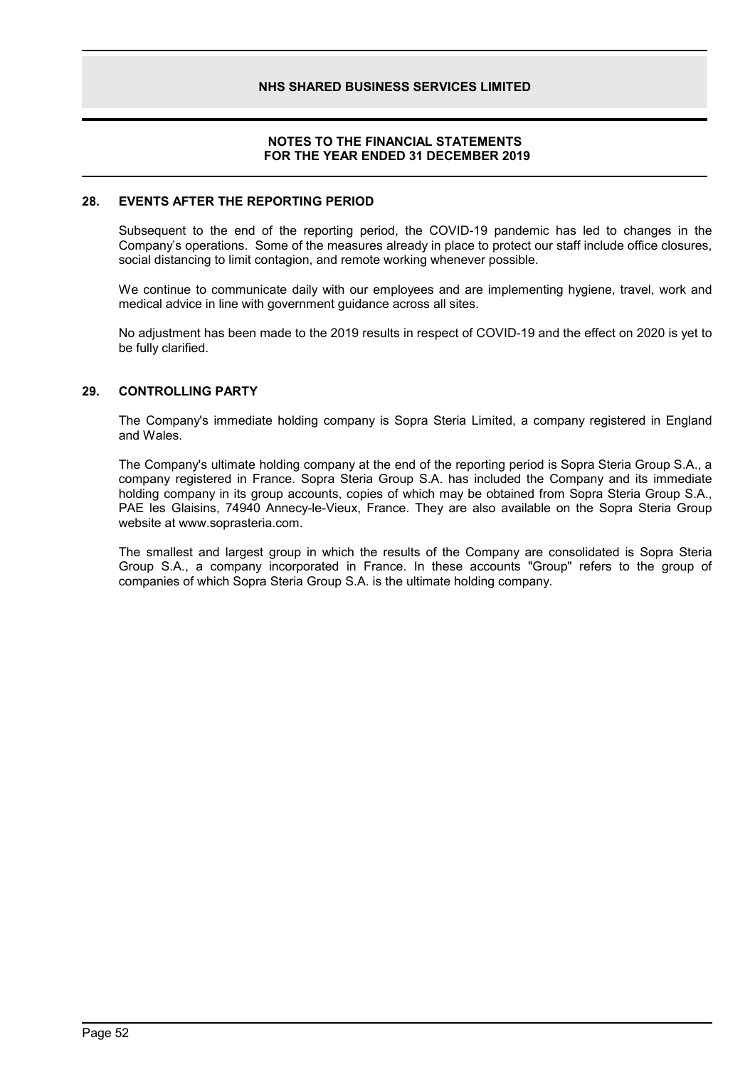## 28. EVENTS AFTER THE REPORTING PERIOD

Subsequent to the end of the reporting period, the COVID-19 pandemic has led to changes in the Company's operations. Some of the measures already in place to protect our staff include office closures, social distancing to limit contagion, and remote working whenever possible.

We continue to communicate daily with our employees and are implementing hygiene, travel, work and medical advice in line with government guidance across all sites.

No adjustment has been made to the 2019 results in respect of COVID-19 and the effect on 2020 is yet to be fully clarified.

## 29. CONTROLLING PARTY

The Company's immediate holding company is Sopra Steria Limited, a company registered in England and Wales.

The Company's ultimate holding company at the end of the reporting period is Sopra Steria Group S.A., a company registered in France. Sopra Steria Group S.A. has included the Company and its immediate holding company in its group accounts, copies of which may be obtained from Sopra Steria Group S.A., PAE les Glaisins, 74940 Annecy-le-Vieux, France. They are also available on the Sopra Steria Group website at www.soprasteria.com.

The smallest and largest group in which the results of the Company are consolidated is Sopra Steria Group S.A., a company incorporated in France. In these accounts "Group" refers to the group of companies of which Sopra Steria Group S.A. is the ultimate holding company.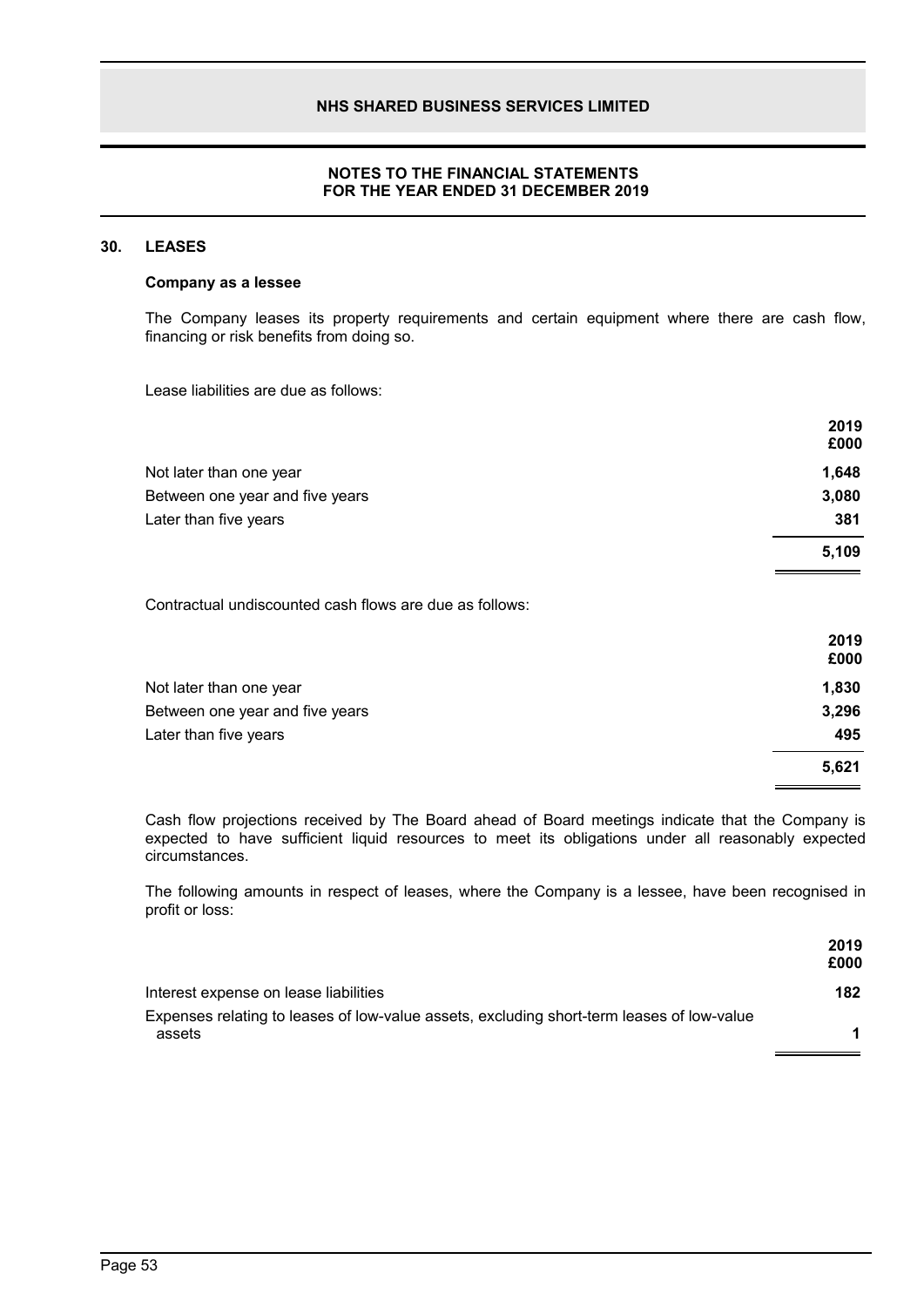## 30. LEASES

**Company as a lessee**

The Company leases its property requirements and certain equipment where there are cash flow, financing or risk benefits from doing so.

Lease liabilities are due as follows:

| | 2019 £000 |
|---|---|
| Not later than one year | 1,648 |
| Between one year and five years | 3,080 |
| Later than five years | 381 |
| | 5,109 |

Contractual undiscounted cash flows are due as follows:

| | 2019 £000 |
|---|---|
| Not later than one year | 1,830 |
| Between one year and five years | 3,296 |
| Later than five years | 495 |
| | 5,621 |

Cash flow projections received by The Board ahead of Board meetings indicate that the Company is expected to have sufficient liquid resources to meet its obligations under all reasonably expected circumstances.

The following amounts in respect of leases, where the Company is a lessee, have been recognised in profit or loss:

| | 2019 £000 |
|---|---|
| Interest expense on lease liabilities | 182 |
| Expenses relating to leases of low-value assets, excluding short-term leases of low-value assets | 1 |